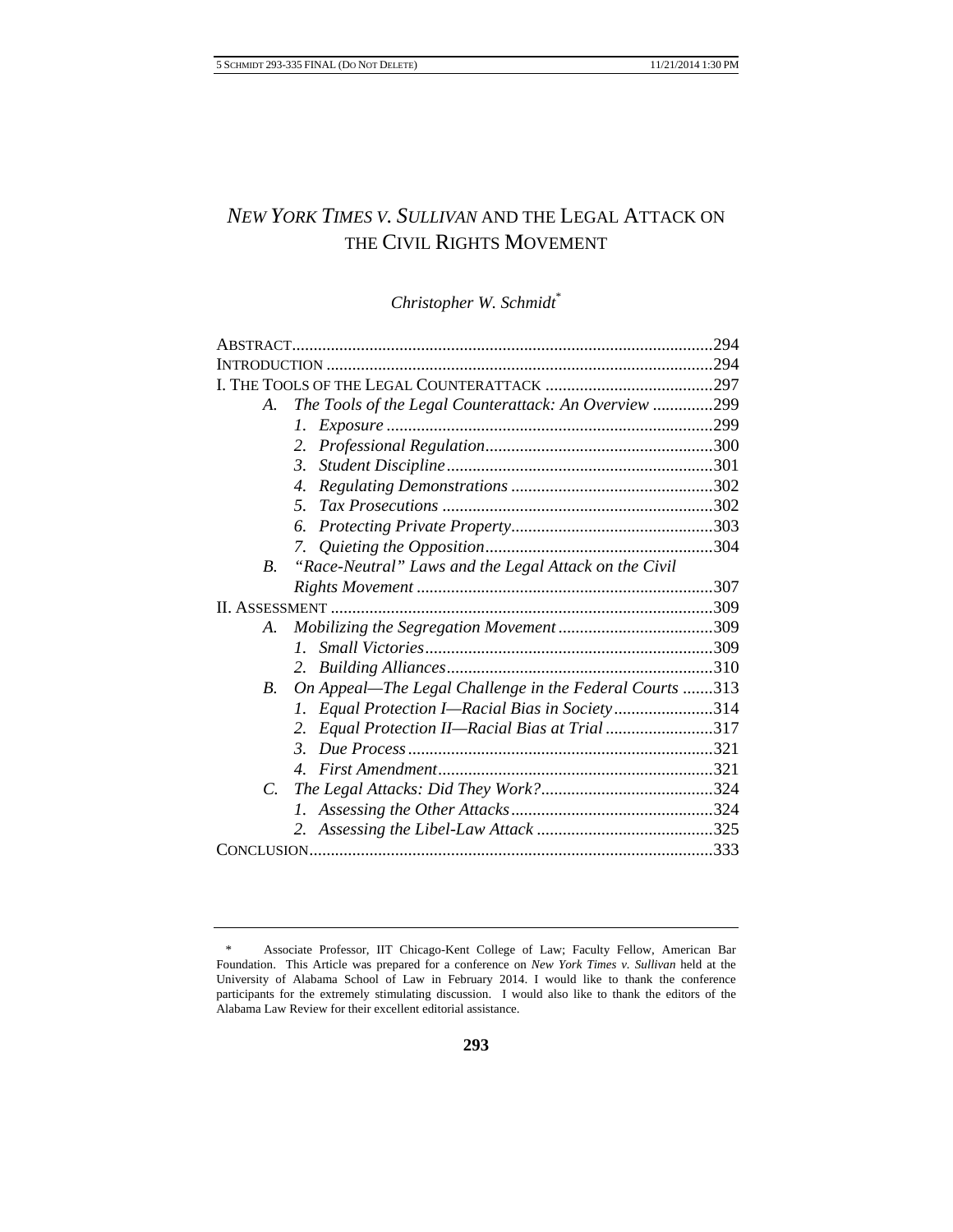# *NEW YORK TIMES V. SULLIVAN* AND THE LEGAL ATTACK ON THE CIVIL RIGHTS MOVEMENT

*Christopher W. Schmidt*[*]

ABSTRACT .......... 294
INTRODUCTION .......... 294
I. THE TOOLS OF THE LEGAL COUNTERATTACK .......... 297
- A. *The Tools of the Legal Counterattack: An Overview* .......... 299
  - 1. *Exposure* .......... 299
  - 2. *Professional Regulation* .......... 300
  - 3. *Student Discipline* .......... 301
  - 4. *Regulating Demonstrations* .......... 302
  - 5. *Tax Prosecutions* .......... 302
  - 6. *Protecting Private Property* .......... 303
  - 7. *Quieting the Opposition* .......... 304
- B. *"Race-Neutral" Laws and the Legal Attack on the Civil Rights Movement* .......... 307

II. ASSESSMENT .......... 309
- A. *Mobilizing the Segregation Movement* .......... 309
  - 1. *Small Victories* .......... 309
  - 2. *Building Alliances* .......... 310
- B. *On Appeal—The Legal Challenge in the Federal Courts* .......... 313
  - 1. *Equal Protection I—Racial Bias in Society* .......... 314
  - 2. *Equal Protection II—Racial Bias at Trial* .......... 317
  - 3. *Due Process* .......... 321
  - 4. *First Amendment* .......... 321
- C. *The Legal Attacks: Did They Work?* .......... 324
  - 1. *Assessing the Other Attacks* .......... 324
  - 2. *Assessing the Libel-Law Attack* .......... 325

CONCLUSION .......... 333

---

[*] Associate Professor, IIT Chicago-Kent College of Law; Faculty Fellow, American Bar Foundation. This Article was prepared for a conference on *New York Times v. Sullivan* held at the University of Alabama School of Law in February 2014. I would like to thank the conference participants for the extremely stimulating discussion. I would also like to thank the editors of the Alabama Law Review for their excellent editorial assistance.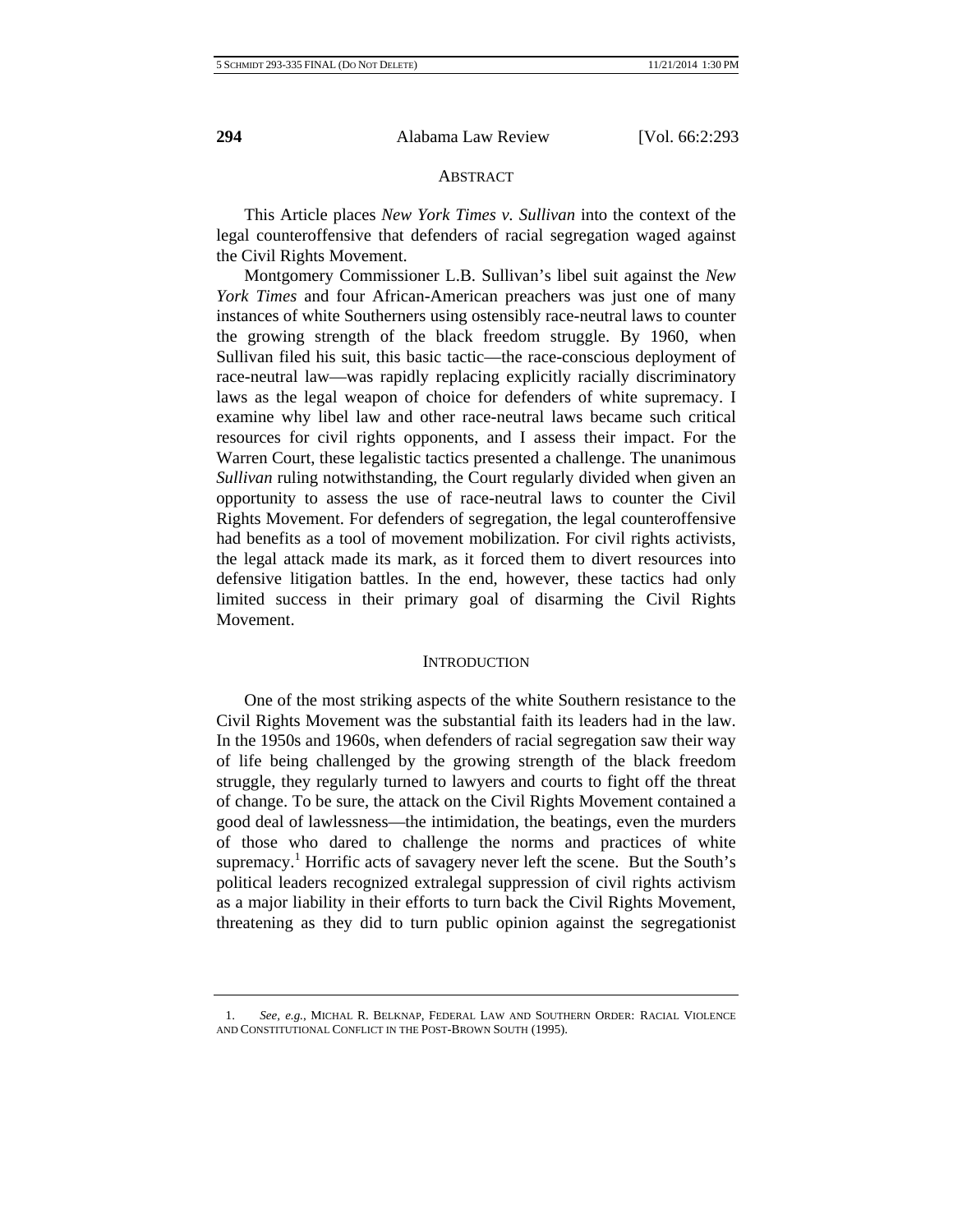## ABSTRACT

This Article places *New York Times v. Sullivan* into the context of the legal counteroffensive that defenders of racial segregation waged against the Civil Rights Movement.

Montgomery Commissioner L.B. Sullivan's libel suit against the *New York Times* and four African-American preachers was just one of many instances of white Southerners using ostensibly race-neutral laws to counter the growing strength of the black freedom struggle. By 1960, when Sullivan filed his suit, this basic tactic—the race-conscious deployment of race-neutral law—was rapidly replacing explicitly racially discriminatory laws as the legal weapon of choice for defenders of white supremacy. I examine why libel law and other race-neutral laws became such critical resources for civil rights opponents, and I assess their impact. For the Warren Court, these legalistic tactics presented a challenge. The unanimous *Sullivan* ruling notwithstanding, the Court regularly divided when given an opportunity to assess the use of race-neutral laws to counter the Civil Rights Movement. For defenders of segregation, the legal counteroffensive had benefits as a tool of movement mobilization. For civil rights activists, the legal attack made its mark, as it forced them to divert resources into defensive litigation battles. In the end, however, these tactics had only limited success in their primary goal of disarming the Civil Rights Movement.

## INTRODUCTION

One of the most striking aspects of the white Southern resistance to the Civil Rights Movement was the substantial faith its leaders had in the law. In the 1950s and 1960s, when defenders of racial segregation saw their way of life being challenged by the growing strength of the black freedom struggle, they regularly turned to lawyers and courts to fight off the threat of change. To be sure, the attack on the Civil Rights Movement contained a good deal of lawlessness—the intimidation, the beatings, even the murders of those who dared to challenge the norms and practices of white supremacy.[1] Horrific acts of savagery never left the scene. But the South's political leaders recognized extralegal suppression of civil rights activism as a major liability in their efforts to turn back the Civil Rights Movement, threatening as they did to turn public opinion against the segregationist

---

1. *See, e.g.*, MICHAL R. BELKNAP, FEDERAL LAW AND SOUTHERN ORDER: RACIAL VIOLENCE AND CONSTITUTIONAL CONFLICT IN THE POST-BROWN SOUTH (1995).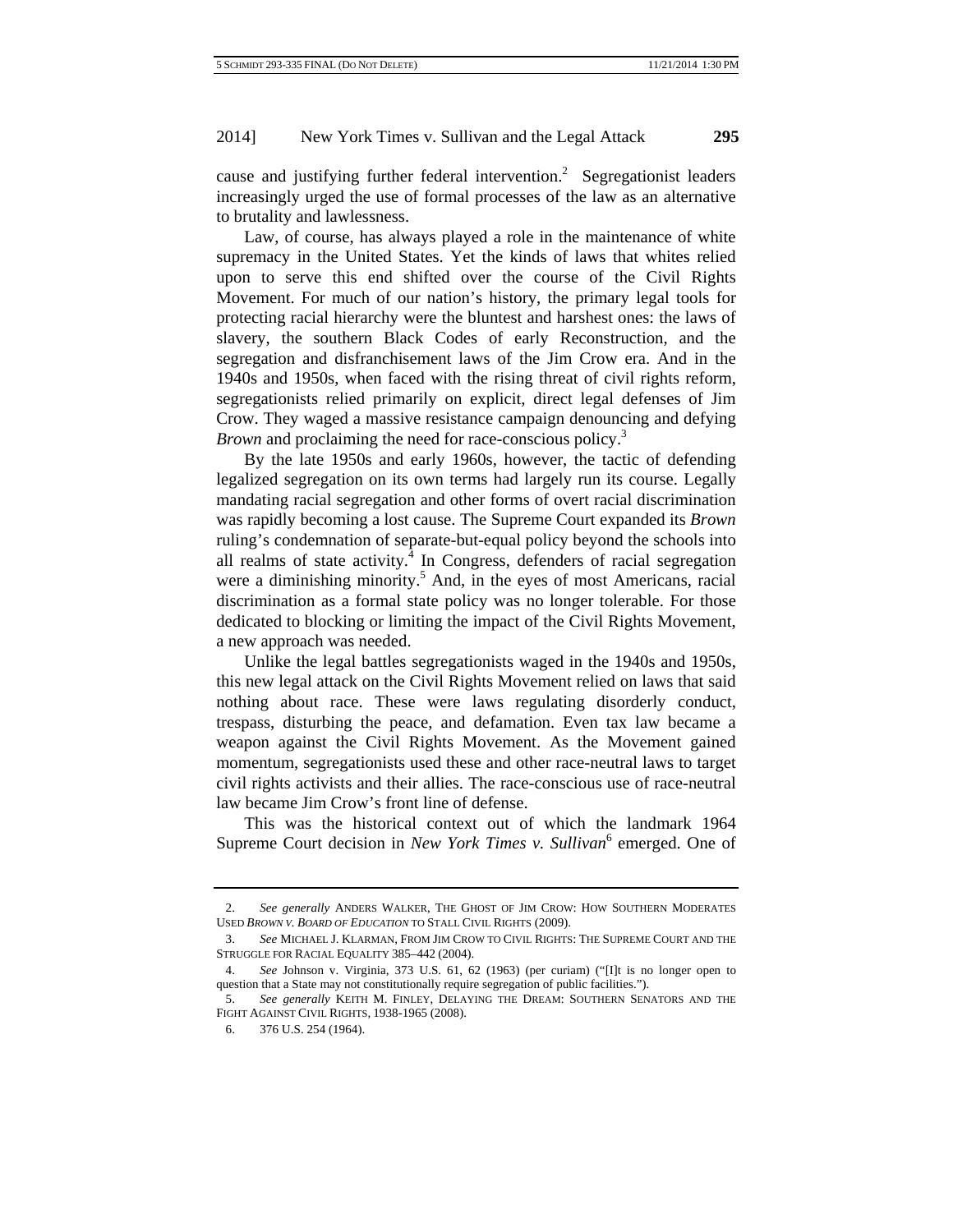cause and justifying further federal intervention.[2] Segregationist leaders increasingly urged the use of formal processes of the law as an alternative to brutality and lawlessness.

Law, of course, has always played a role in the maintenance of white supremacy in the United States. Yet the kinds of laws that whites relied upon to serve this end shifted over the course of the Civil Rights Movement. For much of our nation's history, the primary legal tools for protecting racial hierarchy were the bluntest and harshest ones: the laws of slavery, the southern Black Codes of early Reconstruction, and the segregation and disfranchisement laws of the Jim Crow era. And in the 1940s and 1950s, when faced with the rising threat of civil rights reform, segregationists relied primarily on explicit, direct legal defenses of Jim Crow. They waged a massive resistance campaign denouncing and defying *Brown* and proclaiming the need for race-conscious policy.[3]

By the late 1950s and early 1960s, however, the tactic of defending legalized segregation on its own terms had largely run its course. Legally mandating racial segregation and other forms of overt racial discrimination was rapidly becoming a lost cause. The Supreme Court expanded its *Brown* ruling's condemnation of separate-but-equal policy beyond the schools into all realms of state activity.[4] In Congress, defenders of racial segregation were a diminishing minority.[5] And, in the eyes of most Americans, racial discrimination as a formal state policy was no longer tolerable. For those dedicated to blocking or limiting the impact of the Civil Rights Movement, a new approach was needed.

Unlike the legal battles segregationists waged in the 1940s and 1950s, this new legal attack on the Civil Rights Movement relied on laws that said nothing about race. These were laws regulating disorderly conduct, trespass, disturbing the peace, and defamation. Even tax law became a weapon against the Civil Rights Movement. As the Movement gained momentum, segregationists used these and other race-neutral laws to target civil rights activists and their allies. The race-conscious use of race-neutral law became Jim Crow's front line of defense.

This was the historical context out of which the landmark 1964 Supreme Court decision in *New York Times v. Sullivan*[6] emerged. One of

---

2. *See generally* ANDERS WALKER, THE GHOST OF JIM CROW: HOW SOUTHERN MODERATES USED *BROWN V. BOARD OF EDUCATION* TO STALL CIVIL RIGHTS (2009).

3. *See* MICHAEL J. KLARMAN, FROM JIM CROW TO CIVIL RIGHTS: THE SUPREME COURT AND THE STRUGGLE FOR RACIAL EQUALITY 385–442 (2004).

4. *See* Johnson v. Virginia, 373 U.S. 61, 62 (1963) (per curiam) ("[I]t is no longer open to question that a State may not constitutionally require segregation of public facilities.").

5. *See generally* KEITH M. FINLEY, DELAYING THE DREAM: SOUTHERN SENATORS AND THE FIGHT AGAINST CIVIL RIGHTS, 1938-1965 (2008).

6. 376 U.S. 254 (1964).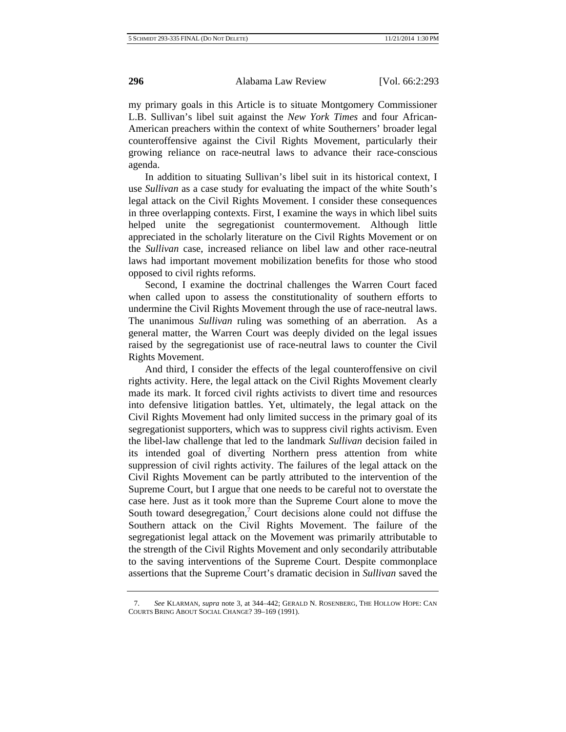my primary goals in this Article is to situate Montgomery Commissioner L.B. Sullivan's libel suit against the *New York Times* and four African-American preachers within the context of white Southerners' broader legal counteroffensive against the Civil Rights Movement, particularly their growing reliance on race-neutral laws to advance their race-conscious agenda.

In addition to situating Sullivan's libel suit in its historical context, I use *Sullivan* as a case study for evaluating the impact of the white South's legal attack on the Civil Rights Movement. I consider these consequences in three overlapping contexts. First, I examine the ways in which libel suits helped unite the segregationist countermovement. Although little appreciated in the scholarly literature on the Civil Rights Movement or on the *Sullivan* case, increased reliance on libel law and other race-neutral laws had important movement mobilization benefits for those who stood opposed to civil rights reforms.

Second, I examine the doctrinal challenges the Warren Court faced when called upon to assess the constitutionality of southern efforts to undermine the Civil Rights Movement through the use of race-neutral laws. The unanimous *Sullivan* ruling was something of an aberration. As a general matter, the Warren Court was deeply divided on the legal issues raised by the segregationist use of race-neutral laws to counter the Civil Rights Movement.

And third, I consider the effects of the legal counteroffensive on civil rights activity. Here, the legal attack on the Civil Rights Movement clearly made its mark. It forced civil rights activists to divert time and resources into defensive litigation battles. Yet, ultimately, the legal attack on the Civil Rights Movement had only limited success in the primary goal of its segregationist supporters, which was to suppress civil rights activism. Even the libel-law challenge that led to the landmark *Sullivan* decision failed in its intended goal of diverting Northern press attention from white suppression of civil rights activity. The failures of the legal attack on the Civil Rights Movement can be partly attributed to the intervention of the Supreme Court, but I argue that one needs to be careful not to overstate the case here. Just as it took more than the Supreme Court alone to move the South toward desegregation,[7] Court decisions alone could not diffuse the Southern attack on the Civil Rights Movement. The failure of the segregationist legal attack on the Movement was primarily attributable to the strength of the Civil Rights Movement and only secondarily attributable to the saving interventions of the Supreme Court. Despite commonplace assertions that the Supreme Court's dramatic decision in *Sullivan* saved the

7. *See* KLARMAN, *supra* note 3, at 344–442; GERALD N. ROSENBERG, THE HOLLOW HOPE: CAN COURTS BRING ABOUT SOCIAL CHANGE? 39–169 (1991).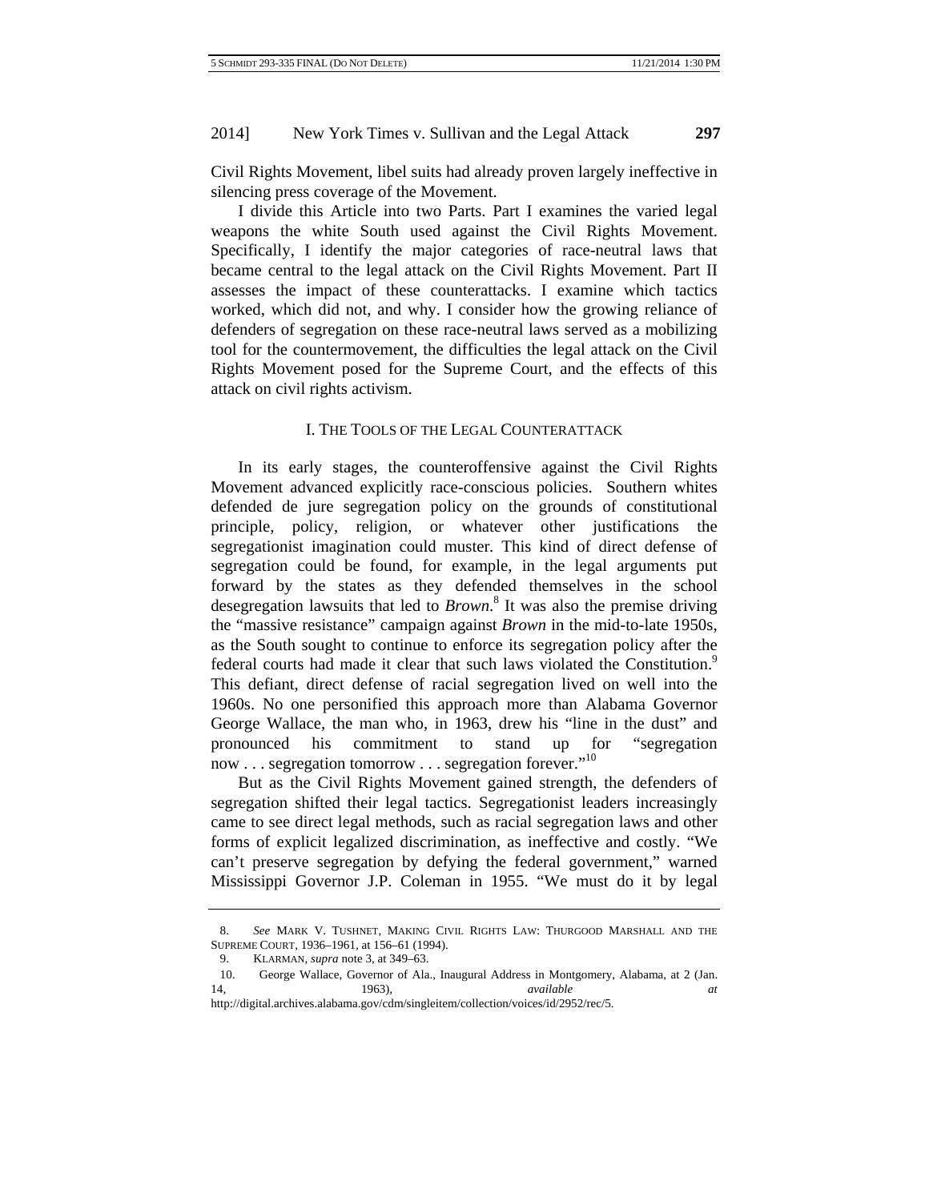Civil Rights Movement, libel suits had already proven largely ineffective in silencing press coverage of the Movement.

I divide this Article into two Parts. Part I examines the varied legal weapons the white South used against the Civil Rights Movement. Specifically, I identify the major categories of race-neutral laws that became central to the legal attack on the Civil Rights Movement. Part II assesses the impact of these counterattacks. I examine which tactics worked, which did not, and why. I consider how the growing reliance of defenders of segregation on these race-neutral laws served as a mobilizing tool for the countermovement, the difficulties the legal attack on the Civil Rights Movement posed for the Supreme Court, and the effects of this attack on civil rights activism.

## I. THE TOOLS OF THE LEGAL COUNTERATTACK

In its early stages, the counteroffensive against the Civil Rights Movement advanced explicitly race-conscious policies. Southern whites defended de jure segregation policy on the grounds of constitutional principle, policy, religion, or whatever other justifications the segregationist imagination could muster. This kind of direct defense of segregation could be found, for example, in the legal arguments put forward by the states as they defended themselves in the school desegregation lawsuits that led to *Brown*.[8] It was also the premise driving the "massive resistance" campaign against *Brown* in the mid-to-late 1950s, as the South sought to continue to enforce its segregation policy after the federal courts had made it clear that such laws violated the Constitution.[9] This defiant, direct defense of racial segregation lived on well into the 1960s. No one personified this approach more than Alabama Governor George Wallace, the man who, in 1963, drew his "line in the dust" and pronounced his commitment to stand up for "segregation now . . . segregation tomorrow . . . segregation forever."[10]

But as the Civil Rights Movement gained strength, the defenders of segregation shifted their legal tactics. Segregationist leaders increasingly came to see direct legal methods, such as racial segregation laws and other forms of explicit legalized discrimination, as ineffective and costly. "We can't preserve segregation by defying the federal government," warned Mississippi Governor J.P. Coleman in 1955. "We must do it by legal

---

8. *See* MARK V. TUSHNET, MAKING CIVIL RIGHTS LAW: THURGOOD MARSHALL AND THE SUPREME COURT, 1936–1961, at 156–61 (1994).

9. KLARMAN, *supra* note 3, at 349–63.

10. George Wallace, Governor of Ala., Inaugural Address in Montgomery, Alabama, at 2 (Jan. 14, 1963), *available at* http://digital.archives.alabama.gov/cdm/singleitem/collection/voices/id/2952/rec/5.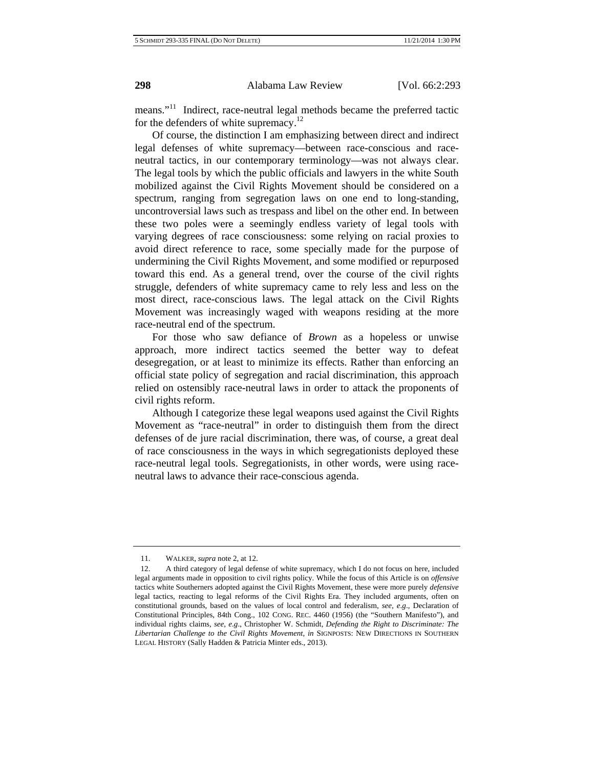means."[11] Indirect, race-neutral legal methods became the preferred tactic for the defenders of white supremacy.[12]

Of course, the distinction I am emphasizing between direct and indirect legal defenses of white supremacy—between race-conscious and race-neutral tactics, in our contemporary terminology—was not always clear. The legal tools by which the public officials and lawyers in the white South mobilized against the Civil Rights Movement should be considered on a spectrum, ranging from segregation laws on one end to long-standing, uncontroversial laws such as trespass and libel on the other end. In between these two poles were a seemingly endless variety of legal tools with varying degrees of race consciousness: some relying on racial proxies to avoid direct reference to race, some specially made for the purpose of undermining the Civil Rights Movement, and some modified or repurposed toward this end. As a general trend, over the course of the civil rights struggle, defenders of white supremacy came to rely less and less on the most direct, race-conscious laws. The legal attack on the Civil Rights Movement was increasingly waged with weapons residing at the more race-neutral end of the spectrum.

For those who saw defiance of *Brown* as a hopeless or unwise approach, more indirect tactics seemed the better way to defeat desegregation, or at least to minimize its effects. Rather than enforcing an official state policy of segregation and racial discrimination, this approach relied on ostensibly race-neutral laws in order to attack the proponents of civil rights reform.

Although I categorize these legal weapons used against the Civil Rights Movement as "race-neutral" in order to distinguish them from the direct defenses of de jure racial discrimination, there was, of course, a great deal of race consciousness in the ways in which segregationists deployed these race-neutral legal tools. Segregationists, in other words, were using race-neutral laws to advance their race-conscious agenda.

---

11. WALKER, *supra* note 2, at 12.

12. A third category of legal defense of white supremacy, which I do not focus on here, included legal arguments made in opposition to civil rights policy. While the focus of this Article is on *offensive* tactics white Southerners adopted against the Civil Rights Movement, these were more purely *defensive* legal tactics, reacting to legal reforms of the Civil Rights Era. They included arguments, often on constitutional grounds, based on the values of local control and federalism, *see, e.g.*, Declaration of Constitutional Principles, 84th Cong., 102 CONG. REC. 4460 (1956) (the "Southern Manifesto"), and individual rights claims, *see, e.g.*, Christopher W. Schmidt, *Defending the Right to Discriminate: The Libertarian Challenge to the Civil Rights Movement*, *in* SIGNPOSTS: NEW DIRECTIONS IN SOUTHERN LEGAL HISTORY (Sally Hadden & Patricia Minter eds., 2013).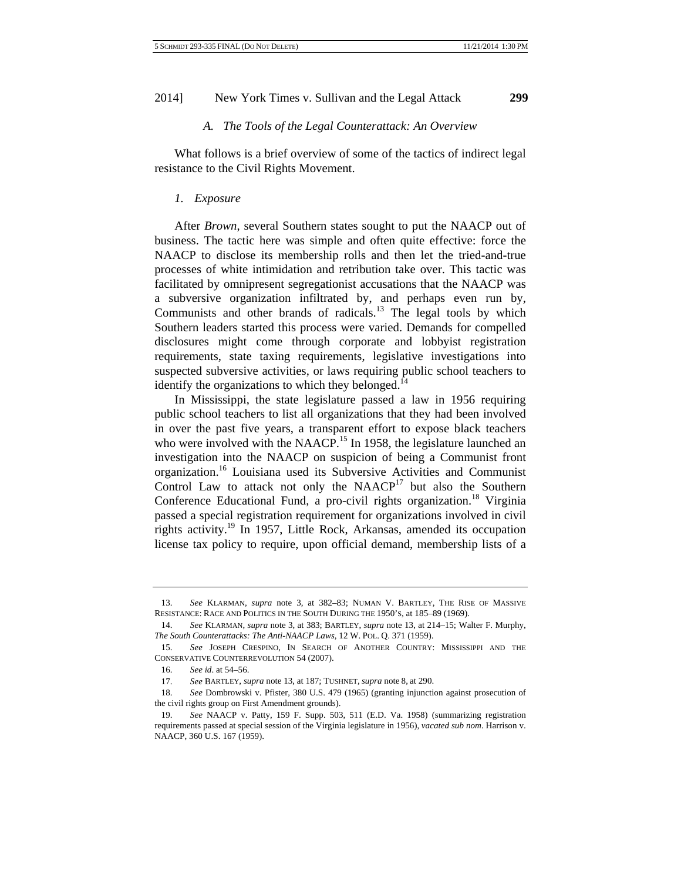### A. The Tools of the Legal Counterattack: An Overview

What follows is a brief overview of some of the tactics of indirect legal resistance to the Civil Rights Movement.

#### *1. Exposure*

After *Brown*, several Southern states sought to put the NAACP out of business. The tactic here was simple and often quite effective: force the NAACP to disclose its membership rolls and then let the tried-and-true processes of white intimidation and retribution take over. This tactic was facilitated by omnipresent segregationist accusations that the NAACP was a subversive organization infiltrated by, and perhaps even run by, Communists and other brands of radicals.[13] The legal tools by which Southern leaders started this process were varied. Demands for compelled disclosures might come through corporate and lobbyist registration requirements, state taxing requirements, legislative investigations into suspected subversive activities, or laws requiring public school teachers to identify the organizations to which they belonged.[14]

In Mississippi, the state legislature passed a law in 1956 requiring public school teachers to list all organizations that they had been involved in over the past five years, a transparent effort to expose black teachers who were involved with the NAACP.[15] In 1958, the legislature launched an investigation into the NAACP on suspicion of being a Communist front organization.[16] Louisiana used its Subversive Activities and Communist Control Law to attack not only the NAACP[17] but also the Southern Conference Educational Fund, a pro-civil rights organization.[18] Virginia passed a special registration requirement for organizations involved in civil rights activity.[19] In 1957, Little Rock, Arkansas, amended its occupation license tax policy to require, upon official demand, membership lists of a

---

13. *See* KLARMAN, *supra* note 3, at 382–83; NUMAN V. BARTLEY, THE RISE OF MASSIVE RESISTANCE: RACE AND POLITICS IN THE SOUTH DURING THE 1950'S, at 185–89 (1969).

14. *See* KLARMAN, *supra* note 3, at 383; BARTLEY, *supra* note 13, at 214–15; Walter F. Murphy, *The South Counterattacks: The Anti-NAACP Laws*, 12 W. POL. Q. 371 (1959).

15. *See* JOSEPH CRESPINO, IN SEARCH OF ANOTHER COUNTRY: MISSISSIPPI AND THE CONSERVATIVE COUNTERREVOLUTION 54 (2007).

16. *See id*. at 54–56.

17. *See* BARTLEY, *supra* note 13, at 187; TUSHNET, *supra* note 8, at 290.

18. *See* Dombrowski v. Pfister, 380 U.S. 479 (1965) (granting injunction against prosecution of the civil rights group on First Amendment grounds).

19. *See* NAACP v. Patty, 159 F. Supp. 503, 511 (E.D. Va. 1958) (summarizing registration requirements passed at special session of the Virginia legislature in 1956), *vacated sub nom*. Harrison v. NAACP, 360 U.S. 167 (1959).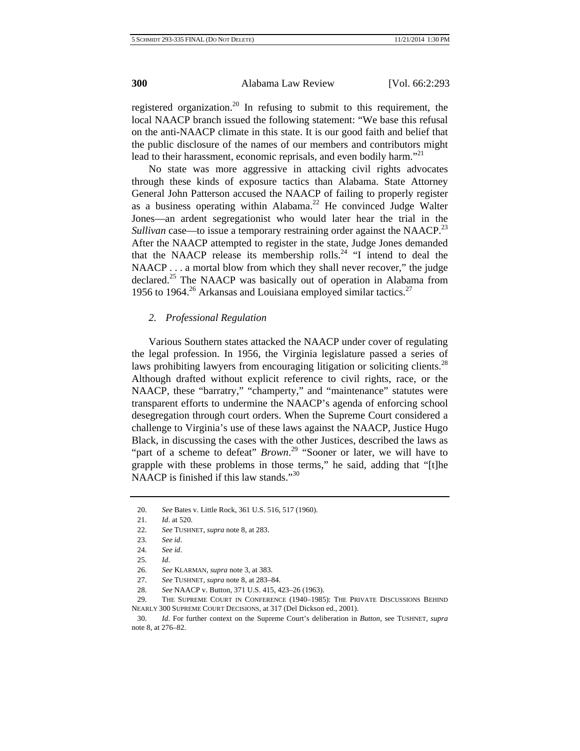registered organization.[20] In refusing to submit to this requirement, the local NAACP branch issued the following statement: "We base this refusal on the anti-NAACP climate in this state. It is our good faith and belief that the public disclosure of the names of our members and contributors might lead to their harassment, economic reprisals, and even bodily harm."[21]

No state was more aggressive in attacking civil rights advocates through these kinds of exposure tactics than Alabama. State Attorney General John Patterson accused the NAACP of failing to properly register as a business operating within Alabama.[22] He convinced Judge Walter Jones—an ardent segregationist who would later hear the trial in the *Sullivan* case—to issue a temporary restraining order against the NAACP.[23] After the NAACP attempted to register in the state, Judge Jones demanded that the NAACP release its membership rolls.[24] "I intend to deal the NAACP . . . a mortal blow from which they shall never recover," the judge declared.[25] The NAACP was basically out of operation in Alabama from 1956 to 1964.[26] Arkansas and Louisiana employed similar tactics.[27]

### *2. Professional Regulation*

Various Southern states attacked the NAACP under cover of regulating the legal profession. In 1956, the Virginia legislature passed a series of laws prohibiting lawyers from encouraging litigation or soliciting clients.[28] Although drafted without explicit reference to civil rights, race, or the NAACP, these "barratry," "champerty," and "maintenance" statutes were transparent efforts to undermine the NAACP's agenda of enforcing school desegregation through court orders. When the Supreme Court considered a challenge to Virginia's use of these laws against the NAACP, Justice Hugo Black, in discussing the cases with the other Justices, described the laws as "part of a scheme to defeat" *Brown*.[29] "Sooner or later, we will have to grapple with these problems in those terms," he said, adding that "[t]he NAACP is finished if this law stands."[30]

---

20. *See* Bates v. Little Rock, 361 U.S. 516, 517 (1960).

21. *Id*. at 520.

22. *See* TUSHNET, *supra* note 8, at 283.

23. *See id*.

24. *See id*.

25. *Id*.

26. *See* KLARMAN, *supra* note 3, at 383.

27. *See* TUSHNET, *supra* note 8, at 283–84.

28. *See* NAACP v. Button, 371 U.S. 415, 423–26 (1963).

29. THE SUPREME COURT IN CONFERENCE (1940–1985): THE PRIVATE DISCUSSIONS BEHIND NEARLY 300 SUPREME COURT DECISIONS, at 317 (Del Dickson ed., 2001).

30. *Id*. For further context on the Supreme Court's deliberation in *Button*, see TUSHNET, *supra* note 8, at 276–82.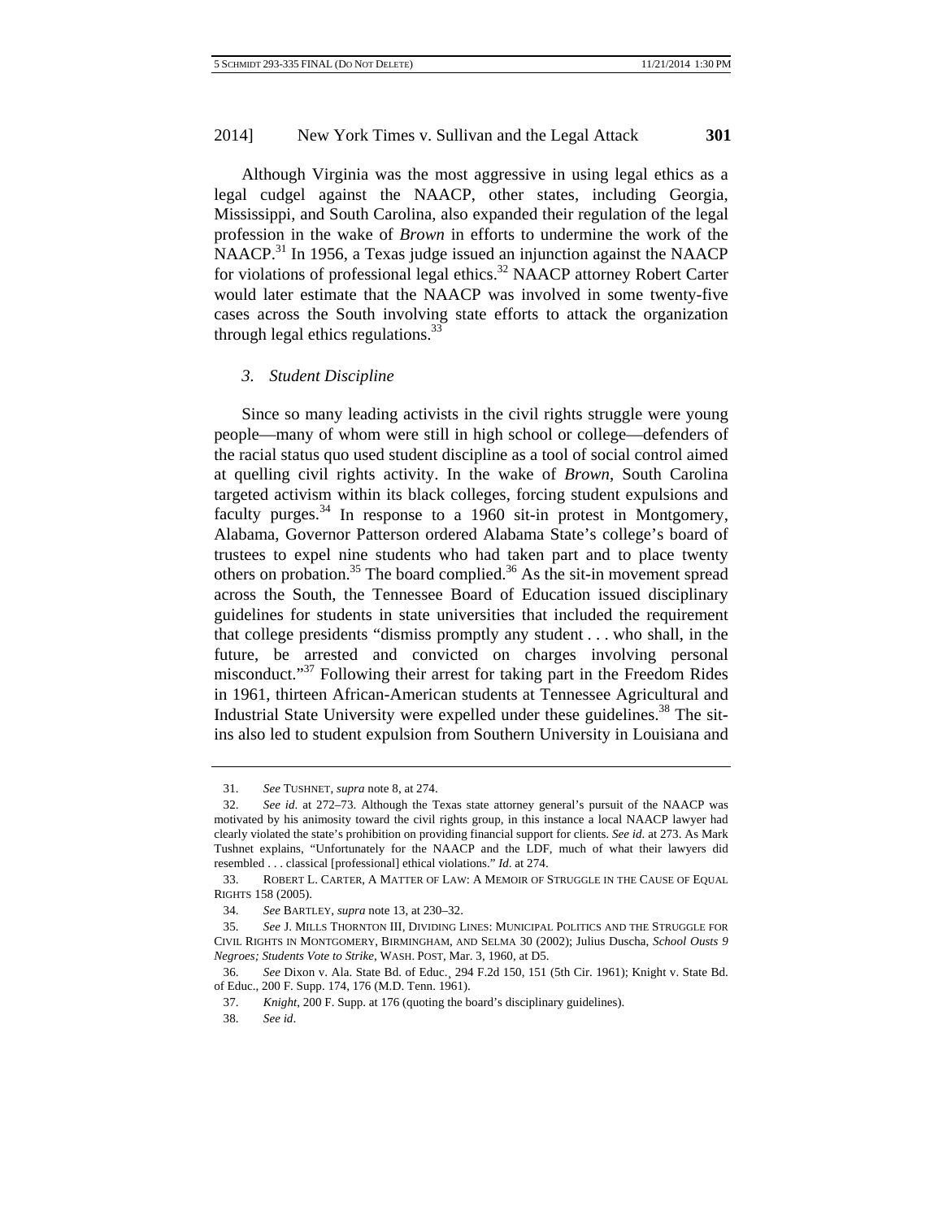Although Virginia was the most aggressive in using legal ethics as a legal cudgel against the NAACP, other states, including Georgia, Mississippi, and South Carolina, also expanded their regulation of the legal profession in the wake of *Brown* in efforts to undermine the work of the NAACP.[31] In 1956, a Texas judge issued an injunction against the NAACP for violations of professional legal ethics.[32] NAACP attorney Robert Carter would later estimate that the NAACP was involved in some twenty-five cases across the South involving state efforts to attack the organization through legal ethics regulations.[33]

### *3. Student Discipline*

Since so many leading activists in the civil rights struggle were young people—many of whom were still in high school or college—defenders of the racial status quo used student discipline as a tool of social control aimed at quelling civil rights activity. In the wake of *Brown*, South Carolina targeted activism within its black colleges, forcing student expulsions and faculty purges.[34] In response to a 1960 sit-in protest in Montgomery, Alabama, Governor Patterson ordered Alabama State's college's board of trustees to expel nine students who had taken part and to place twenty others on probation.[35] The board complied.[36] As the sit-in movement spread across the South, the Tennessee Board of Education issued disciplinary guidelines for students in state universities that included the requirement that college presidents "dismiss promptly any student . . . who shall, in the future, be arrested and convicted on charges involving personal misconduct."[37] Following their arrest for taking part in the Freedom Rides in 1961, thirteen African-American students at Tennessee Agricultural and Industrial State University were expelled under these guidelines.[38] The sit-ins also led to student expulsion from Southern University in Louisiana and

---

31. *See* TUSHNET, *supra* note 8, at 274.

32. *See id.* at 272–73. Although the Texas state attorney general's pursuit of the NAACP was motivated by his animosity toward the civil rights group, in this instance a local NAACP lawyer had clearly violated the state's prohibition on providing financial support for clients. *See id.* at 273. As Mark Tushnet explains, "Unfortunately for the NAACP and the LDF, much of what their lawyers did resembled . . . classical [professional] ethical violations." *Id.* at 274.

33. ROBERT L. CARTER, A MATTER OF LAW: A MEMOIR OF STRUGGLE IN THE CAUSE OF EQUAL RIGHTS 158 (2005).

34. *See* BARTLEY, *supra* note 13, at 230–32.

35. *See* J. MILLS THORNTON III, DIVIDING LINES: MUNICIPAL POLITICS AND THE STRUGGLE FOR CIVIL RIGHTS IN MONTGOMERY, BIRMINGHAM, AND SELMA 30 (2002); Julius Duscha, *School Ousts 9 Negroes; Students Vote to Strike*, WASH. POST, Mar. 3, 1960, at D5.

36. *See* Dixon v. Ala. State Bd. of Educ., 294 F.2d 150, 151 (5th Cir. 1961); Knight v. State Bd. of Educ., 200 F. Supp. 174, 176 (M.D. Tenn. 1961).

37. *Knight*, 200 F. Supp. at 176 (quoting the board's disciplinary guidelines).

38. *See id.*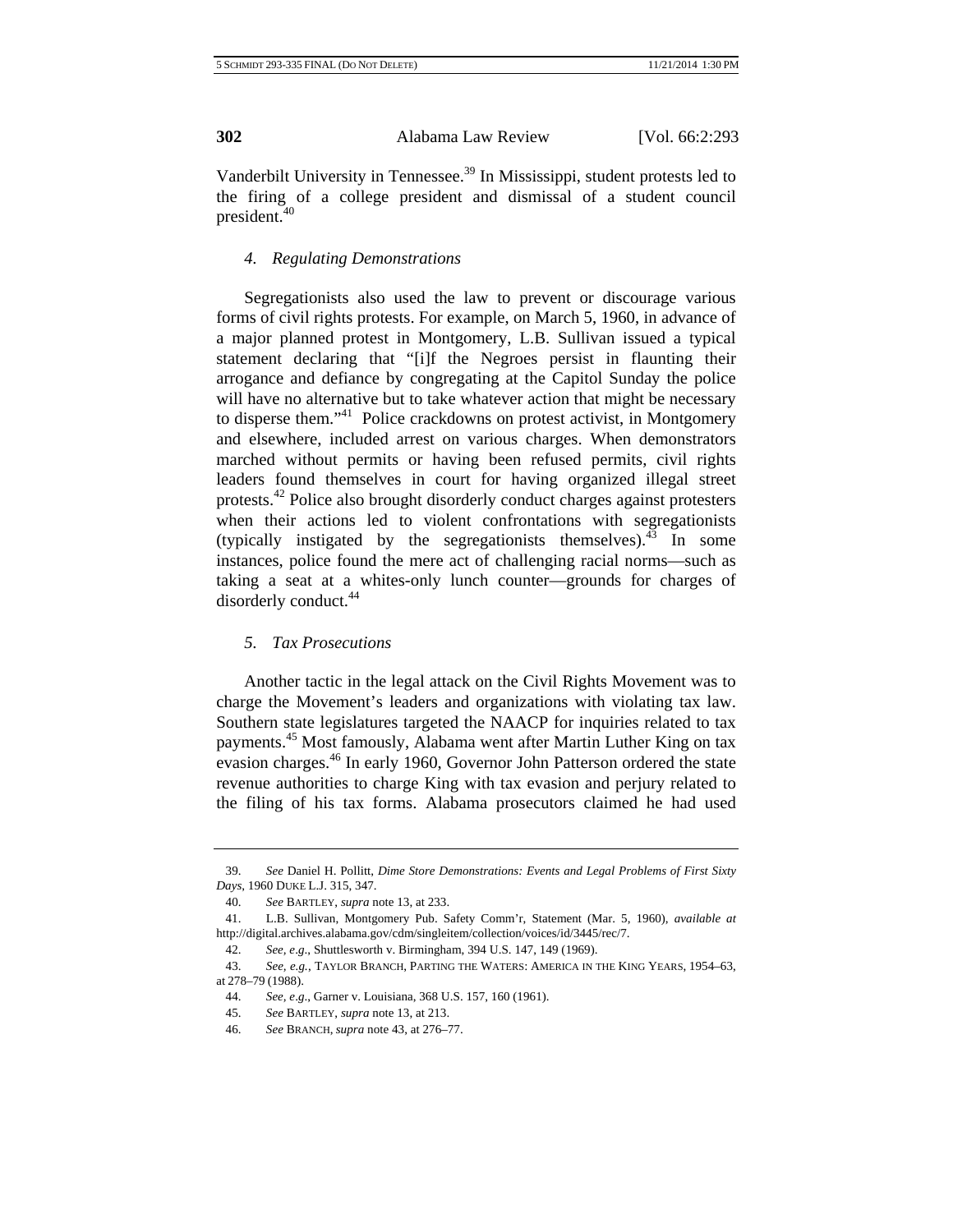Vanderbilt University in Tennessee.[39] In Mississippi, student protests led to the firing of a college president and dismissal of a student council president.[40]

#### *4. Regulating Demonstrations*

Segregationists also used the law to prevent or discourage various forms of civil rights protests. For example, on March 5, 1960, in advance of a major planned protest in Montgomery, L.B. Sullivan issued a typical statement declaring that "[i]f the Negroes persist in flaunting their arrogance and defiance by congregating at the Capitol Sunday the police will have no alternative but to take whatever action that might be necessary to disperse them."[41] Police crackdowns on protest activist, in Montgomery and elsewhere, included arrest on various charges. When demonstrators marched without permits or having been refused permits, civil rights leaders found themselves in court for having organized illegal street protests.[42] Police also brought disorderly conduct charges against protesters when their actions led to violent confrontations with segregationists (typically instigated by the segregationists themselves).[43] In some instances, police found the mere act of challenging racial norms—such as taking a seat at a whites-only lunch counter—grounds for charges of disorderly conduct.[44]

#### *5. Tax Prosecutions*

Another tactic in the legal attack on the Civil Rights Movement was to charge the Movement's leaders and organizations with violating tax law. Southern state legislatures targeted the NAACP for inquiries related to tax payments.[45] Most famously, Alabama went after Martin Luther King on tax evasion charges.[46] In early 1960, Governor John Patterson ordered the state revenue authorities to charge King with tax evasion and perjury related to the filing of his tax forms. Alabama prosecutors claimed he had used

---

39. *See* Daniel H. Pollitt, *Dime Store Demonstrations: Events and Legal Problems of First Sixty Days*, 1960 DUKE L.J. 315, 347.

40. *See* BARTLEY, *supra* note 13, at 233.

41. L.B. Sullivan, Montgomery Pub. Safety Comm'r, Statement (Mar. 5, 1960), *available at* http://digital.archives.alabama.gov/cdm/singleitem/collection/voices/id/3445/rec/7.

42. *See, e.g.*, Shuttlesworth v. Birmingham, 394 U.S. 147, 149 (1969).

43. *See, e.g.*, TAYLOR BRANCH, PARTING THE WATERS: AMERICA IN THE KING YEARS, 1954–63, at 278–79 (1988).

44. *See, e.g.*, Garner v. Louisiana, 368 U.S. 157, 160 (1961).

45. *See* BARTLEY, *supra* note 13, at 213.

46. *See* BRANCH, *supra* note 43, at 276–77.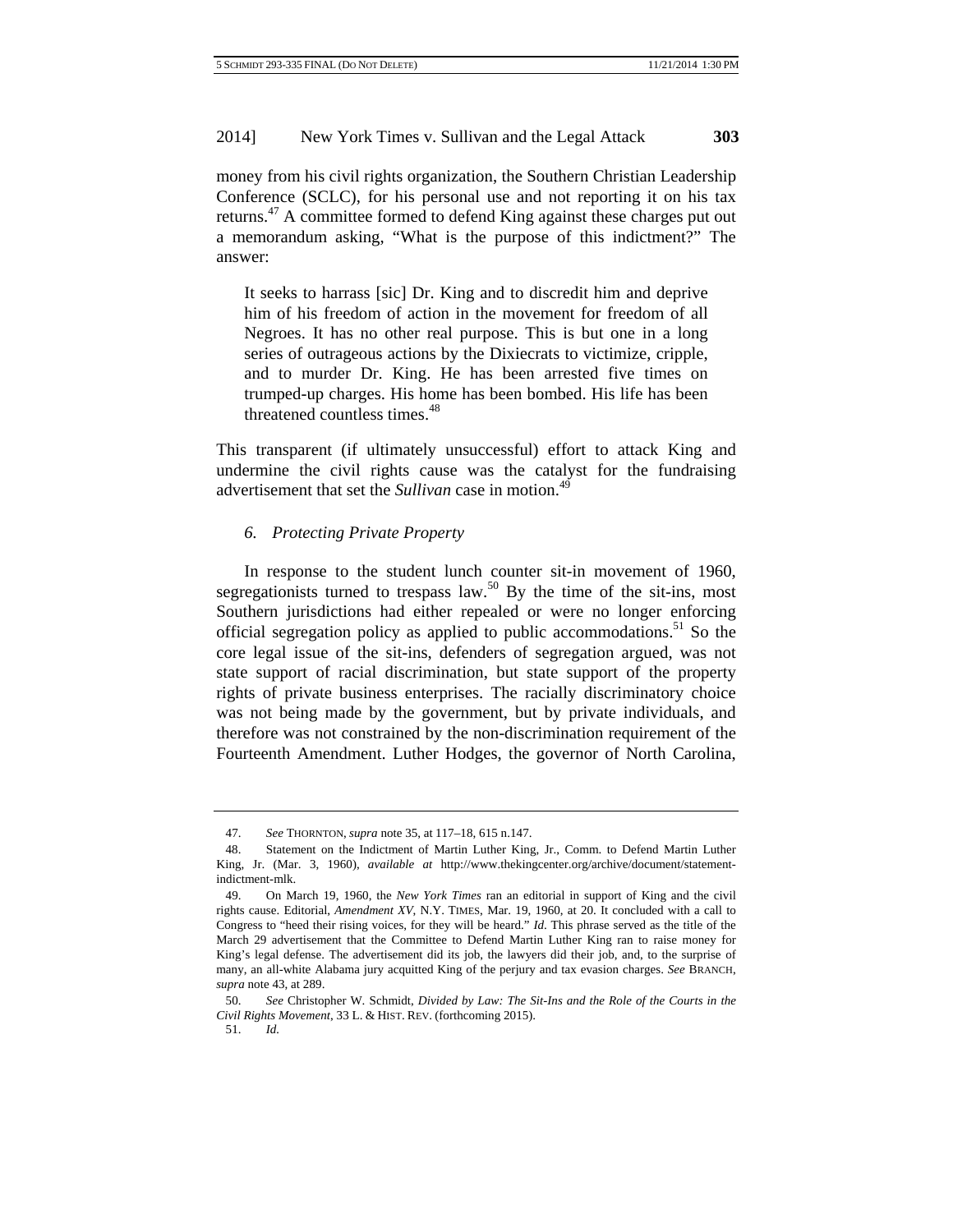money from his civil rights organization, the Southern Christian Leadership Conference (SCLC), for his personal use and not reporting it on his tax returns.[47] A committee formed to defend King against these charges put out a memorandum asking, "What is the purpose of this indictment?" The answer:

> It seeks to harrass [sic] Dr. King and to discredit him and deprive him of his freedom of action in the movement for freedom of all Negroes. It has no other real purpose. This is but one in a long series of outrageous actions by the Dixiecrats to victimize, cripple, and to murder Dr. King. He has been arrested five times on trumped-up charges. His home has been bombed. His life has been threatened countless times.[48]

This transparent (if ultimately unsuccessful) effort to attack King and undermine the civil rights cause was the catalyst for the fundraising advertisement that set the *Sullivan* case in motion.[49]

### *6. Protecting Private Property*

In response to the student lunch counter sit-in movement of 1960, segregationists turned to trespass law.[50] By the time of the sit-ins, most Southern jurisdictions had either repealed or were no longer enforcing official segregation policy as applied to public accommodations.[51] So the core legal issue of the sit-ins, defenders of segregation argued, was not state support of racial discrimination, but state support of the property rights of private business enterprises. The racially discriminatory choice was not being made by the government, but by private individuals, and therefore was not constrained by the non-discrimination requirement of the Fourteenth Amendment. Luther Hodges, the governor of North Carolina,

---

47. *See* THORNTON, *supra* note 35, at 117–18, 615 n.147.

48. Statement on the Indictment of Martin Luther King, Jr., Comm. to Defend Martin Luther King, Jr. (Mar. 3, 1960), *available at* http://www.thekingcenter.org/archive/document/statement-indictment-mlk.

49. On March 19, 1960, the *New York Times* ran an editorial in support of King and the civil rights cause. Editorial, *Amendment XV*, N.Y. TIMES, Mar. 19, 1960, at 20. It concluded with a call to Congress to "heed their rising voices, for they will be heard." *Id.* This phrase served as the title of the March 29 advertisement that the Committee to Defend Martin Luther King ran to raise money for King's legal defense. The advertisement did its job, the lawyers did their job, and, to the surprise of many, an all-white Alabama jury acquitted King of the perjury and tax evasion charges. *See* BRANCH, *supra* note 43, at 289.

50. *See* Christopher W. Schmidt, *Divided by Law: The Sit-Ins and the Role of the Courts in the Civil Rights Movement*, 33 L. & HIST. REV. (forthcoming 2015).

51. *Id.*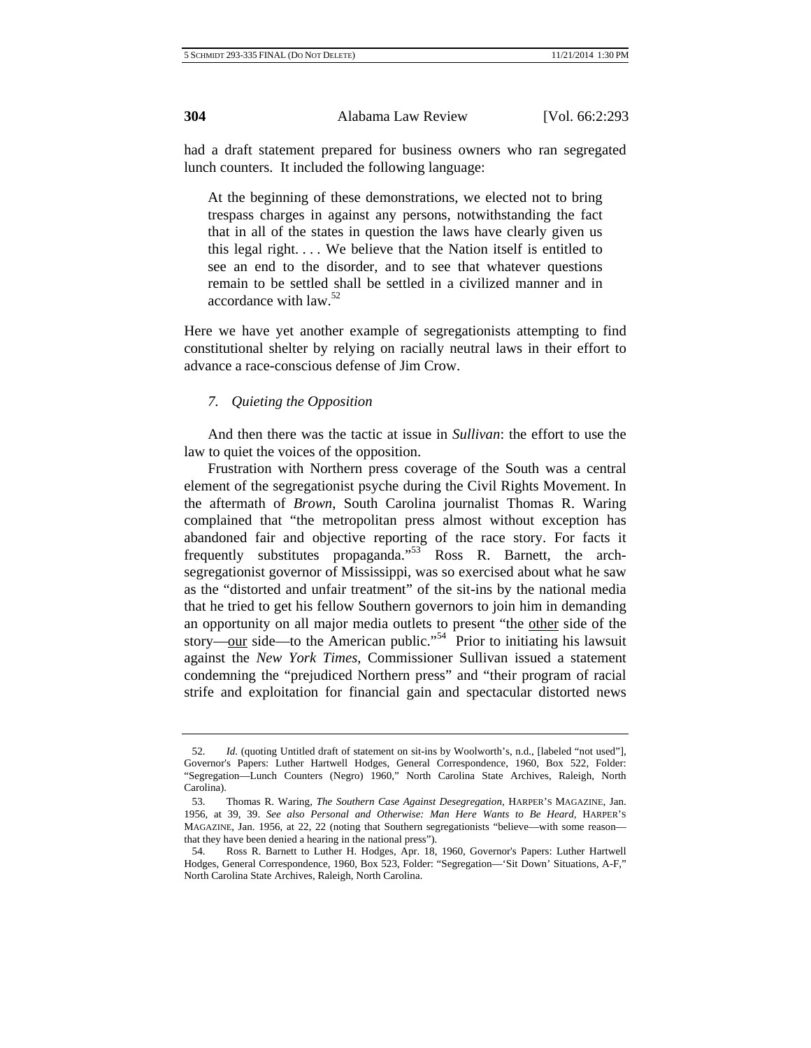had a draft statement prepared for business owners who ran segregated lunch counters. It included the following language:

> At the beginning of these demonstrations, we elected not to bring trespass charges in against any persons, notwithstanding the fact that in all of the states in question the laws have clearly given us this legal right. . . . We believe that the Nation itself is entitled to see an end to the disorder, and to see that whatever questions remain to be settled shall be settled in a civilized manner and in accordance with law.[52]

Here we have yet another example of segregationists attempting to find constitutional shelter by relying on racially neutral laws in their effort to advance a race-conscious defense of Jim Crow.

### *7. Quieting the Opposition*

And then there was the tactic at issue in *Sullivan*: the effort to use the law to quiet the voices of the opposition.

Frustration with Northern press coverage of the South was a central element of the segregationist psyche during the Civil Rights Movement. In the aftermath of *Brown*, South Carolina journalist Thomas R. Waring complained that "the metropolitan press almost without exception has abandoned fair and objective reporting of the race story. For facts it frequently substitutes propaganda."[53] Ross R. Barnett, the arch-segregationist governor of Mississippi, was so exercised about what he saw as the "distorted and unfair treatment" of the sit-ins by the national media that he tried to get his fellow Southern governors to join him in demanding an opportunity on all major media outlets to present "the <u>other</u> side of the story—<u>our</u> side—to the American public."[54] Prior to initiating his lawsuit against the *New York Times*, Commissioner Sullivan issued a statement condemning the "prejudiced Northern press" and "their program of racial strife and exploitation for financial gain and spectacular distorted news

---

52. *Id.* (quoting Untitled draft of statement on sit-ins by Woolworth's, n.d., [labeled "not used"], Governor's Papers: Luther Hartwell Hodges, General Correspondence, 1960, Box 522, Folder: "Segregation—Lunch Counters (Negro) 1960," North Carolina State Archives, Raleigh, North Carolina).

53. Thomas R. Waring, *The Southern Case Against Desegregation*, HARPER'S MAGAZINE, Jan. 1956, at 39, 39. *See also Personal and Otherwise: Man Here Wants to Be Heard*, HARPER'S MAGAZINE, Jan. 1956, at 22, 22 (noting that Southern segregationists "believe—with some reason—that they have been denied a hearing in the national press").

54. Ross R. Barnett to Luther H. Hodges, Apr. 18, 1960, Governor's Papers: Luther Hartwell Hodges, General Correspondence, 1960, Box 523, Folder: "Segregation—'Sit Down' Situations, A-F," North Carolina State Archives, Raleigh, North Carolina.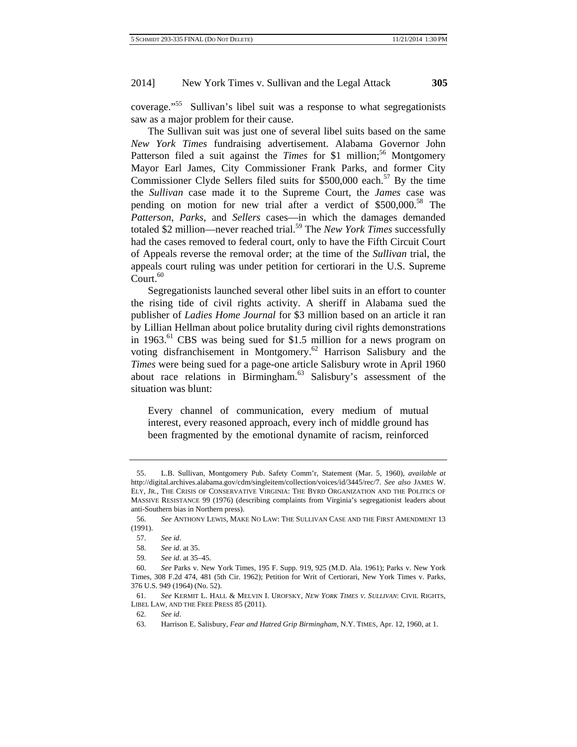coverage."[55] Sullivan's libel suit was a response to what segregationists saw as a major problem for their cause.

The Sullivan suit was just one of several libel suits based on the same *New York Times* fundraising advertisement. Alabama Governor John Patterson filed a suit against the *Times* for $1 million;[56] Montgomery Mayor Earl James, City Commissioner Frank Parks, and former City Commissioner Clyde Sellers filed suits for $500,000 each.[57] By the time the *Sullivan* case made it to the Supreme Court, the *James* case was pending on motion for new trial after a verdict of $500,000.[58] The *Patterson*, *Parks*, and *Sellers* cases—in which the damages demanded totaled $2 million—never reached trial.[59] The *New York Times* successfully had the cases removed to federal court, only to have the Fifth Circuit Court of Appeals reverse the removal order; at the time of the *Sullivan* trial, the appeals court ruling was under petition for certiorari in the U.S. Supreme Court.[60]

Segregationists launched several other libel suits in an effort to counter the rising tide of civil rights activity. A sheriff in Alabama sued the publisher of *Ladies Home Journal* for $3 million based on an article it ran by Lillian Hellman about police brutality during civil rights demonstrations in 1963.[61] CBS was being sued for $1.5 million for a news program on voting disfranchisement in Montgomery.[62] Harrison Salisbury and the *Times* were being sued for a page-one article Salisbury wrote in April 1960 about race relations in Birmingham.[63] Salisbury's assessment of the situation was blunt:

> Every channel of communication, every medium of mutual interest, every reasoned approach, every inch of middle ground has been fragmented by the emotional dynamite of racism, reinforced

---

55. L.B. Sullivan, Montgomery Pub. Safety Comm'r, Statement (Mar. 5, 1960), *available at* http://digital.archives.alabama.gov/cdm/singleitem/collection/voices/id/3445/rec/7. *See also* JAMES W. ELY, JR., THE CRISIS OF CONSERVATIVE VIRGINIA: THE BYRD ORGANIZATION AND THE POLITICS OF MASSIVE RESISTANCE 99 (1976) (describing complaints from Virginia's segregationist leaders about anti-Southern bias in Northern press).

56. *See* ANTHONY LEWIS, MAKE NO LAW: THE SULLIVAN CASE AND THE FIRST AMENDMENT 13 (1991).

57. *See id*.

58. *See id*. at 35.

59. *See id*. at 35–45.

60. *See* Parks v. New York Times, 195 F. Supp. 919, 925 (M.D. Ala. 1961); Parks v. New York Times, 308 F.2d 474, 481 (5th Cir. 1962); Petition for Writ of Certiorari, New York Times v. Parks, 376 U.S. 949 (1964) (No. 52).

61. *See* KERMIT L. HALL & MELVIN I. UROFSKY, *NEW YORK TIMES V. SULLIVAN*: CIVIL RIGHTS, LIBEL LAW, AND THE FREE PRESS 85 (2011).

62. *See id*.

63. Harrison E. Salisbury, *Fear and Hatred Grip Birmingham*, N.Y. TIMES, Apr. 12, 1960, at 1.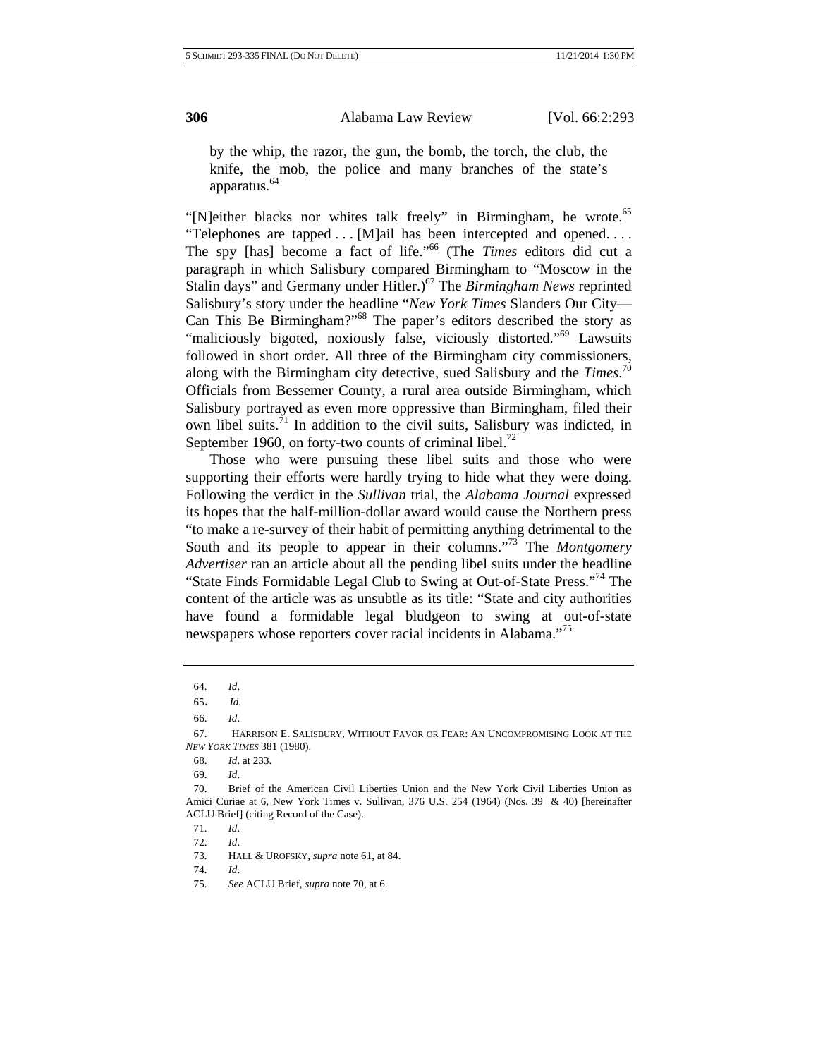by the whip, the razor, the gun, the bomb, the torch, the club, the knife, the mob, the police and many branches of the state's apparatus.[64]

"[N]either blacks nor whites talk freely" in Birmingham, he wrote.[65] "Telephones are tapped . . . [M]ail has been intercepted and opened. . . . The spy [has] become a fact of life."[66] (The *Times* editors did cut a paragraph in which Salisbury compared Birmingham to "Moscow in the Stalin days" and Germany under Hitler.)[67] The *Birmingham News* reprinted Salisbury's story under the headline "*New York Times* Slanders Our City—Can This Be Birmingham?"[68] The paper's editors described the story as "maliciously bigoted, noxiously false, viciously distorted."[69] Lawsuits followed in short order. All three of the Birmingham city commissioners, along with the Birmingham city detective, sued Salisbury and the *Times*.[70] Officials from Bessemer County, a rural area outside Birmingham, which Salisbury portrayed as even more oppressive than Birmingham, filed their own libel suits.[71] In addition to the civil suits, Salisbury was indicted, in September 1960, on forty-two counts of criminal libel.[72]

Those who were pursuing these libel suits and those who were supporting their efforts were hardly trying to hide what they were doing. Following the verdict in the *Sullivan* trial, the *Alabama Journal* expressed its hopes that the half-million-dollar award would cause the Northern press "to make a re-survey of their habit of permitting anything detrimental to the South and its people to appear in their columns."[73] The *Montgomery Advertiser* ran an article about all the pending libel suits under the headline "State Finds Formidable Legal Club to Swing at Out-of-State Press."[74] The content of the article was as unsubtle as its title: "State and city authorities have found a formidable legal bludgeon to swing at out-of-state newspapers whose reporters cover racial incidents in Alabama."[75]

---

64. *Id*.

65. *Id.*

66. *Id*.

67. HARRISON E. SALISBURY, WITHOUT FAVOR OR FEAR: AN UNCOMPROMISING LOOK AT THE *NEW YORK TIMES* 381 (1980).

68. *Id*. at 233.

69. *Id*.

70. Brief of the American Civil Liberties Union and the New York Civil Liberties Union as Amici Curiae at 6, New York Times v. Sullivan, 376 U.S. 254 (1964) (Nos. 39 & 40) [hereinafter ACLU Brief] (citing Record of the Case).

71. *Id*.

72. *Id*.

73. HALL & UROFSKY, *supra* note 61, at 84.

74. *Id*.

75. *See* ACLU Brief, *supra* note 70, at 6.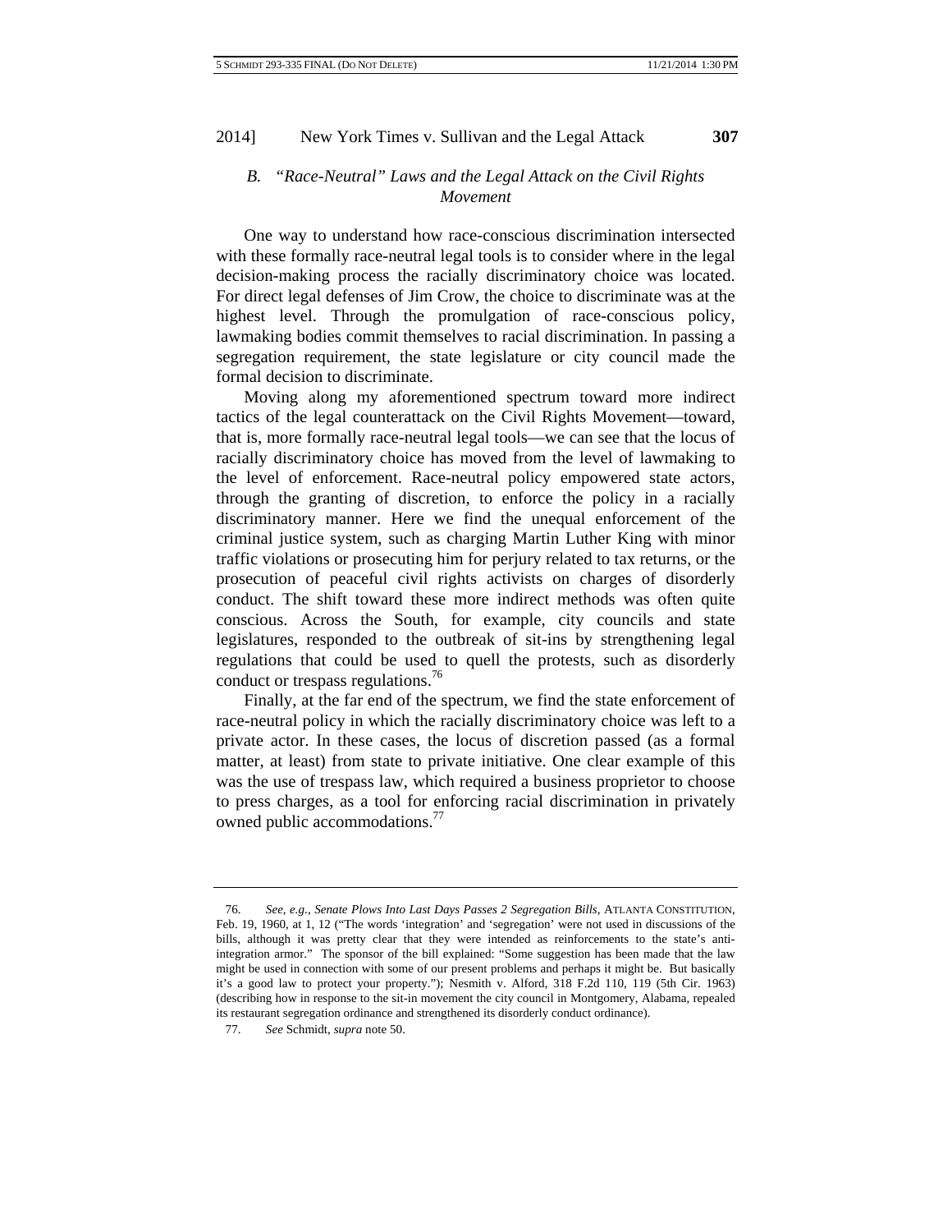### B. *"Race-Neutral" Laws and the Legal Attack on the Civil Rights Movement*

One way to understand how race-conscious discrimination intersected with these formally race-neutral legal tools is to consider where in the legal decision-making process the racially discriminatory choice was located. For direct legal defenses of Jim Crow, the choice to discriminate was at the highest level. Through the promulgation of race-conscious policy, lawmaking bodies commit themselves to racial discrimination. In passing a segregation requirement, the state legislature or city council made the formal decision to discriminate.

Moving along my aforementioned spectrum toward more indirect tactics of the legal counterattack on the Civil Rights Movement—toward, that is, more formally race-neutral legal tools—we can see that the locus of racially discriminatory choice has moved from the level of lawmaking to the level of enforcement. Race-neutral policy empowered state actors, through the granting of discretion, to enforce the policy in a racially discriminatory manner. Here we find the unequal enforcement of the criminal justice system, such as charging Martin Luther King with minor traffic violations or prosecuting him for perjury related to tax returns, or the prosecution of peaceful civil rights activists on charges of disorderly conduct. The shift toward these more indirect methods was often quite conscious. Across the South, for example, city councils and state legislatures, responded to the outbreak of sit-ins by strengthening legal regulations that could be used to quell the protests, such as disorderly conduct or trespass regulations.[76]

Finally, at the far end of the spectrum, we find the state enforcement of race-neutral policy in which the racially discriminatory choice was left to a private actor. In these cases, the locus of discretion passed (as a formal matter, at least) from state to private initiative. One clear example of this was the use of trespass law, which required a business proprietor to choose to press charges, as a tool for enforcing racial discrimination in privately owned public accommodations.[77]

---

76. *See, e.g.*, *Senate Plows Into Last Days Passes 2 Segregation Bills*, ATLANTA CONSTITUTION, Feb. 19, 1960, at 1, 12 ("The words 'integration' and 'segregation' were not used in discussions of the bills, although it was pretty clear that they were intended as reinforcements to the state's anti-integration armor." The sponsor of the bill explained: "Some suggestion has been made that the law might be used in connection with some of our present problems and perhaps it might be. But basically it's a good law to protect your property."); Nesmith v. Alford, 318 F.2d 110, 119 (5th Cir. 1963) (describing how in response to the sit-in movement the city council in Montgomery, Alabama, repealed its restaurant segregation ordinance and strengthened its disorderly conduct ordinance).

77. *See* Schmidt, *supra* note 50.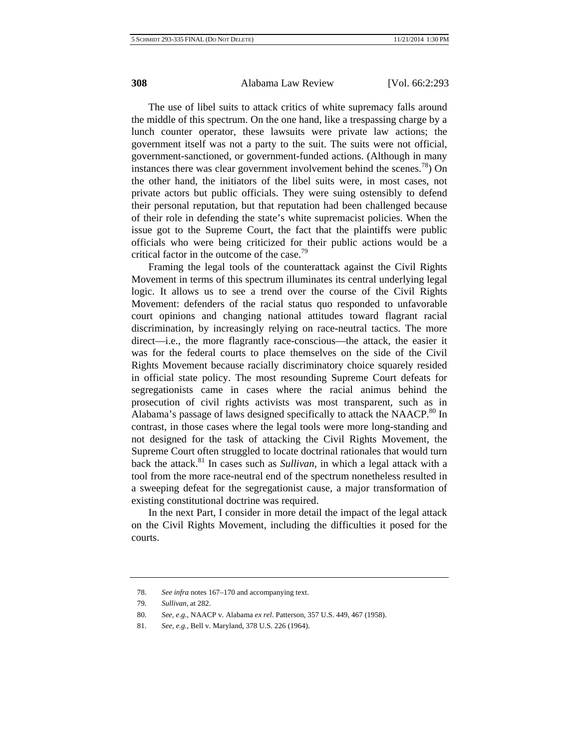The use of libel suits to attack critics of white supremacy falls around the middle of this spectrum. On the one hand, like a trespassing charge by a lunch counter operator, these lawsuits were private law actions; the government itself was not a party to the suit. The suits were not official, government-sanctioned, or government-funded actions. (Although in many instances there was clear government involvement behind the scenes.[78]) On the other hand, the initiators of the libel suits were, in most cases, not private actors but public officials. They were suing ostensibly to defend their personal reputation, but that reputation had been challenged because of their role in defending the state's white supremacist policies. When the issue got to the Supreme Court, the fact that the plaintiffs were public officials who were being criticized for their public actions would be a critical factor in the outcome of the case.[79]

Framing the legal tools of the counterattack against the Civil Rights Movement in terms of this spectrum illuminates its central underlying legal logic. It allows us to see a trend over the course of the Civil Rights Movement: defenders of the racial status quo responded to unfavorable court opinions and changing national attitudes toward flagrant racial discrimination, by increasingly relying on race-neutral tactics. The more direct—i.e., the more flagrantly race-conscious—the attack, the easier it was for the federal courts to place themselves on the side of the Civil Rights Movement because racially discriminatory choice squarely resided in official state policy. The most resounding Supreme Court defeats for segregationists came in cases where the racial animus behind the prosecution of civil rights activists was most transparent, such as in Alabama's passage of laws designed specifically to attack the NAACP.[80] In contrast, in those cases where the legal tools were more long-standing and not designed for the task of attacking the Civil Rights Movement, the Supreme Court often struggled to locate doctrinal rationales that would turn back the attack.[81] In cases such as *Sullivan*, in which a legal attack with a tool from the more race-neutral end of the spectrum nonetheless resulted in a sweeping defeat for the segregationist cause, a major transformation of existing constitutional doctrine was required.

In the next Part, I consider in more detail the impact of the legal attack on the Civil Rights Movement, including the difficulties it posed for the courts.

---

78. *See infra* notes 167–170 and accompanying text.

79. *Sullivan*, at 282.

80. *See, e.g.*, NAACP v. Alabama *ex rel*. Patterson, 357 U.S. 449, 467 (1958).

81. *See, e.g.*, Bell v. Maryland, 378 U.S. 226 (1964).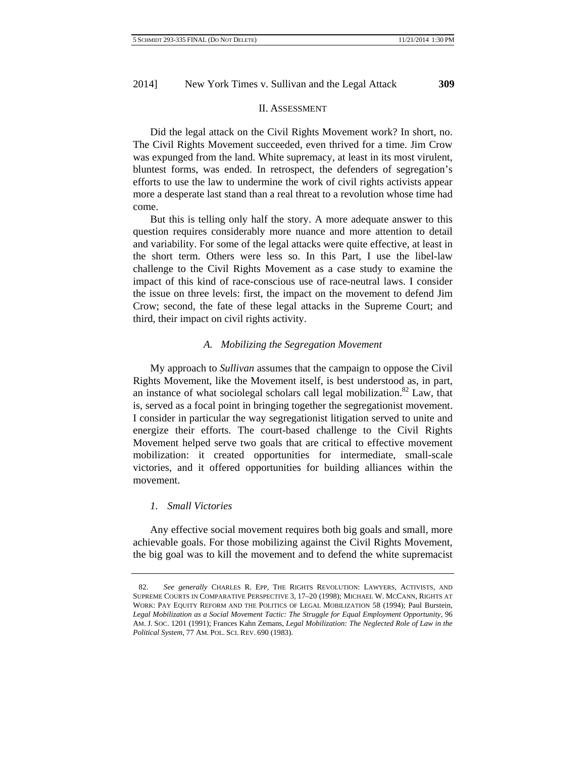## II. ASSESSMENT

Did the legal attack on the Civil Rights Movement work? In short, no. The Civil Rights Movement succeeded, even thrived for a time. Jim Crow was expunged from the land. White supremacy, at least in its most virulent, bluntest forms, was ended. In retrospect, the defenders of segregation's efforts to use the law to undermine the work of civil rights activists appear more a desperate last stand than a real threat to a revolution whose time had come.

But this is telling only half the story. A more adequate answer to this question requires considerably more nuance and more attention to detail and variability. For some of the legal attacks were quite effective, at least in the short term. Others were less so. In this Part, I use the libel-law challenge to the Civil Rights Movement as a case study to examine the impact of this kind of race-conscious use of race-neutral laws. I consider the issue on three levels: first, the impact on the movement to defend Jim Crow; second, the fate of these legal attacks in the Supreme Court; and third, their impact on civil rights activity.

### *A. Mobilizing the Segregation Movement*

My approach to *Sullivan* assumes that the campaign to oppose the Civil Rights Movement, like the Movement itself, is best understood as, in part, an instance of what sociolegal scholars call legal mobilization.[82] Law, that is, served as a focal point in bringing together the segregationist movement. I consider in particular the way segregationist litigation served to unite and energize their efforts. The court-based challenge to the Civil Rights Movement helped serve two goals that are critical to effective movement mobilization: it created opportunities for intermediate, small-scale victories, and it offered opportunities for building alliances within the movement.

#### *1. Small Victories*

Any effective social movement requires both big goals and small, more achievable goals. For those mobilizing against the Civil Rights Movement, the big goal was to kill the movement and to defend the white supremacist

---

82. *See generally* CHARLES R. EPP, THE RIGHTS REVOLUTION: LAWYERS, ACTIVISTS, AND SUPREME COURTS IN COMPARATIVE PERSPECTIVE 3, 17–20 (1998); MICHAEL W. MCCANN, RIGHTS AT WORK: PAY EQUITY REFORM AND THE POLITICS OF LEGAL MOBILIZATION 58 (1994); Paul Burstein, *Legal Mobilization as a Social Movement Tactic: The Struggle for Equal Employment Opportunity*, 96 AM. J. SOC. 1201 (1991); Frances Kahn Zemans, *Legal Mobilization: The Neglected Role of Law in the Political System*, 77 AM. POL. SCI. REV. 690 (1983).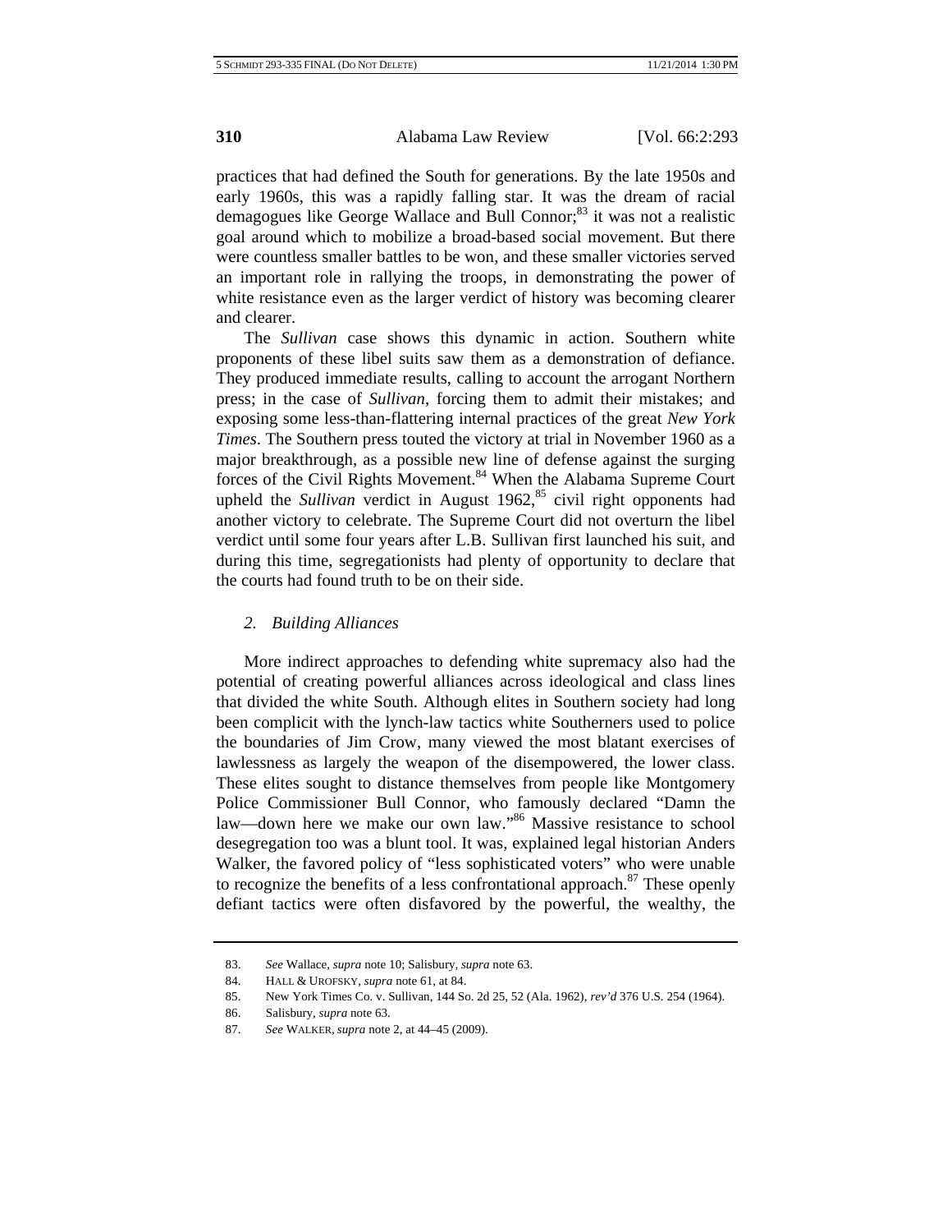practices that had defined the South for generations. By the late 1950s and early 1960s, this was a rapidly falling star. It was the dream of racial demagogues like George Wallace and Bull Connor;[83] it was not a realistic goal around which to mobilize a broad-based social movement. But there were countless smaller battles to be won, and these smaller victories served an important role in rallying the troops, in demonstrating the power of white resistance even as the larger verdict of history was becoming clearer and clearer.

The *Sullivan* case shows this dynamic in action. Southern white proponents of these libel suits saw them as a demonstration of defiance. They produced immediate results, calling to account the arrogant Northern press; in the case of *Sullivan*, forcing them to admit their mistakes; and exposing some less-than-flattering internal practices of the great *New York Times*. The Southern press touted the victory at trial in November 1960 as a major breakthrough, as a possible new line of defense against the surging forces of the Civil Rights Movement.[84] When the Alabama Supreme Court upheld the *Sullivan* verdict in August 1962,[85] civil right opponents had another victory to celebrate. The Supreme Court did not overturn the libel verdict until some four years after L.B. Sullivan first launched his suit, and during this time, segregationists had plenty of opportunity to declare that the courts had found truth to be on their side.

### *2. Building Alliances*

More indirect approaches to defending white supremacy also had the potential of creating powerful alliances across ideological and class lines that divided the white South. Although elites in Southern society had long been complicit with the lynch-law tactics white Southerners used to police the boundaries of Jim Crow, many viewed the most blatant exercises of lawlessness as largely the weapon of the disempowered, the lower class. These elites sought to distance themselves from people like Montgomery Police Commissioner Bull Connor, who famously declared "Damn the law—down here we make our own law."[86] Massive resistance to school desegregation too was a blunt tool. It was, explained legal historian Anders Walker, the favored policy of "less sophisticated voters" who were unable to recognize the benefits of a less confrontational approach.[87] These openly defiant tactics were often disfavored by the powerful, the wealthy, the

---

83. *See* Wallace, *supra* note 10; Salisbury, *supra* note 63.

84. HALL & UROFSKY, *supra* note 61, at 84.

85. New York Times Co. v. Sullivan, 144 So. 2d 25, 52 (Ala. 1962), *rev'd* 376 U.S. 254 (1964).

86. Salisbury, *supra* note 63.

87. *See* WALKER, *supra* note 2, at 44–45 (2009).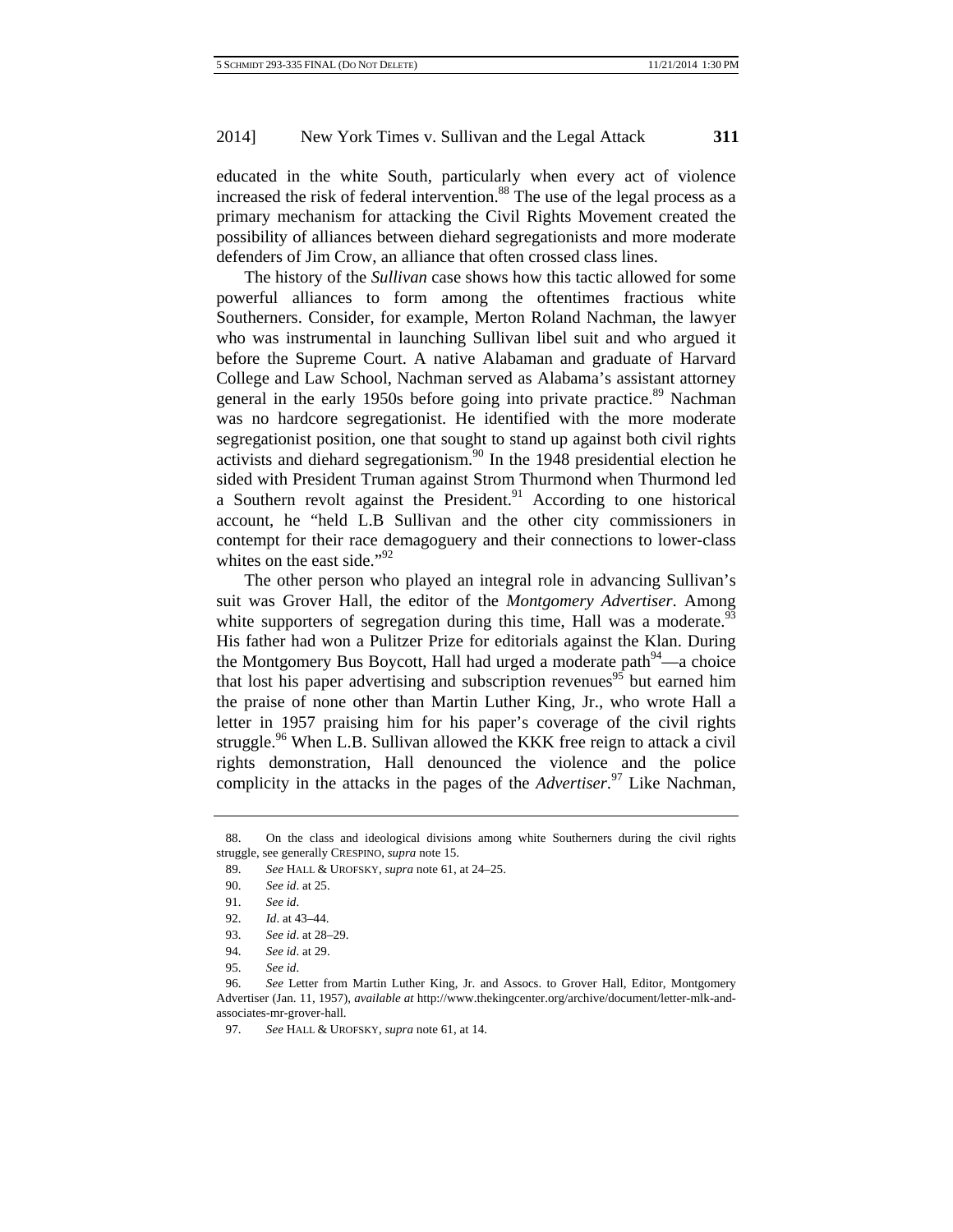educated in the white South, particularly when every act of violence increased the risk of federal intervention.[88] The use of the legal process as a primary mechanism for attacking the Civil Rights Movement created the possibility of alliances between diehard segregationists and more moderate defenders of Jim Crow, an alliance that often crossed class lines.

The history of the *Sullivan* case shows how this tactic allowed for some powerful alliances to form among the oftentimes fractious white Southerners. Consider, for example, Merton Roland Nachman, the lawyer who was instrumental in launching Sullivan libel suit and who argued it before the Supreme Court. A native Alabaman and graduate of Harvard College and Law School, Nachman served as Alabama's assistant attorney general in the early 1950s before going into private practice.[89] Nachman was no hardcore segregationist. He identified with the more moderate segregationist position, one that sought to stand up against both civil rights activists and diehard segregationism.[90] In the 1948 presidential election he sided with President Truman against Strom Thurmond when Thurmond led a Southern revolt against the President.[91] According to one historical account, he "held L.B Sullivan and the other city commissioners in contempt for their race demagoguery and their connections to lower-class whites on the east side."[92]

The other person who played an integral role in advancing Sullivan's suit was Grover Hall, the editor of the *Montgomery Advertiser*. Among white supporters of segregation during this time, Hall was a moderate.[93] His father had won a Pulitzer Prize for editorials against the Klan. During the Montgomery Bus Boycott, Hall had urged a moderate path[94]—a choice that lost his paper advertising and subscription revenues[95] but earned him the praise of none other than Martin Luther King, Jr., who wrote Hall a letter in 1957 praising him for his paper's coverage of the civil rights struggle.[96] When L.B. Sullivan allowed the KKK free reign to attack a civil rights demonstration, Hall denounced the violence and the police complicity in the attacks in the pages of the *Advertiser*.[97] Like Nachman,

---

88. On the class and ideological divisions among white Southerners during the civil rights struggle, see generally CRESPINO, *supra* note 15.

89. *See* HALL & UROFSKY, *supra* note 61, at 24–25.

90. *See id*. at 25.

91. *See id*.

92. *Id*. at 43–44.

93. *See id*. at 28–29.

94. *See id*. at 29.

95. *See id*.

96. *See* Letter from Martin Luther King, Jr. and Assocs. to Grover Hall, Editor, Montgomery Advertiser (Jan. 11, 1957), *available at* http://www.thekingcenter.org/archive/document/letter-mlk-and-associates-mr-grover-hall.

97. *See* HALL & UROFSKY, *supra* note 61, at 14.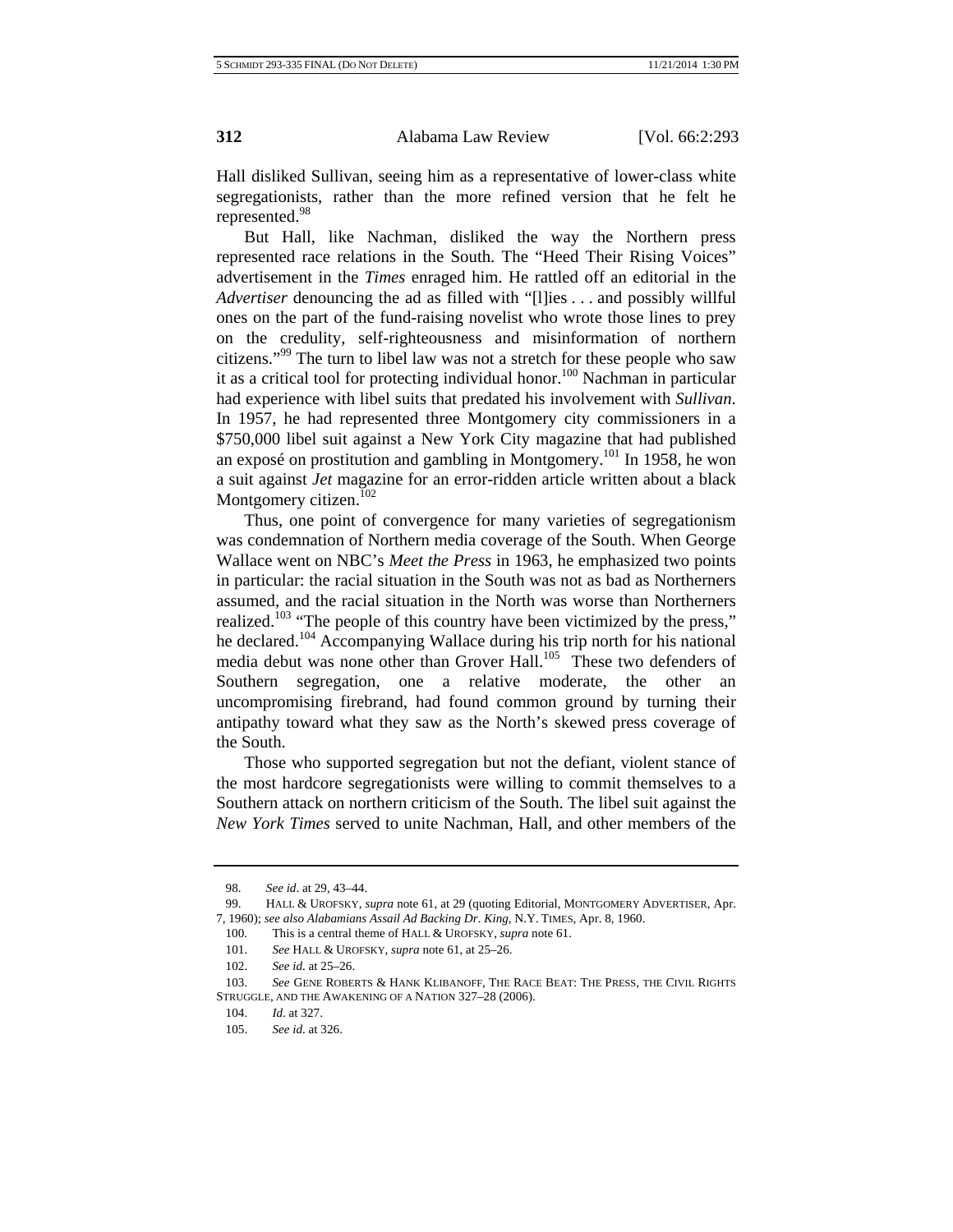Hall disliked Sullivan, seeing him as a representative of lower-class white segregationists, rather than the more refined version that he felt he represented.[98]

But Hall, like Nachman, disliked the way the Northern press represented race relations in the South. The "Heed Their Rising Voices" advertisement in the *Times* enraged him. He rattled off an editorial in the *Advertiser* denouncing the ad as filled with "[l]ies . . . and possibly willful ones on the part of the fund-raising novelist who wrote those lines to prey on the credulity, self-righteousness and misinformation of northern citizens."[99] The turn to libel law was not a stretch for these people who saw it as a critical tool for protecting individual honor.[100] Nachman in particular had experience with libel suits that predated his involvement with *Sullivan*. In 1957, he had represented three Montgomery city commissioners in a $750,000 libel suit against a New York City magazine that had published an exposé on prostitution and gambling in Montgomery.[101] In 1958, he won a suit against *Jet* magazine for an error-ridden article written about a black Montgomery citizen.[102]

Thus, one point of convergence for many varieties of segregationism was condemnation of Northern media coverage of the South. When George Wallace went on NBC's *Meet the Press* in 1963, he emphasized two points in particular: the racial situation in the South was not as bad as Northerners assumed, and the racial situation in the North was worse than Northerners realized.[103] "The people of this country have been victimized by the press," he declared.[104] Accompanying Wallace during his trip north for his national media debut was none other than Grover Hall.[105] These two defenders of Southern segregation, one a relative moderate, the other an uncompromising firebrand, had found common ground by turning their antipathy toward what they saw as the North's skewed press coverage of the South.

Those who supported segregation but not the defiant, violent stance of the most hardcore segregationists were willing to commit themselves to a Southern attack on northern criticism of the South. The libel suit against the *New York Times* served to unite Nachman, Hall, and other members of the

98. *See id*. at 29, 43–44.

99. HALL & UROFSKY, *supra* note 61, at 29 (quoting Editorial, MONTGOMERY ADVERTISER, Apr. 7, 1960); *see also Alabamians Assail Ad Backing Dr. King*, N.Y. TIMES, Apr. 8, 1960.

100. This is a central theme of HALL & UROFSKY, *supra* note 61.

101. *See* HALL & UROFSKY, *supra* note 61, at 25–26.

102. *See id.* at 25–26.

103. *See* GENE ROBERTS & HANK KLIBANOFF, THE RACE BEAT: THE PRESS, THE CIVIL RIGHTS STRUGGLE, AND THE AWAKENING OF A NATION 327–28 (2006).

104. *Id*. at 327.

105. *See id.* at 326.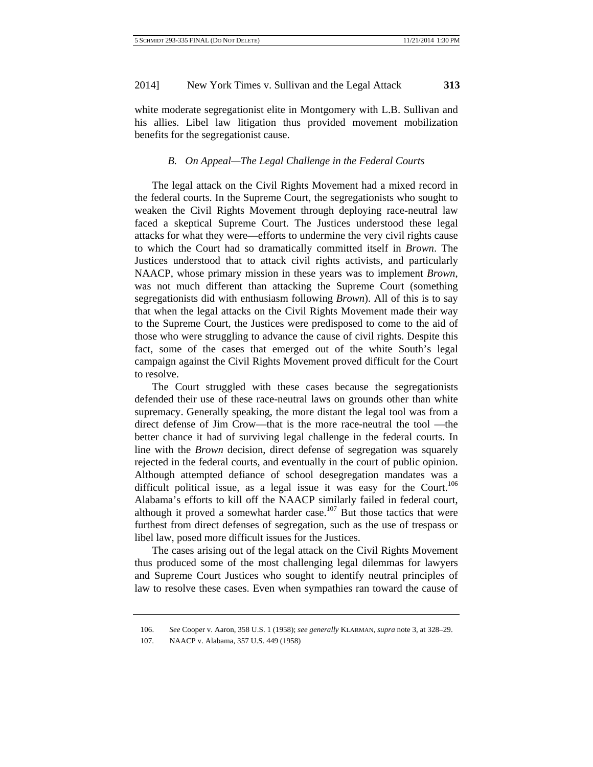white moderate segregationist elite in Montgomery with L.B. Sullivan and his allies. Libel law litigation thus provided movement mobilization benefits for the segregationist cause.

### *B. On Appeal—The Legal Challenge in the Federal Courts*

The legal attack on the Civil Rights Movement had a mixed record in the federal courts. In the Supreme Court, the segregationists who sought to weaken the Civil Rights Movement through deploying race-neutral law faced a skeptical Supreme Court. The Justices understood these legal attacks for what they were—efforts to undermine the very civil rights cause to which the Court had so dramatically committed itself in *Brown*. The Justices understood that to attack civil rights activists, and particularly NAACP, whose primary mission in these years was to implement *Brown*, was not much different than attacking the Supreme Court (something segregationists did with enthusiasm following *Brown*). All of this is to say that when the legal attacks on the Civil Rights Movement made their way to the Supreme Court, the Justices were predisposed to come to the aid of those who were struggling to advance the cause of civil rights. Despite this fact, some of the cases that emerged out of the white South's legal campaign against the Civil Rights Movement proved difficult for the Court to resolve.

The Court struggled with these cases because the segregationists defended their use of these race-neutral laws on grounds other than white supremacy. Generally speaking, the more distant the legal tool was from a direct defense of Jim Crow—that is the more race-neutral the tool —the better chance it had of surviving legal challenge in the federal courts. In line with the *Brown* decision, direct defense of segregation was squarely rejected in the federal courts, and eventually in the court of public opinion. Although attempted defiance of school desegregation mandates was a difficult political issue, as a legal issue it was easy for the Court.[106] Alabama's efforts to kill off the NAACP similarly failed in federal court, although it proved a somewhat harder case.[107] But those tactics that were furthest from direct defenses of segregation, such as the use of trespass or libel law, posed more difficult issues for the Justices.

The cases arising out of the legal attack on the Civil Rights Movement thus produced some of the most challenging legal dilemmas for lawyers and Supreme Court Justices who sought to identify neutral principles of law to resolve these cases. Even when sympathies ran toward the cause of

---

106. *See* Cooper v. Aaron, 358 U.S. 1 (1958); *see generally* KLARMAN, *supra* note 3, at 328–29.

107. NAACP v. Alabama, 357 U.S. 449 (1958)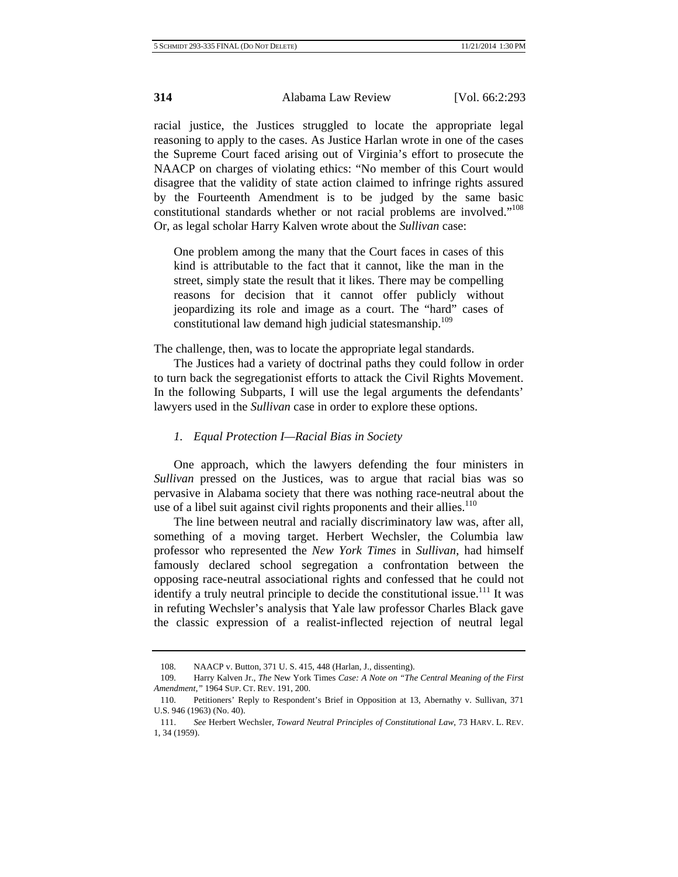racial justice, the Justices struggled to locate the appropriate legal reasoning to apply to the cases. As Justice Harlan wrote in one of the cases the Supreme Court faced arising out of Virginia's effort to prosecute the NAACP on charges of violating ethics: "No member of this Court would disagree that the validity of state action claimed to infringe rights assured by the Fourteenth Amendment is to be judged by the same basic constitutional standards whether or not racial problems are involved."[108] Or, as legal scholar Harry Kalven wrote about the *Sullivan* case:

> One problem among the many that the Court faces in cases of this kind is attributable to the fact that it cannot, like the man in the street, simply state the result that it likes. There may be compelling reasons for decision that it cannot offer publicly without jeopardizing its role and image as a court. The "hard" cases of constitutional law demand high judicial statesmanship.[109]

The challenge, then, was to locate the appropriate legal standards.

The Justices had a variety of doctrinal paths they could follow in order to turn back the segregationist efforts to attack the Civil Rights Movement. In the following Subparts, I will use the legal arguments the defendants' lawyers used in the *Sullivan* case in order to explore these options.

### *1. Equal Protection I—Racial Bias in Society*

One approach, which the lawyers defending the four ministers in *Sullivan* pressed on the Justices, was to argue that racial bias was so pervasive in Alabama society that there was nothing race-neutral about the use of a libel suit against civil rights proponents and their allies.[110]

The line between neutral and racially discriminatory law was, after all, something of a moving target. Herbert Wechsler, the Columbia law professor who represented the *New York Times* in *Sullivan*, had himself famously declared school segregation a confrontation between the opposing race-neutral associational rights and confessed that he could not identify a truly neutral principle to decide the constitutional issue.[111] It was in refuting Wechsler's analysis that Yale law professor Charles Black gave the classic expression of a realist-inflected rejection of neutral legal

---

108. NAACP v. Button, 371 U. S. 415, 448 (Harlan, J., dissenting).

109. Harry Kalven Jr., *The* New York Times *Case: A Note on "The Central Meaning of the First Amendment,"* 1964 SUP. CT. REV. 191, 200.

110. Petitioners' Reply to Respondent's Brief in Opposition at 13, Abernathy v. Sullivan, 371 U.S. 946 (1963) (No. 40).

111. *See* Herbert Wechsler, *Toward Neutral Principles of Constitutional Law*, 73 HARV. L. REV. 1, 34 (1959).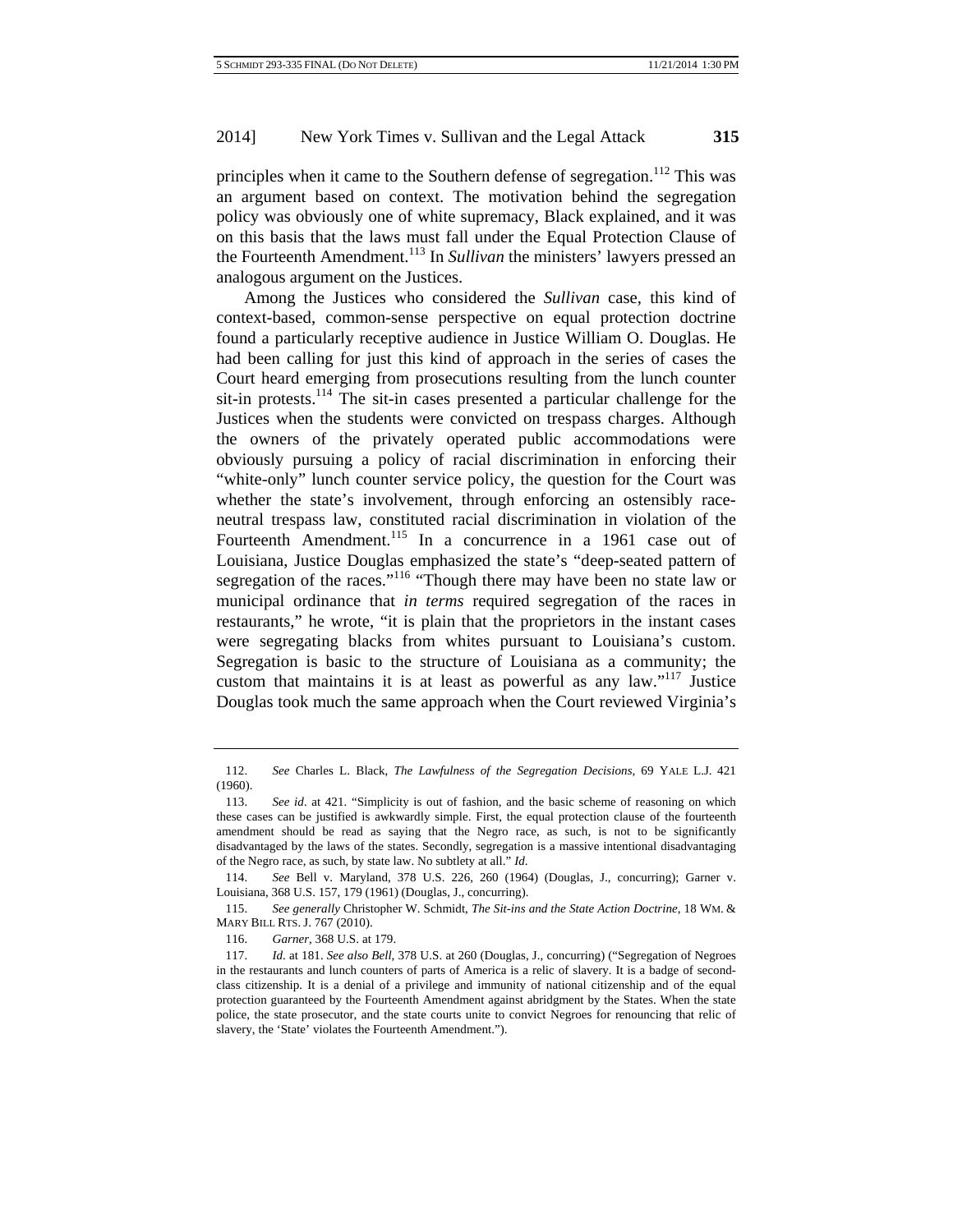principles when it came to the Southern defense of segregation.[112] This was an argument based on context. The motivation behind the segregation policy was obviously one of white supremacy, Black explained, and it was on this basis that the laws must fall under the Equal Protection Clause of the Fourteenth Amendment.[113] In *Sullivan* the ministers' lawyers pressed an analogous argument on the Justices.

Among the Justices who considered the *Sullivan* case, this kind of context-based, common-sense perspective on equal protection doctrine found a particularly receptive audience in Justice William O. Douglas. He had been calling for just this kind of approach in the series of cases the Court heard emerging from prosecutions resulting from the lunch counter sit-in protests.[114] The sit-in cases presented a particular challenge for the Justices when the students were convicted on trespass charges. Although the owners of the privately operated public accommodations were obviously pursuing a policy of racial discrimination in enforcing their "white-only" lunch counter service policy, the question for the Court was whether the state's involvement, through enforcing an ostensibly race-neutral trespass law, constituted racial discrimination in violation of the Fourteenth Amendment.[115] In a concurrence in a 1961 case out of Louisiana, Justice Douglas emphasized the state's "deep-seated pattern of segregation of the races."[116] "Though there may have been no state law or municipal ordinance that *in terms* required segregation of the races in restaurants," he wrote, "it is plain that the proprietors in the instant cases were segregating blacks from whites pursuant to Louisiana's custom. Segregation is basic to the structure of Louisiana as a community; the custom that maintains it is at least as powerful as any law."[117] Justice Douglas took much the same approach when the Court reviewed Virginia's

---

112. *See* Charles L. Black, *The Lawfulness of the Segregation Decisions*, 69 YALE L.J. 421 (1960).

113. *See id*. at 421. "Simplicity is out of fashion, and the basic scheme of reasoning on which these cases can be justified is awkwardly simple. First, the equal protection clause of the fourteenth amendment should be read as saying that the Negro race, as such, is not to be significantly disadvantaged by the laws of the states. Secondly, segregation is a massive intentional disadvantaging of the Negro race, as such, by state law. No subtlety at all." *Id*.

114. *See* Bell v. Maryland, 378 U.S. 226, 260 (1964) (Douglas, J., concurring); Garner v. Louisiana, 368 U.S. 157, 179 (1961) (Douglas, J., concurring).

115. *See generally* Christopher W. Schmidt, *The Sit-ins and the State Action Doctrine*, 18 WM. & MARY BILL RTS. J. 767 (2010).

116. *Garner*, 368 U.S. at 179.

117. *Id*. at 181. *See also Bell*, 378 U.S. at 260 (Douglas, J., concurring) ("Segregation of Negroes in the restaurants and lunch counters of parts of America is a relic of slavery. It is a badge of second-class citizenship. It is a denial of a privilege and immunity of national citizenship and of the equal protection guaranteed by the Fourteenth Amendment against abridgment by the States. When the state police, the state prosecutor, and the state courts unite to convict Negroes for renouncing that relic of slavery, the 'State' violates the Fourteenth Amendment.").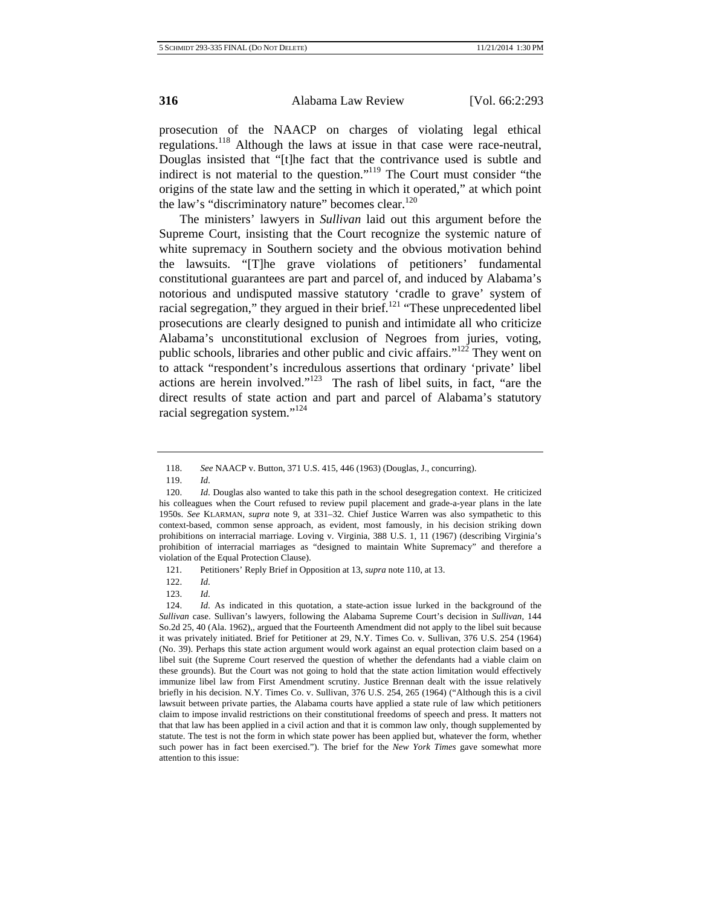prosecution of the NAACP on charges of violating legal ethical regulations.[118] Although the laws at issue in that case were race-neutral, Douglas insisted that "[t]he fact that the contrivance used is subtle and indirect is not material to the question."[119] The Court must consider "the origins of the state law and the setting in which it operated," at which point the law's "discriminatory nature" becomes clear.[120]

The ministers' lawyers in *Sullivan* laid out this argument before the Supreme Court, insisting that the Court recognize the systemic nature of white supremacy in Southern society and the obvious motivation behind the lawsuits. "[T]he grave violations of petitioners' fundamental constitutional guarantees are part and parcel of, and induced by Alabama's notorious and undisputed massive statutory 'cradle to grave' system of racial segregation," they argued in their brief.[121] "These unprecedented libel prosecutions are clearly designed to punish and intimidate all who criticize Alabama's unconstitutional exclusion of Negroes from juries, voting, public schools, libraries and other public and civic affairs."[122] They went on to attack "respondent's incredulous assertions that ordinary 'private' libel actions are herein involved."[123] The rash of libel suits, in fact, "are the direct results of state action and part and parcel of Alabama's statutory racial segregation system."[124]

---

118. *See* NAACP v. Button, 371 U.S. 415, 446 (1963) (Douglas, J., concurring).

119. *Id*.

120. *Id*. Douglas also wanted to take this path in the school desegregation context. He criticized his colleagues when the Court refused to review pupil placement and grade-a-year plans in the late 1950s. *See* KLARMAN, *supra* note 9, at 331–32. Chief Justice Warren was also sympathetic to this context-based, common sense approach, as evident, most famously, in his decision striking down prohibitions on interracial marriage. Loving v. Virginia, 388 U.S. 1, 11 (1967) (describing Virginia's prohibition of interracial marriages as "designed to maintain White Supremacy" and therefore a violation of the Equal Protection Clause).

121. Petitioners' Reply Brief in Opposition at 13, *supra* note 110, at 13.

122. *Id*.

123. *Id*.

124. *Id*. As indicated in this quotation, a state-action issue lurked in the background of the *Sullivan* case. Sullivan's lawyers, following the Alabama Supreme Court's decision in *Sullivan*, 144 So.2d 25, 40 (Ala. 1962),, argued that the Fourteenth Amendment did not apply to the libel suit because it was privately initiated. Brief for Petitioner at 29, N.Y. Times Co. v. Sullivan, 376 U.S. 254 (1964) (No. 39). Perhaps this state action argument would work against an equal protection claim based on a libel suit (the Supreme Court reserved the question of whether the defendants had a viable claim on these grounds). But the Court was not going to hold that the state action limitation would effectively immunize libel law from First Amendment scrutiny. Justice Brennan dealt with the issue relatively briefly in his decision. N.Y. Times Co. v. Sullivan, 376 U.S. 254, 265 (1964) ("Although this is a civil lawsuit between private parties, the Alabama courts have applied a state rule of law which petitioners claim to impose invalid restrictions on their constitutional freedoms of speech and press. It matters not that that law has been applied in a civil action and that it is common law only, though supplemented by statute. The test is not the form in which state power has been applied but, whatever the form, whether such power has in fact been exercised."). The brief for the *New York Times* gave somewhat more attention to this issue: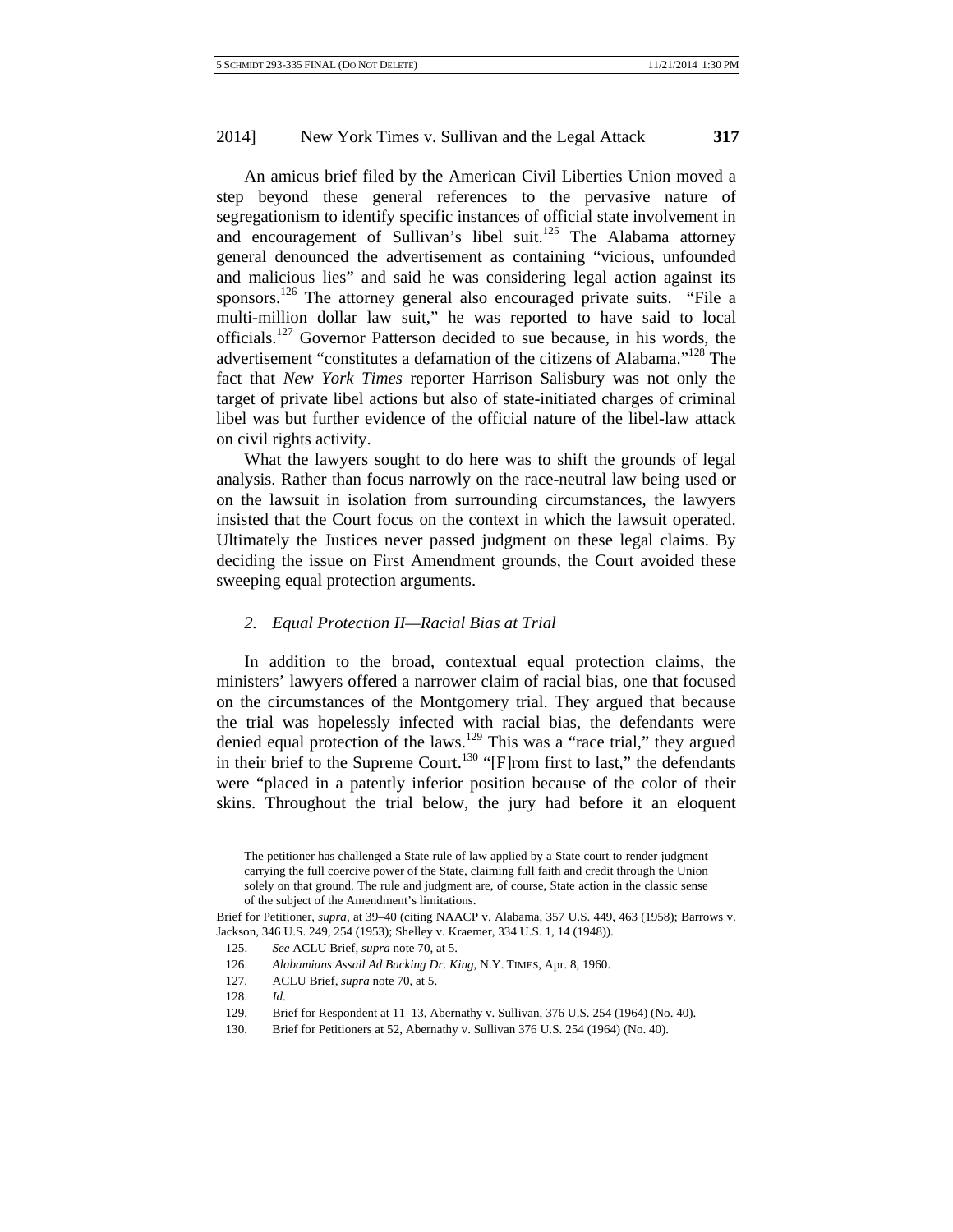An amicus brief filed by the American Civil Liberties Union moved a step beyond these general references to the pervasive nature of segregationism to identify specific instances of official state involvement in and encouragement of Sullivan's libel suit.[125] The Alabama attorney general denounced the advertisement as containing "vicious, unfounded and malicious lies" and said he was considering legal action against its sponsors.[126] The attorney general also encouraged private suits. "File a multi-million dollar law suit," he was reported to have said to local officials.[127] Governor Patterson decided to sue because, in his words, the advertisement "constitutes a defamation of the citizens of Alabama."[128] The fact that *New York Times* reporter Harrison Salisbury was not only the target of private libel actions but also of state-initiated charges of criminal libel was but further evidence of the official nature of the libel-law attack on civil rights activity.

What the lawyers sought to do here was to shift the grounds of legal analysis. Rather than focus narrowly on the race-neutral law being used or on the lawsuit in isolation from surrounding circumstances, the lawyers insisted that the Court focus on the context in which the lawsuit operated. Ultimately the Justices never passed judgment on these legal claims. By deciding the issue on First Amendment grounds, the Court avoided these sweeping equal protection arguments.

### *2. Equal Protection II—Racial Bias at Trial*

In addition to the broad, contextual equal protection claims, the ministers' lawyers offered a narrower claim of racial bias, one that focused on the circumstances of the Montgomery trial. They argued that because the trial was hopelessly infected with racial bias, the defendants were denied equal protection of the laws.[129] This was a "race trial," they argued in their brief to the Supreme Court.[130] "[F]rom first to last," the defendants were "placed in a patently inferior position because of the color of their skins. Throughout the trial below, the jury had before it an eloquent

---

> The petitioner has challenged a State rule of law applied by a State court to render judgment carrying the full coercive power of the State, claiming full faith and credit through the Union solely on that ground. The rule and judgment are, of course, State action in the classic sense of the subject of the Amendment's limitations.

Brief for Petitioner, *supra*, at 39–40 (citing NAACP v. Alabama, 357 U.S. 449, 463 (1958); Barrows v. Jackson, 346 U.S. 249, 254 (1953); Shelley v. Kraemer, 334 U.S. 1, 14 (1948)).

125. *See* ACLU Brief, *supra* note 70, at 5.

126. *Alabamians Assail Ad Backing Dr. King*, N.Y. TIMES, Apr. 8, 1960.

127. ACLU Brief, *supra* note 70, at 5.

128. *Id*.

129. Brief for Respondent at 11–13, Abernathy v. Sullivan, 376 U.S. 254 (1964) (No. 40).

130. Brief for Petitioners at 52, Abernathy v. Sullivan 376 U.S. 254 (1964) (No. 40).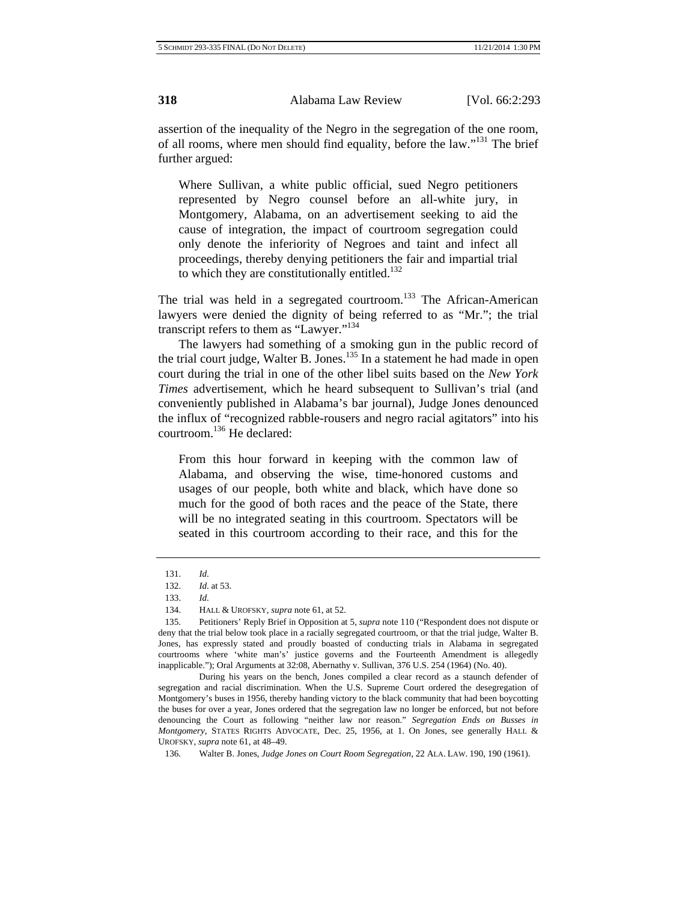assertion of the inequality of the Negro in the segregation of the one room, of all rooms, where men should find equality, before the law."[131] The brief further argued:

> Where Sullivan, a white public official, sued Negro petitioners represented by Negro counsel before an all-white jury, in Montgomery, Alabama, on an advertisement seeking to aid the cause of integration, the impact of courtroom segregation could only denote the inferiority of Negroes and taint and infect all proceedings, thereby denying petitioners the fair and impartial trial to which they are constitutionally entitled.[132]

The trial was held in a segregated courtroom.[133] The African-American lawyers were denied the dignity of being referred to as "Mr."; the trial transcript refers to them as "Lawyer."[134]

The lawyers had something of a smoking gun in the public record of the trial court judge, Walter B. Jones.[135] In a statement he had made in open court during the trial in one of the other libel suits based on the *New York Times* advertisement, which he heard subsequent to Sullivan's trial (and conveniently published in Alabama's bar journal), Judge Jones denounced the influx of "recognized rabble-rousers and negro racial agitators" into his courtroom.[136] He declared:

> From this hour forward in keeping with the common law of Alabama, and observing the wise, time-honored customs and usages of our people, both white and black, which have done so much for the good of both races and the peace of the State, there will be no integrated seating in this courtroom. Spectators will be seated in this courtroom according to their race, and this for the

---

131. *Id.*

132. *Id.* at 53.

133. *Id.*

134. HALL & UROFSKY, *supra* note 61, at 52.

135. Petitioners' Reply Brief in Opposition at 5, *supra* note 110 ("Respondent does not dispute or deny that the trial below took place in a racially segregated courtroom, or that the trial judge, Walter B. Jones, has expressly stated and proudly boasted of conducting trials in Alabama in segregated courtrooms where 'white man's' justice governs and the Fourteenth Amendment is allegedly inapplicable."); Oral Arguments at 32:08, Abernathy v. Sullivan, 376 U.S. 254 (1964) (No. 40).

During his years on the bench, Jones compiled a clear record as a staunch defender of segregation and racial discrimination. When the U.S. Supreme Court ordered the desegregation of Montgomery's buses in 1956, thereby handing victory to the black community that had been boycotting the buses for over a year, Jones ordered that the segregation law no longer be enforced, but not before denouncing the Court as following "neither law nor reason." *Segregation Ends on Busses in Montgomery*, STATES RIGHTS ADVOCATE, Dec. 25, 1956, at 1. On Jones, see generally HALL & UROFSKY, *supra* note 61, at 48–49.

136. Walter B. Jones, *Judge Jones on Court Room Segregation*, 22 ALA. LAW. 190, 190 (1961).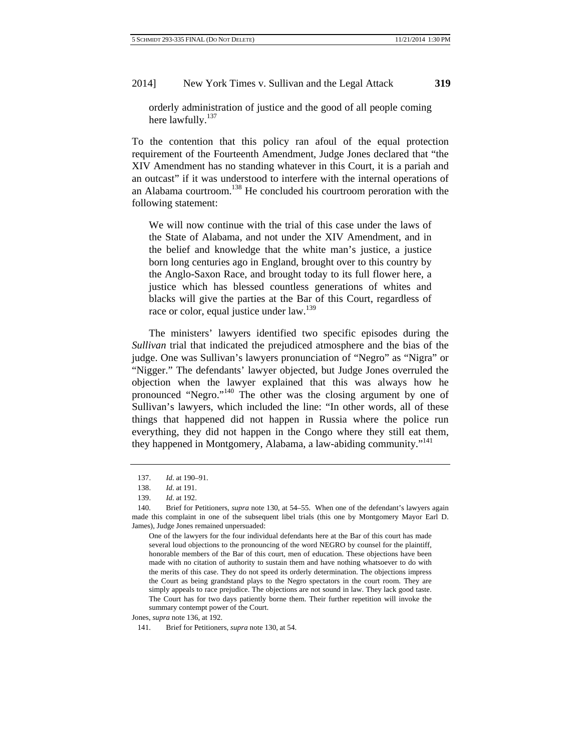> orderly administration of justice and the good of all people coming here lawfully.[137]

To the contention that this policy ran afoul of the equal protection requirement of the Fourteenth Amendment, Judge Jones declared that "the XIV Amendment has no standing whatever in this Court, it is a pariah and an outcast" if it was understood to interfere with the internal operations of an Alabama courtroom.[138] He concluded his courtroom peroration with the following statement:

> We will now continue with the trial of this case under the laws of the State of Alabama, and not under the XIV Amendment, and in the belief and knowledge that the white man's justice, a justice born long centuries ago in England, brought over to this country by the Anglo-Saxon Race, and brought today to its full flower here, a justice which has blessed countless generations of whites and blacks will give the parties at the Bar of this Court, regardless of race or color, equal justice under law.[139]

The ministers' lawyers identified two specific episodes during the *Sullivan* trial that indicated the prejudiced atmosphere and the bias of the judge. One was Sullivan's lawyers pronunciation of "Negro" as "Nigra" or "Nigger." The defendants' lawyer objected, but Judge Jones overruled the objection when the lawyer explained that this was always how he pronounced "Negro."[140] The other was the closing argument by one of Sullivan's lawyers, which included the line: "In other words, all of these things that happened did not happen in Russia where the police run everything, they did not happen in the Congo where they still eat them, they happened in Montgomery, Alabama, a law-abiding community."[141]

---

137. *Id.* at 190–91.

138. *Id.* at 191.

139. *Id.* at 192.

140. Brief for Petitioners, *supra* note 130, at 54–55. When one of the defendant's lawyers again made this complaint in one of the subsequent libel trials (this one by Montgomery Mayor Earl D. James), Judge Jones remained unpersuaded:

> One of the lawyers for the four individual defendants here at the Bar of this court has made several loud objections to the pronouncing of the word NEGRO by counsel for the plaintiff, honorable members of the Bar of this court, men of education. These objections have been made with no citation of authority to sustain them and have nothing whatsoever to do with the merits of this case. They do not speed its orderly determination. The objections impress the Court as being grandstand plays to the Negro spectators in the court room. They are simply appeals to race prejudice. The objections are not sound in law. They lack good taste. The Court has for two days patiently borne them. Their further repetition will invoke the summary contempt power of the Court.

Jones, *supra* note 136, at 192.

141. Brief for Petitioners, *supra* note 130, at 54.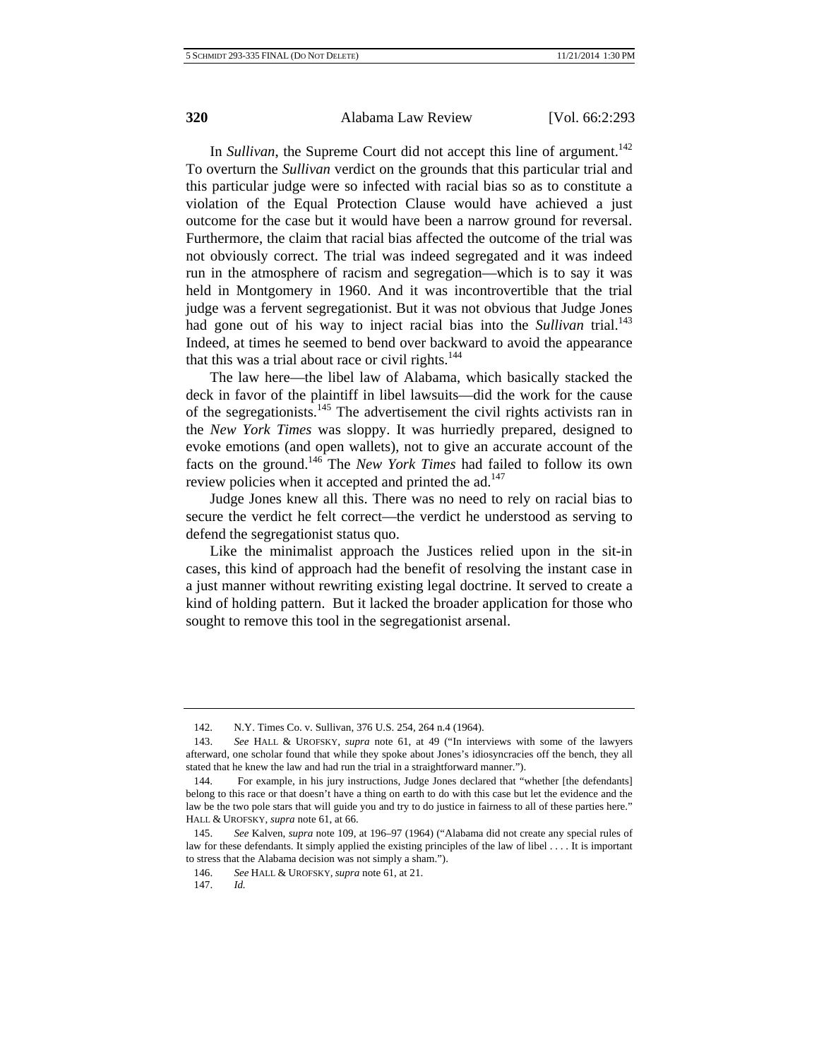In *Sullivan*, the Supreme Court did not accept this line of argument.[142] To overturn the *Sullivan* verdict on the grounds that this particular trial and this particular judge were so infected with racial bias so as to constitute a violation of the Equal Protection Clause would have achieved a just outcome for the case but it would have been a narrow ground for reversal. Furthermore, the claim that racial bias affected the outcome of the trial was not obviously correct. The trial was indeed segregated and it was indeed run in the atmosphere of racism and segregation—which is to say it was held in Montgomery in 1960. And it was incontrovertible that the trial judge was a fervent segregationist. But it was not obvious that Judge Jones had gone out of his way to inject racial bias into the *Sullivan* trial.[143] Indeed, at times he seemed to bend over backward to avoid the appearance that this was a trial about race or civil rights.[144]

The law here—the libel law of Alabama, which basically stacked the deck in favor of the plaintiff in libel lawsuits—did the work for the cause of the segregationists.[145] The advertisement the civil rights activists ran in the *New York Times* was sloppy. It was hurriedly prepared, designed to evoke emotions (and open wallets), not to give an accurate account of the facts on the ground.[146] The *New York Times* had failed to follow its own review policies when it accepted and printed the ad.[147]

Judge Jones knew all this. There was no need to rely on racial bias to secure the verdict he felt correct—the verdict he understood as serving to defend the segregationist status quo.

Like the minimalist approach the Justices relied upon in the sit-in cases, this kind of approach had the benefit of resolving the instant case in a just manner without rewriting existing legal doctrine. It served to create a kind of holding pattern. But it lacked the broader application for those who sought to remove this tool in the segregationist arsenal.

---

142. N.Y. Times Co. v. Sullivan, 376 U.S. 254, 264 n.4 (1964).

143. *See* HALL & UROFSKY, *supra* note 61, at 49 ("In interviews with some of the lawyers afterward, one scholar found that while they spoke about Jones's idiosyncracies off the bench, they all stated that he knew the law and had run the trial in a straightforward manner.").

144. For example, in his jury instructions, Judge Jones declared that "whether [the defendants] belong to this race or that doesn't have a thing on earth to do with this case but let the evidence and the law be the two pole stars that will guide you and try to do justice in fairness to all of these parties here." HALL & UROFSKY, *supra* note 61, at 66.

145. *See* Kalven, *supra* note 109, at 196–97 (1964) ("Alabama did not create any special rules of law for these defendants. It simply applied the existing principles of the law of libel . . . . It is important to stress that the Alabama decision was not simply a sham.").

146. *See* HALL & UROFSKY, *supra* note 61, at 21.

147. *Id.*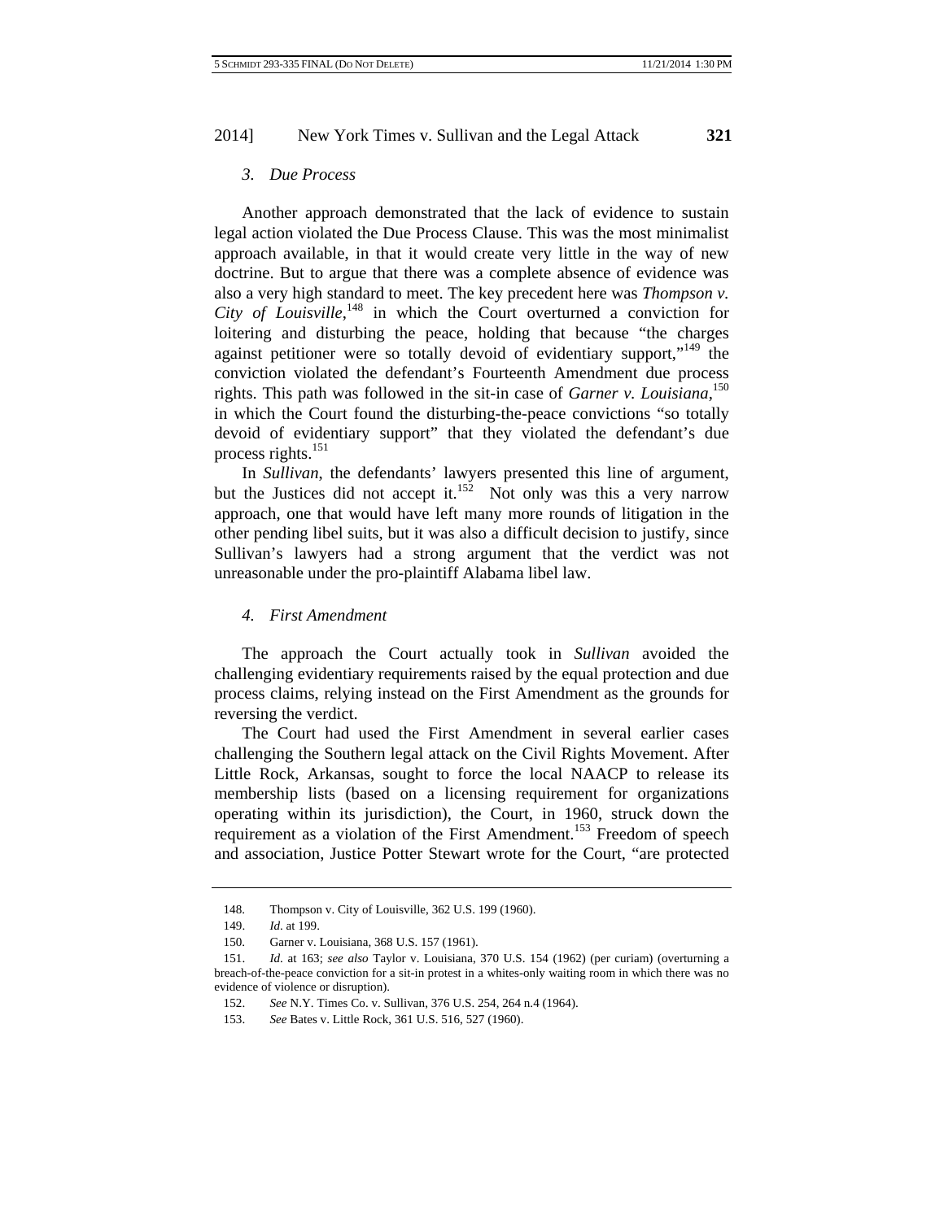### *3. Due Process*

Another approach demonstrated that the lack of evidence to sustain legal action violated the Due Process Clause. This was the most minimalist approach available, in that it would create very little in the way of new doctrine. But to argue that there was a complete absence of evidence was also a very high standard to meet. The key precedent here was *Thompson v. City of Louisville*,[148] in which the Court overturned a conviction for loitering and disturbing the peace, holding that because "the charges against petitioner were so totally devoid of evidentiary support,"[149] the conviction violated the defendant's Fourteenth Amendment due process rights. This path was followed in the sit-in case of *Garner v. Louisiana*,[150] in which the Court found the disturbing-the-peace convictions "so totally devoid of evidentiary support" that they violated the defendant's due process rights.[151]

In *Sullivan*, the defendants' lawyers presented this line of argument, but the Justices did not accept it.[152] Not only was this a very narrow approach, one that would have left many more rounds of litigation in the other pending libel suits, but it was also a difficult decision to justify, since Sullivan's lawyers had a strong argument that the verdict was not unreasonable under the pro-plaintiff Alabama libel law.

### *4. First Amendment*

The approach the Court actually took in *Sullivan* avoided the challenging evidentiary requirements raised by the equal protection and due process claims, relying instead on the First Amendment as the grounds for reversing the verdict.

The Court had used the First Amendment in several earlier cases challenging the Southern legal attack on the Civil Rights Movement. After Little Rock, Arkansas, sought to force the local NAACP to release its membership lists (based on a licensing requirement for organizations operating within its jurisdiction), the Court, in 1960, struck down the requirement as a violation of the First Amendment.[153] Freedom of speech and association, Justice Potter Stewart wrote for the Court, "are protected

---

148. Thompson v. City of Louisville, 362 U.S. 199 (1960).

149. *Id.* at 199.

150. Garner v. Louisiana, 368 U.S. 157 (1961).

151. *Id.* at 163; *see also* Taylor v. Louisiana, 370 U.S. 154 (1962) (per curiam) (overturning a breach-of-the-peace conviction for a sit-in protest in a whites-only waiting room in which there was no evidence of violence or disruption).

152. *See* N.Y. Times Co. v. Sullivan, 376 U.S. 254, 264 n.4 (1964).

153. *See* Bates v. Little Rock, 361 U.S. 516, 527 (1960).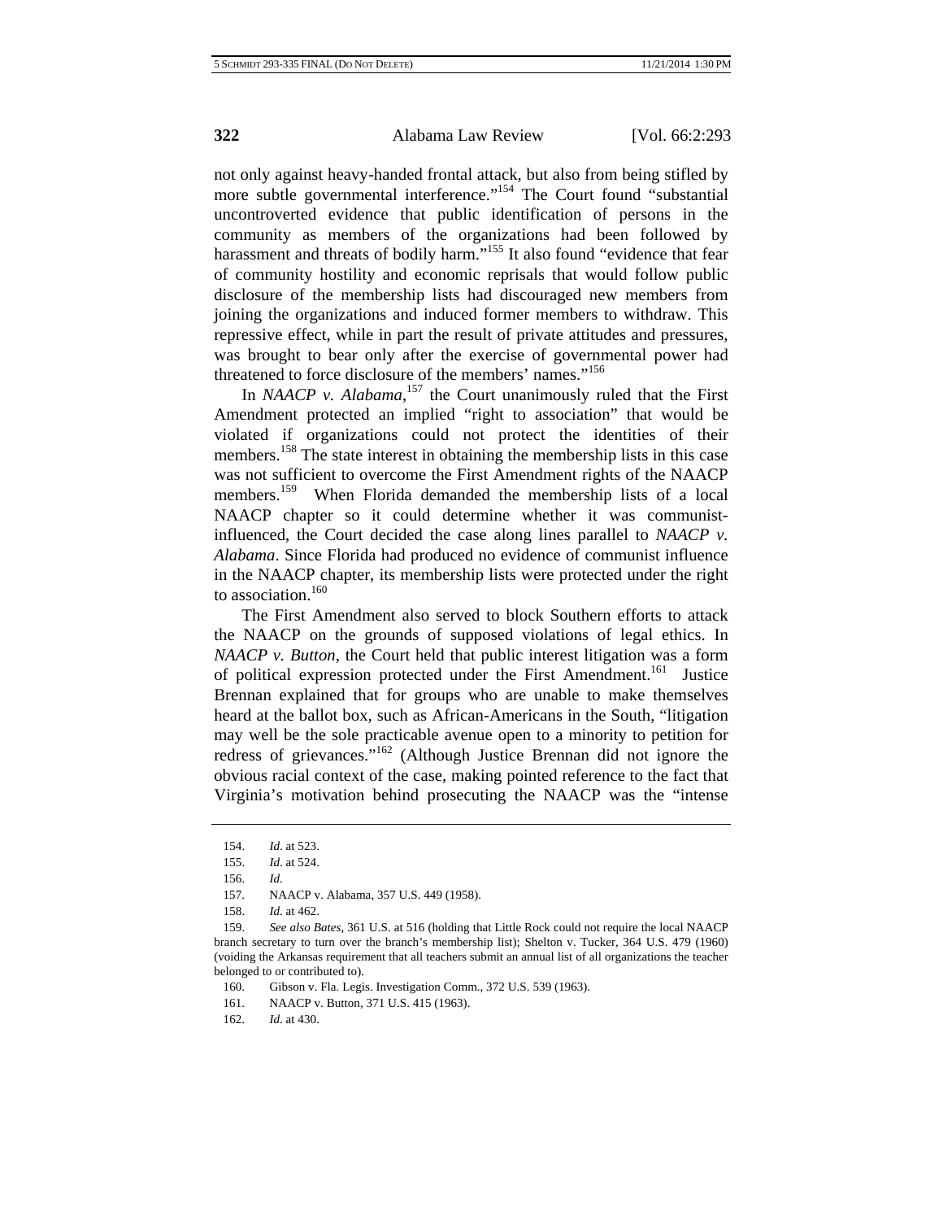not only against heavy-handed frontal attack, but also from being stifled by more subtle governmental interference."[154] The Court found "substantial uncontroverted evidence that public identification of persons in the community as members of the organizations had been followed by harassment and threats of bodily harm."[155] It also found "evidence that fear of community hostility and economic reprisals that would follow public disclosure of the membership lists had discouraged new members from joining the organizations and induced former members to withdraw. This repressive effect, while in part the result of private attitudes and pressures, was brought to bear only after the exercise of governmental power had threatened to force disclosure of the members' names."[156]

In *NAACP v. Alabama*,[157] the Court unanimously ruled that the First Amendment protected an implied "right to association" that would be violated if organizations could not protect the identities of their members.[158] The state interest in obtaining the membership lists in this case was not sufficient to overcome the First Amendment rights of the NAACP members.[159] When Florida demanded the membership lists of a local NAACP chapter so it could determine whether it was communist-influenced, the Court decided the case along lines parallel to *NAACP v. Alabama*. Since Florida had produced no evidence of communist influence in the NAACP chapter, its membership lists were protected under the right to association.[160]

The First Amendment also served to block Southern efforts to attack the NAACP on the grounds of supposed violations of legal ethics. In *NAACP v. Button*, the Court held that public interest litigation was a form of political expression protected under the First Amendment.[161] Justice Brennan explained that for groups who are unable to make themselves heard at the ballot box, such as African-Americans in the South, "litigation may well be the sole practicable avenue open to a minority to petition for redress of grievances."[162] (Although Justice Brennan did not ignore the obvious racial context of the case, making pointed reference to the fact that Virginia's motivation behind prosecuting the NAACP was the "intense

---

154. *Id*. at 523.

155. *Id*. at 524.

156. *Id*.

157. NAACP v. Alabama, 357 U.S. 449 (1958).

158. *Id*. at 462.

159. *See also Bates*, 361 U.S. at 516 (holding that Little Rock could not require the local NAACP branch secretary to turn over the branch's membership list); Shelton v. Tucker, 364 U.S. 479 (1960) (voiding the Arkansas requirement that all teachers submit an annual list of all organizations the teacher belonged to or contributed to).

160. Gibson v. Fla. Legis. Investigation Comm., 372 U.S. 539 (1963).

161. NAACP v. Button, 371 U.S. 415 (1963).

162. *Id*. at 430.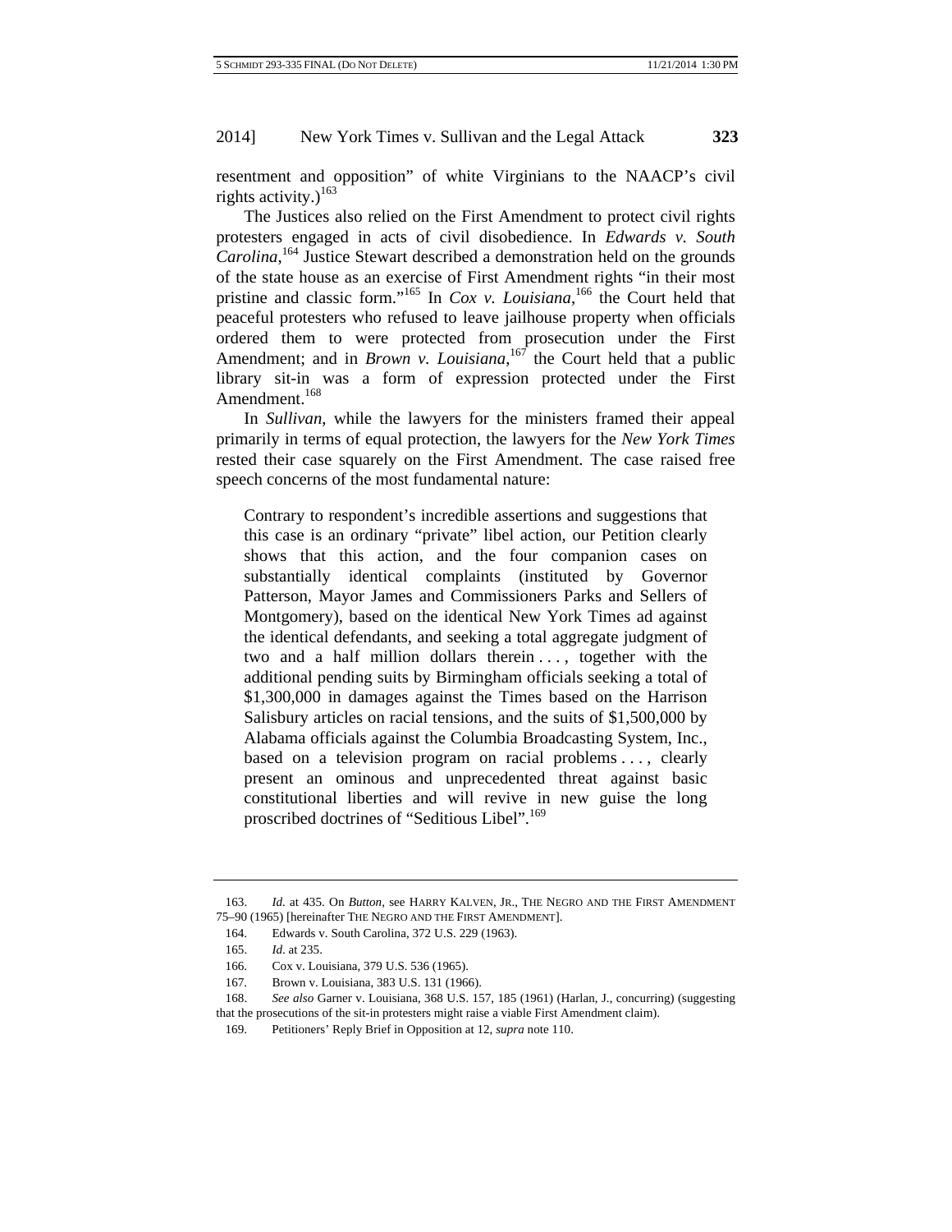resentment and opposition" of white Virginians to the NAACP's civil rights activity.)[163]

The Justices also relied on the First Amendment to protect civil rights protesters engaged in acts of civil disobedience. In *Edwards v. South Carolina*,[164] Justice Stewart described a demonstration held on the grounds of the state house as an exercise of First Amendment rights "in their most pristine and classic form."[165] In *Cox v. Louisiana*,[166] the Court held that peaceful protesters who refused to leave jailhouse property when officials ordered them to were protected from prosecution under the First Amendment; and in *Brown v. Louisiana*,[167] the Court held that a public library sit-in was a form of expression protected under the First Amendment.[168]

In *Sullivan*, while the lawyers for the ministers framed their appeal primarily in terms of equal protection, the lawyers for the *New York Times* rested their case squarely on the First Amendment. The case raised free speech concerns of the most fundamental nature:

> Contrary to respondent's incredible assertions and suggestions that this case is an ordinary "private" libel action, our Petition clearly shows that this action, and the four companion cases on substantially identical complaints (instituted by Governor Patterson, Mayor James and Commissioners Parks and Sellers of Montgomery), based on the identical New York Times ad against the identical defendants, and seeking a total aggregate judgment of two and a half million dollars therein . . . , together with the additional pending suits by Birmingham officials seeking a total of $1,300,000 in damages against the Times based on the Harrison Salisbury articles on racial tensions, and the suits of $1,500,000 by Alabama officials against the Columbia Broadcasting System, Inc., based on a television program on racial problems . . . , clearly present an ominous and unprecedented threat against basic constitutional liberties and will revive in new guise the long proscribed doctrines of "Seditious Libel".[169]

---

163. *Id.* at 435. On *Button*, see HARRY KALVEN, JR., THE NEGRO AND THE FIRST AMENDMENT 75–90 (1965) [hereinafter THE NEGRO AND THE FIRST AMENDMENT].

164. Edwards v. South Carolina, 372 U.S. 229 (1963).

165. *Id.* at 235.

166. Cox v. Louisiana, 379 U.S. 536 (1965).

167. Brown v. Louisiana, 383 U.S. 131 (1966).

168. *See also* Garner v. Louisiana, 368 U.S. 157, 185 (1961) (Harlan, J., concurring) (suggesting that the prosecutions of the sit-in protesters might raise a viable First Amendment claim).

169. Petitioners' Reply Brief in Opposition at 12, *supra* note 110.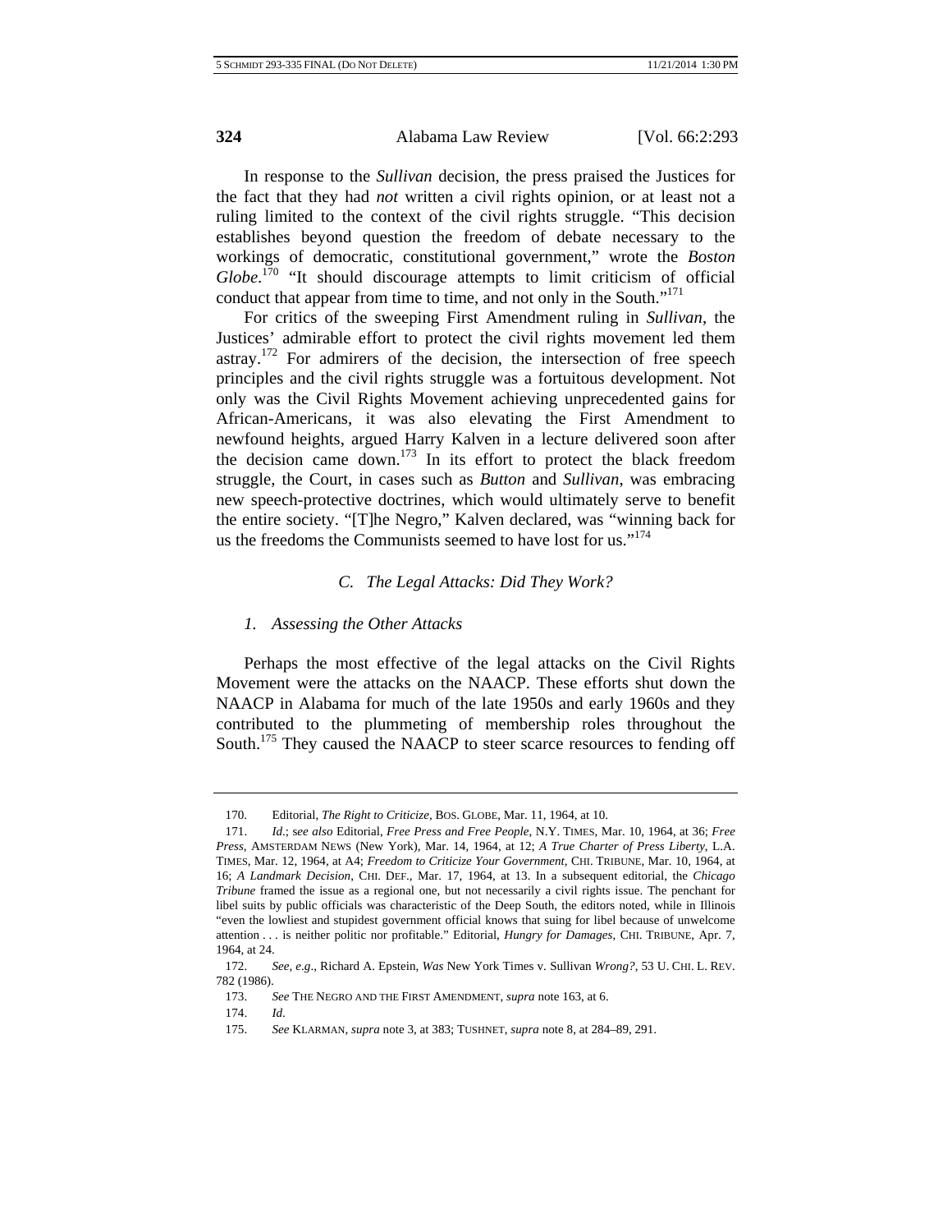In response to the *Sullivan* decision, the press praised the Justices for the fact that they had *not* written a civil rights opinion, or at least not a ruling limited to the context of the civil rights struggle. "This decision establishes beyond question the freedom of debate necessary to the workings of democratic, constitutional government," wrote the *Boston Globe*.[170] "It should discourage attempts to limit criticism of official conduct that appear from time to time, and not only in the South."[171]

For critics of the sweeping First Amendment ruling in *Sullivan*, the Justices' admirable effort to protect the civil rights movement led them astray.[172] For admirers of the decision, the intersection of free speech principles and the civil rights struggle was a fortuitous development. Not only was the Civil Rights Movement achieving unprecedented gains for African-Americans, it was also elevating the First Amendment to newfound heights, argued Harry Kalven in a lecture delivered soon after the decision came down.[173] In its effort to protect the black freedom struggle, the Court, in cases such as *Button* and *Sullivan*, was embracing new speech-protective doctrines, which would ultimately serve to benefit the entire society. "[T]he Negro," Kalven declared, was "winning back for us the freedoms the Communists seemed to have lost for us."[174]

### C. *The Legal Attacks: Did They Work?*

#### 1. *Assessing the Other Attacks*

Perhaps the most effective of the legal attacks on the Civil Rights Movement were the attacks on the NAACP. These efforts shut down the NAACP in Alabama for much of the late 1950s and early 1960s and they contributed to the plummeting of membership roles throughout the South.[175] They caused the NAACP to steer scarce resources to fending off

---

170. Editorial, *The Right to Criticize*, BOS. GLOBE, Mar. 11, 1964, at 10.

171. *Id.*; *see also* Editorial, *Free Press and Free People*, N.Y. TIMES, Mar. 10, 1964, at 36; *Free Press*, AMSTERDAM NEWS (New York), Mar. 14, 1964, at 12; *A True Charter of Press Liberty*, L.A. TIMES, Mar. 12, 1964, at A4; *Freedom to Criticize Your Government*, CHI. TRIBUNE, Mar. 10, 1964, at 16; *A Landmark Decision*, CHI. DEF., Mar. 17, 1964, at 13. In a subsequent editorial, the *Chicago Tribune* framed the issue as a regional one, but not necessarily a civil rights issue. The penchant for libel suits by public officials was characteristic of the Deep South, the editors noted, while in Illinois "even the lowliest and stupidest government official knows that suing for libel because of unwelcome attention . . . is neither politic nor profitable." Editorial, *Hungry for Damages*, CHI. TRIBUNE, Apr. 7, 1964, at 24.

172. *See, e.g.*, Richard A. Epstein, *Was* New York Times v. Sullivan *Wrong?*, 53 U. CHI. L. REV. 782 (1986).

173. *See* THE NEGRO AND THE FIRST AMENDMENT, *supra* note 163, at 6.

174. *Id.*

175. *See* KLARMAN, *supra* note 3, at 383; TUSHNET, *supra* note 8, at 284–89, 291.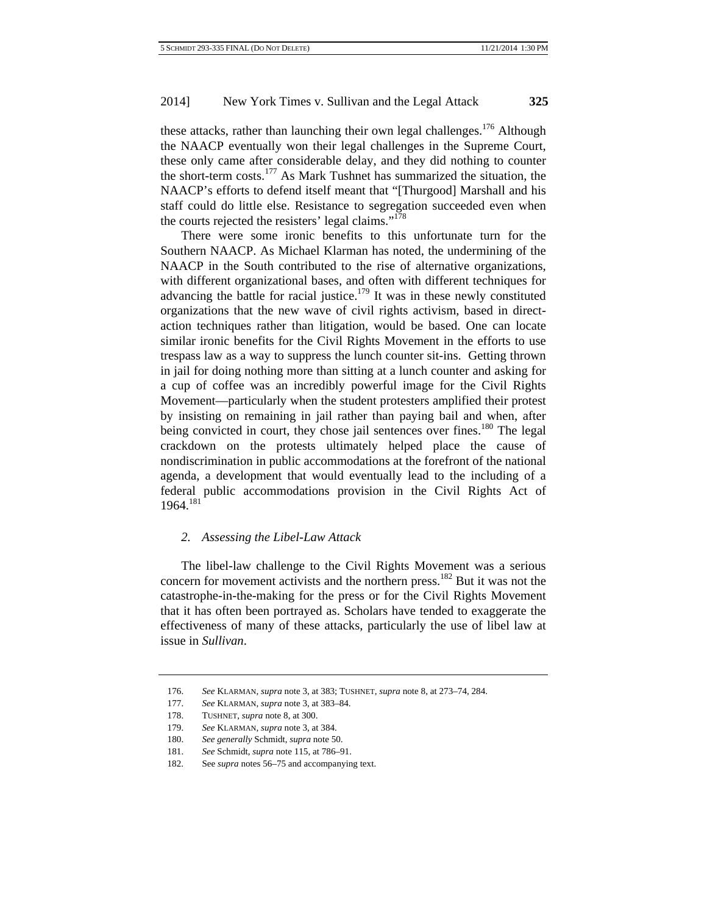these attacks, rather than launching their own legal challenges.[176] Although the NAACP eventually won their legal challenges in the Supreme Court, these only came after considerable delay, and they did nothing to counter the short-term costs.[177] As Mark Tushnet has summarized the situation, the NAACP's efforts to defend itself meant that "[Thurgood] Marshall and his staff could do little else. Resistance to segregation succeeded even when the courts rejected the resisters' legal claims."[178]

There were some ironic benefits to this unfortunate turn for the Southern NAACP. As Michael Klarman has noted, the undermining of the NAACP in the South contributed to the rise of alternative organizations, with different organizational bases, and often with different techniques for advancing the battle for racial justice.[179] It was in these newly constituted organizations that the new wave of civil rights activism, based in direct-action techniques rather than litigation, would be based. One can locate similar ironic benefits for the Civil Rights Movement in the efforts to use trespass law as a way to suppress the lunch counter sit-ins. Getting thrown in jail for doing nothing more than sitting at a lunch counter and asking for a cup of coffee was an incredibly powerful image for the Civil Rights Movement—particularly when the student protesters amplified their protest by insisting on remaining in jail rather than paying bail and when, after being convicted in court, they chose jail sentences over fines.[180] The legal crackdown on the protests ultimately helped place the cause of nondiscrimination in public accommodations at the forefront of the national agenda, a development that would eventually lead to the including of a federal public accommodations provision in the Civil Rights Act of 1964.[181]

### *2. Assessing the Libel-Law Attack*

The libel-law challenge to the Civil Rights Movement was a serious concern for movement activists and the northern press.[182] But it was not the catastrophe-in-the-making for the press or for the Civil Rights Movement that it has often been portrayed as. Scholars have tended to exaggerate the effectiveness of many of these attacks, particularly the use of libel law at issue in *Sullivan*.

---

176. *See* KLARMAN, *supra* note 3, at 383; TUSHNET, *supra* note 8, at 273–74, 284.

177. *See* KLARMAN, *supra* note 3, at 383–84.

178. TUSHNET, *supra* note 8, at 300.

179. *See* KLARMAN, *supra* note 3, at 384.

180. *See generally* Schmidt, *supra* note 50.

181. *See* Schmidt, *supra* note 115, at 786–91.

182. See *supra* notes 56–75 and accompanying text.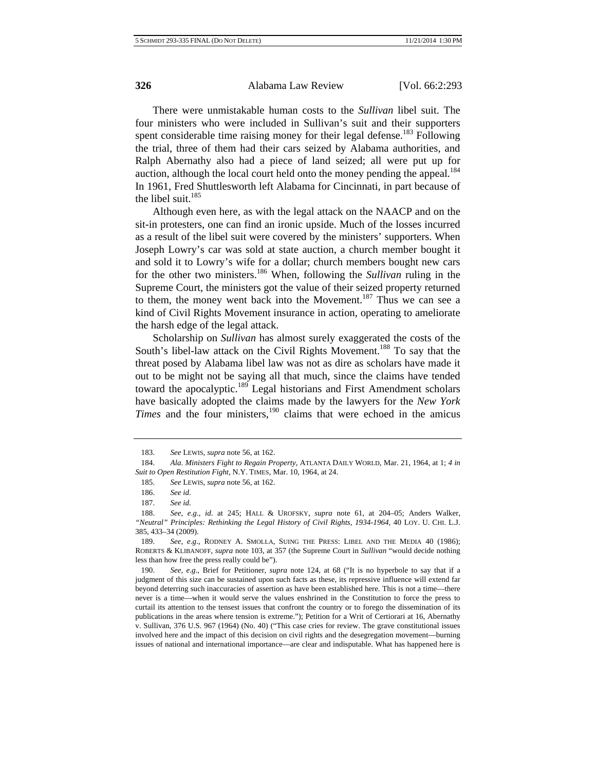There were unmistakable human costs to the *Sullivan* libel suit. The four ministers who were included in Sullivan's suit and their supporters spent considerable time raising money for their legal defense.[183] Following the trial, three of them had their cars seized by Alabama authorities, and Ralph Abernathy also had a piece of land seized; all were put up for auction, although the local court held onto the money pending the appeal.[184] In 1961, Fred Shuttlesworth left Alabama for Cincinnati, in part because of the libel suit.[185]

Although even here, as with the legal attack on the NAACP and on the sit-in protesters, one can find an ironic upside. Much of the losses incurred as a result of the libel suit were covered by the ministers' supporters. When Joseph Lowry's car was sold at state auction, a church member bought it and sold it to Lowry's wife for a dollar; church members bought new cars for the other two ministers.[186] When, following the *Sullivan* ruling in the Supreme Court, the ministers got the value of their seized property returned to them, the money went back into the Movement.[187] Thus we can see a kind of Civil Rights Movement insurance in action, operating to ameliorate the harsh edge of the legal attack.

Scholarship on *Sullivan* has almost surely exaggerated the costs of the South's libel-law attack on the Civil Rights Movement.[188] To say that the threat posed by Alabama libel law was not as dire as scholars have made it out to be might not be saying all that much, since the claims have tended toward the apocalyptic.[189] Legal historians and First Amendment scholars have basically adopted the claims made by the lawyers for the *New York Times* and the four ministers,[190] claims that were echoed in the amicus

---

183. *See* LEWIS, *supra* note 56, at 162.

184. *Ala. Ministers Fight to Regain Property*, ATLANTA DAILY WORLD, Mar. 21, 1964, at 1; *4 in Suit to Open Restitution Fight*, N.Y. TIMES, Mar. 10, 1964, at 24.

185. *See* LEWIS, *supra* note 56, at 162.

186. *See id.*

187. *See id.*

188. *See, e.g.*, *id.* at 245; HALL & UROFSKY, *supra* note 61, at 204–05; Anders Walker, *"Neutral" Principles: Rethinking the Legal History of Civil Rights, 1934-1964*, 40 LOY. U. CHI. L.J. 385, 433–34 (2009).

189. *See, e.g.*, RODNEY A. SMOLLA, SUING THE PRESS: LIBEL AND THE MEDIA 40 (1986); ROBERTS & KLIBANOFF, *supra* note 103, at 357 (the Supreme Court in *Sullivan* "would decide nothing less than how free the press really could be").

190. *See, e.g.*, Brief for Petitioner, *supra* note 124, at 68 ("It is no hyperbole to say that if a judgment of this size can be sustained upon such facts as these, its repressive influence will extend far beyond deterring such inaccuracies of assertion as have been established here. This is not a time—there never is a time—when it would serve the values enshrined in the Constitution to force the press to curtail its attention to the tensest issues that confront the country or to forego the dissemination of its publications in the areas where tension is extreme."); Petition for a Writ of Certiorari at 16, Abernathy v. Sullivan, 376 U.S. 967 (1964) (No. 40) ("This case cries for review. The grave constitutional issues involved here and the impact of this decision on civil rights and the desegregation movement—burning issues of national and international importance—are clear and indisputable. What has happened here is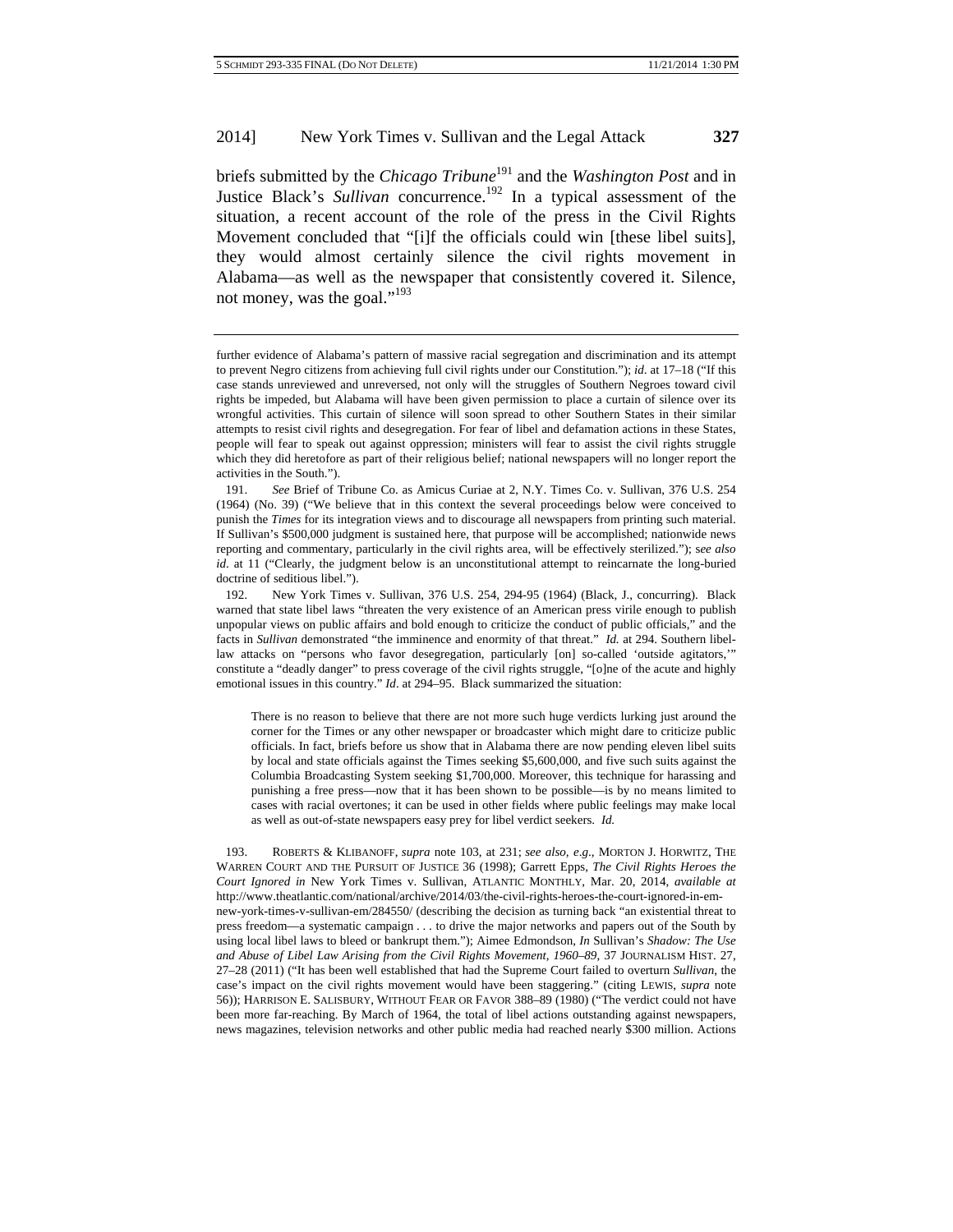briefs submitted by the *Chicago Tribune*[191] and the *Washington Post* and in Justice Black's *Sullivan* concurrence.[192] In a typical assessment of the situation, a recent account of the role of the press in the Civil Rights Movement concluded that "[i]f the officials could win [these libel suits], they would almost certainly silence the civil rights movement in Alabama—as well as the newspaper that consistently covered it. Silence, not money, was the goal."[193]

---

further evidence of Alabama's pattern of massive racial segregation and discrimination and its attempt to prevent Negro citizens from achieving full civil rights under our Constitution."); *id*. at 17–18 ("If this case stands unreviewed and unreversed, not only will the struggles of Southern Negroes toward civil rights be impeded, but Alabama will have been given permission to place a curtain of silence over its wrongful activities. This curtain of silence will soon spread to other Southern States in their similar attempts to resist civil rights and desegregation. For fear of libel and defamation actions in these States, people will fear to speak out against oppression; ministers will fear to assist the civil rights struggle which they did heretofore as part of their religious belief; national newspapers will no longer report the activities in the South.").

191. *See* Brief of Tribune Co. as Amicus Curiae at 2, N.Y. Times Co. v. Sullivan, 376 U.S. 254 (1964) (No. 39) ("We believe that in this context the several proceedings below were conceived to punish the *Times* for its integration views and to discourage all newspapers from printing such material. If Sullivan's $500,000 judgment is sustained here, that purpose will be accomplished; nationwide news reporting and commentary, particularly in the civil rights area, will be effectively sterilized."); *see also id.* at 11 ("Clearly, the judgment below is an unconstitutional attempt to reincarnate the long-buried doctrine of seditious libel.").

192. New York Times v. Sullivan, 376 U.S. 254, 294-95 (1964) (Black, J., concurring). Black warned that state libel laws "threaten the very existence of an American press virile enough to publish unpopular views on public affairs and bold enough to criticize the conduct of public officials," and the facts in *Sullivan* demonstrated "the imminence and enormity of that threat." *Id.* at 294. Southern libel-law attacks on "persons who favor desegregation, particularly [on] so-called 'outside agitators,'" constitute a "deadly danger" to press coverage of the civil rights struggle, "[o]ne of the acute and highly emotional issues in this country." *Id*. at 294–95. Black summarized the situation:

> There is no reason to believe that there are not more such huge verdicts lurking just around the corner for the Times or any other newspaper or broadcaster which might dare to criticize public officials. In fact, briefs before us show that in Alabama there are now pending eleven libel suits by local and state officials against the Times seeking $5,600,000, and five such suits against the Columbia Broadcasting System seeking $1,700,000. Moreover, this technique for harassing and punishing a free press—now that it has been shown to be possible—is by no means limited to cases with racial overtones; it can be used in other fields where public feelings may make local as well as out-of-state newspapers easy prey for libel verdict seekers. *Id.*

193. ROBERTS & KLIBANOFF, *supra* note 103, at 231; *see also, e.g*., MORTON J. HORWITZ, THE WARREN COURT AND THE PURSUIT OF JUSTICE 36 (1998); Garrett Epps, *The Civil Rights Heroes the Court Ignored in* New York Times v. Sullivan, ATLANTIC MONTHLY, Mar. 20, 2014, *available at* http://www.theatlantic.com/national/archive/2014/03/the-civil-rights-heroes-the-court-ignored-in-em-new-york-times-v-sullivan-em/284550/ (describing the decision as turning back "an existential threat to press freedom—a systematic campaign . . . to drive the major networks and papers out of the South by using local libel laws to bleed or bankrupt them."); Aimee Edmondson, *In* Sullivan's *Shadow: The Use and Abuse of Libel Law Arising from the Civil Rights Movement, 1960–89*, 37 JOURNALISM HIST. 27, 27–28 (2011) ("It has been well established that had the Supreme Court failed to overturn *Sullivan*, the case's impact on the civil rights movement would have been staggering." (citing LEWIS, *supra* note 56)); HARRISON E. SALISBURY, WITHOUT FEAR OR FAVOR 388–89 (1980) ("The verdict could not have been more far-reaching. By March of 1964, the total of libel actions outstanding against newspapers, news magazines, television networks and other public media had reached nearly $300 million. Actions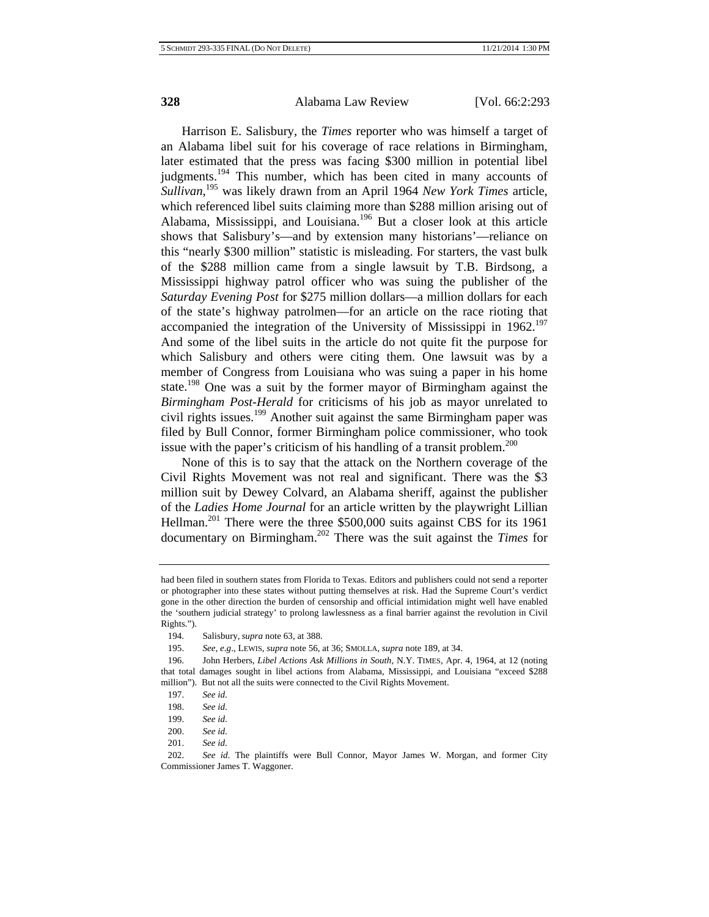Harrison E. Salisbury, the *Times* reporter who was himself a target of an Alabama libel suit for his coverage of race relations in Birmingham, later estimated that the press was facing $300 million in potential libel judgments.[194] This number, which has been cited in many accounts of *Sullivan*,[195] was likely drawn from an April 1964 *New York Times* article, which referenced libel suits claiming more than $288 million arising out of Alabama, Mississippi, and Louisiana.[196] But a closer look at this article shows that Salisbury's—and by extension many historians'—reliance on this "nearly $300 million" statistic is misleading. For starters, the vast bulk of the $288 million came from a single lawsuit by T.B. Birdsong, a Mississippi highway patrol officer who was suing the publisher of the *Saturday Evening Post* for $275 million dollars—a million dollars for each of the state's highway patrolmen—for an article on the race rioting that accompanied the integration of the University of Mississippi in 1962.[197] And some of the libel suits in the article do not quite fit the purpose for which Salisbury and others were citing them. One lawsuit was by a member of Congress from Louisiana who was suing a paper in his home state.[198] One was a suit by the former mayor of Birmingham against the *Birmingham Post-Herald* for criticisms of his job as mayor unrelated to civil rights issues.[199] Another suit against the same Birmingham paper was filed by Bull Connor, former Birmingham police commissioner, who took issue with the paper's criticism of his handling of a transit problem.[200]

None of this is to say that the attack on the Northern coverage of the Civil Rights Movement was not real and significant. There was the $3 million suit by Dewey Colvard, an Alabama sheriff, against the publisher of the *Ladies Home Journal* for an article written by the playwright Lillian Hellman.[201] There were the three $500,000 suits against CBS for its 1961 documentary on Birmingham.[202] There was the suit against the *Times* for

---

had been filed in southern states from Florida to Texas. Editors and publishers could not send a reporter or photographer into these states without putting themselves at risk. Had the Supreme Court's verdict gone in the other direction the burden of censorship and official intimidation might well have enabled the 'southern judicial strategy' to prolong lawlessness as a final barrier against the revolution in Civil Rights.").

194. Salisbury, *supra* note 63, at 388.

195. *See, e.g.*, LEWIS, *supra* note 56, at 36; SMOLLA, *supra* note 189, at 34.

196. John Herbers, *Libel Actions Ask Millions in South*, N.Y. TIMES, Apr. 4, 1964, at 12 (noting that total damages sought in libel actions from Alabama, Mississippi, and Louisiana "exceed $288 million"). But not all the suits were connected to the Civil Rights Movement.

197. *See id.*

198. *See id.*

199. *See id.*

200. *See id.*

201. *See id.*

202. *See id*. The plaintiffs were Bull Connor, Mayor James W. Morgan, and former City Commissioner James T. Waggoner.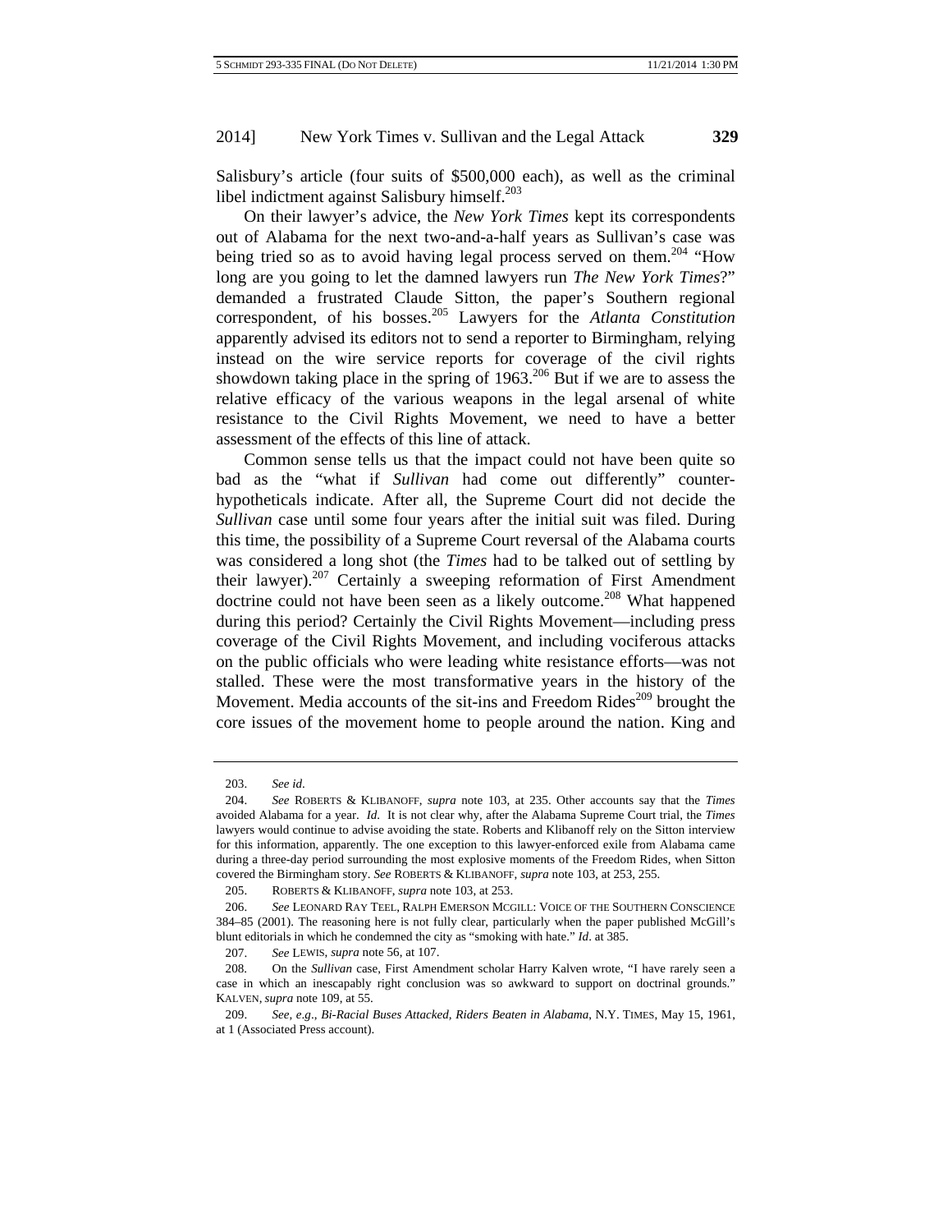Salisbury's article (four suits of $500,000 each), as well as the criminal libel indictment against Salisbury himself.[203]

On their lawyer's advice, the *New York Times* kept its correspondents out of Alabama for the next two-and-a-half years as Sullivan's case was being tried so as to avoid having legal process served on them.[204] "How long are you going to let the damned lawyers run *The New York Times*?" demanded a frustrated Claude Sitton, the paper's Southern regional correspondent, of his bosses.[205] Lawyers for the *Atlanta Constitution* apparently advised its editors not to send a reporter to Birmingham, relying instead on the wire service reports for coverage of the civil rights showdown taking place in the spring of 1963.[206] But if we are to assess the relative efficacy of the various weapons in the legal arsenal of white resistance to the Civil Rights Movement, we need to have a better assessment of the effects of this line of attack.

Common sense tells us that the impact could not have been quite so bad as the "what if *Sullivan* had come out differently" counter-hypotheticals indicate. After all, the Supreme Court did not decide the *Sullivan* case until some four years after the initial suit was filed. During this time, the possibility of a Supreme Court reversal of the Alabama courts was considered a long shot (the *Times* had to be talked out of settling by their lawyer).[207] Certainly a sweeping reformation of First Amendment doctrine could not have been seen as a likely outcome.[208] What happened during this period? Certainly the Civil Rights Movement—including press coverage of the Civil Rights Movement, and including vociferous attacks on the public officials who were leading white resistance efforts—was not stalled. These were the most transformative years in the history of the Movement. Media accounts of the sit-ins and Freedom Rides[209] brought the core issues of the movement home to people around the nation. King and

---

203. *See id.*

204. *See* ROBERTS & KLIBANOFF, *supra* note 103, at 235. Other accounts say that the *Times* avoided Alabama for a year. *Id.* It is not clear why, after the Alabama Supreme Court trial, the *Times* lawyers would continue to advise avoiding the state. Roberts and Klibanoff rely on the Sitton interview for this information, apparently. The one exception to this lawyer-enforced exile from Alabama came during a three-day period surrounding the most explosive moments of the Freedom Rides, when Sitton covered the Birmingham story. *See* ROBERTS & KLIBANOFF, *supra* note 103, at 253, 255.

205. ROBERTS & KLIBANOFF, *supra* note 103, at 253.

206. *See* LEONARD RAY TEEL, RALPH EMERSON MCGILL: VOICE OF THE SOUTHERN CONSCIENCE 384–85 (2001). The reasoning here is not fully clear, particularly when the paper published McGill's blunt editorials in which he condemned the city as "smoking with hate." *Id.* at 385.

207. *See* LEWIS, *supra* note 56, at 107.

208. On the *Sullivan* case, First Amendment scholar Harry Kalven wrote, "I have rarely seen a case in which an inescapably right conclusion was so awkward to support on doctrinal grounds." KALVEN, *supra* note 109, at 55.

209. *See, e.g.*, *Bi-Racial Buses Attacked, Riders Beaten in Alabama*, N.Y. TIMES, May 15, 1961, at 1 (Associated Press account).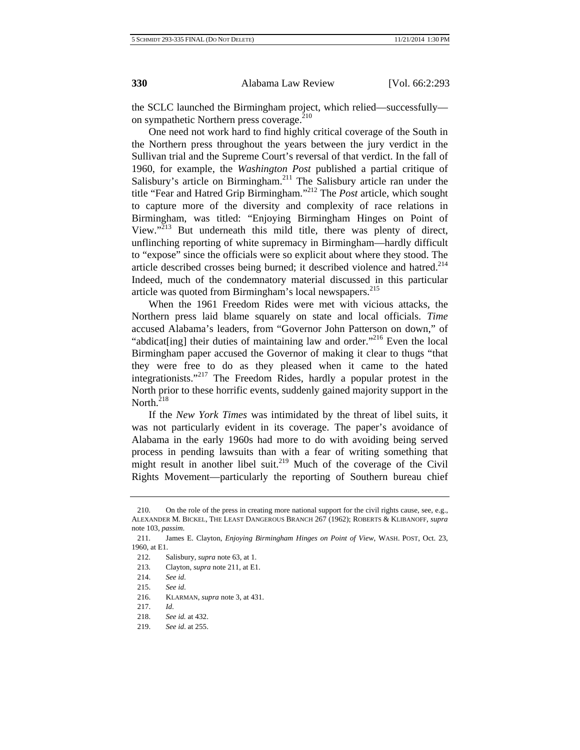the SCLC launched the Birmingham project, which relied—successfully—on sympathetic Northern press coverage.[210]

One need not work hard to find highly critical coverage of the South in the Northern press throughout the years between the jury verdict in the Sullivan trial and the Supreme Court's reversal of that verdict. In the fall of 1960, for example, the *Washington Post* published a partial critique of Salisbury's article on Birmingham.[211] The Salisbury article ran under the title "Fear and Hatred Grip Birmingham."[212] The *Post* article, which sought to capture more of the diversity and complexity of race relations in Birmingham, was titled: "Enjoying Birmingham Hinges on Point of View."[213] But underneath this mild title, there was plenty of direct, unflinching reporting of white supremacy in Birmingham—hardly difficult to "expose" since the officials were so explicit about where they stood. The article described crosses being burned; it described violence and hatred.[214] Indeed, much of the condemnatory material discussed in this particular article was quoted from Birmingham's local newspapers.[215]

When the 1961 Freedom Rides were met with vicious attacks, the Northern press laid blame squarely on state and local officials. *Time* accused Alabama's leaders, from "Governor John Patterson on down," of "abdicat[ing] their duties of maintaining law and order."[216] Even the local Birmingham paper accused the Governor of making it clear to thugs "that they were free to do as they pleased when it came to the hated integrationists."[217] The Freedom Rides, hardly a popular protest in the North prior to these horrific events, suddenly gained majority support in the North.[218]

If the *New York Times* was intimidated by the threat of libel suits, it was not particularly evident in its coverage. The paper's avoidance of Alabama in the early 1960s had more to do with avoiding being served process in pending lawsuits than with a fear of writing something that might result in another libel suit.[219] Much of the coverage of the Civil Rights Movement—particularly the reporting of Southern bureau chief

---

210. On the role of the press in creating more national support for the civil rights cause, see, e.g., ALEXANDER M. BICKEL, THE LEAST DANGEROUS BRANCH 267 (1962); ROBERTS & KLIBANOFF, *supra* note 103, *passim*.

211. James E. Clayton, *Enjoying Birmingham Hinges on Point of View*, WASH. POST, Oct. 23, 1960, at E1.

212. Salisbury, *supra* note 63, at 1.

213. Clayton, *supra* note 211, at E1.

214. *See id.*

215. *See id.*

216. KLARMAN, *supra* note 3, at 431.

217. *Id.*

218. *See id.* at 432.

219. *See id.* at 255.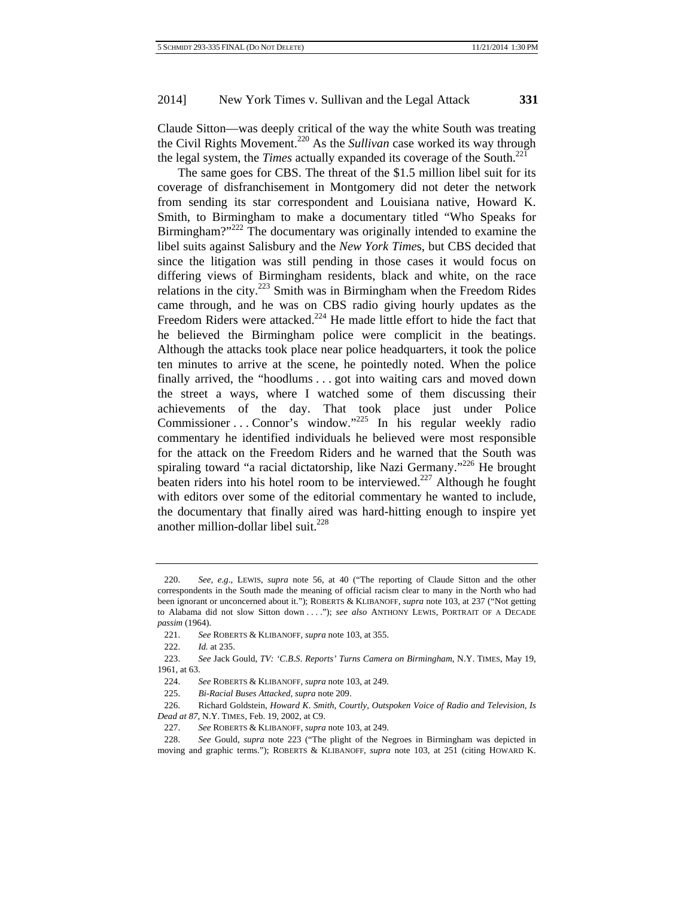Claude Sitton—was deeply critical of the way the white South was treating the Civil Rights Movement.[220] As the *Sullivan* case worked its way through the legal system, the *Times* actually expanded its coverage of the South.[221]

The same goes for CBS. The threat of the $1.5 million libel suit for its coverage of disfranchisement in Montgomery did not deter the network from sending its star correspondent and Louisiana native, Howard K. Smith, to Birmingham to make a documentary titled "Who Speaks for Birmingham?"[222] The documentary was originally intended to examine the libel suits against Salisbury and the *New York Times*, but CBS decided that since the litigation was still pending in those cases it would focus on differing views of Birmingham residents, black and white, on the race relations in the city.[223] Smith was in Birmingham when the Freedom Rides came through, and he was on CBS radio giving hourly updates as the Freedom Riders were attacked.[224] He made little effort to hide the fact that he believed the Birmingham police were complicit in the beatings. Although the attacks took place near police headquarters, it took the police ten minutes to arrive at the scene, he pointedly noted. When the police finally arrived, the "hoodlums . . . got into waiting cars and moved down the street a ways, where I watched some of them discussing their achievements of the day. That took place just under Police Commissioner . . . Connor's window."[225] In his regular weekly radio commentary he identified individuals he believed were most responsible for the attack on the Freedom Riders and he warned that the South was spiraling toward "a racial dictatorship, like Nazi Germany."[226] He brought beaten riders into his hotel room to be interviewed.[227] Although he fought with editors over some of the editorial commentary he wanted to include, the documentary that finally aired was hard-hitting enough to inspire yet another million-dollar libel suit.[228]

---

220. *See, e.g.*, LEWIS, *supra* note 56, at 40 ("The reporting of Claude Sitton and the other correspondents in the South made the meaning of official racism clear to many in the North who had been ignorant or unconcerned about it."); ROBERTS & KLIBANOFF, *supra* note 103, at 237 ("Not getting to Alabama did not slow Sitton down . . . ."); *see also* ANTHONY LEWIS, PORTRAIT OF A DECADE *passim* (1964).

221. *See* ROBERTS & KLIBANOFF, *supra* note 103, at 355.

222. *Id.* at 235.

223. *See* Jack Gould, *TV: 'C.B.S. Reports' Turns Camera on Birmingham*, N.Y. TIMES, May 19, 1961, at 63.

224. *See* ROBERTS & KLIBANOFF, *supra* note 103, at 249.

225. *Bi-Racial Buses Attacked*, *supra* note 209.

226. Richard Goldstein, *Howard K. Smith, Courtly, Outspoken Voice of Radio and Television, Is Dead at 87*, N.Y. TIMES, Feb. 19, 2002, at C9.

227. *See* ROBERTS & KLIBANOFF, *supra* note 103, at 249.

228. *See* Gould, *supra* note 223 ("The plight of the Negroes in Birmingham was depicted in moving and graphic terms."); ROBERTS & KLIBANOFF, *supra* note 103, at 251 (citing HOWARD K.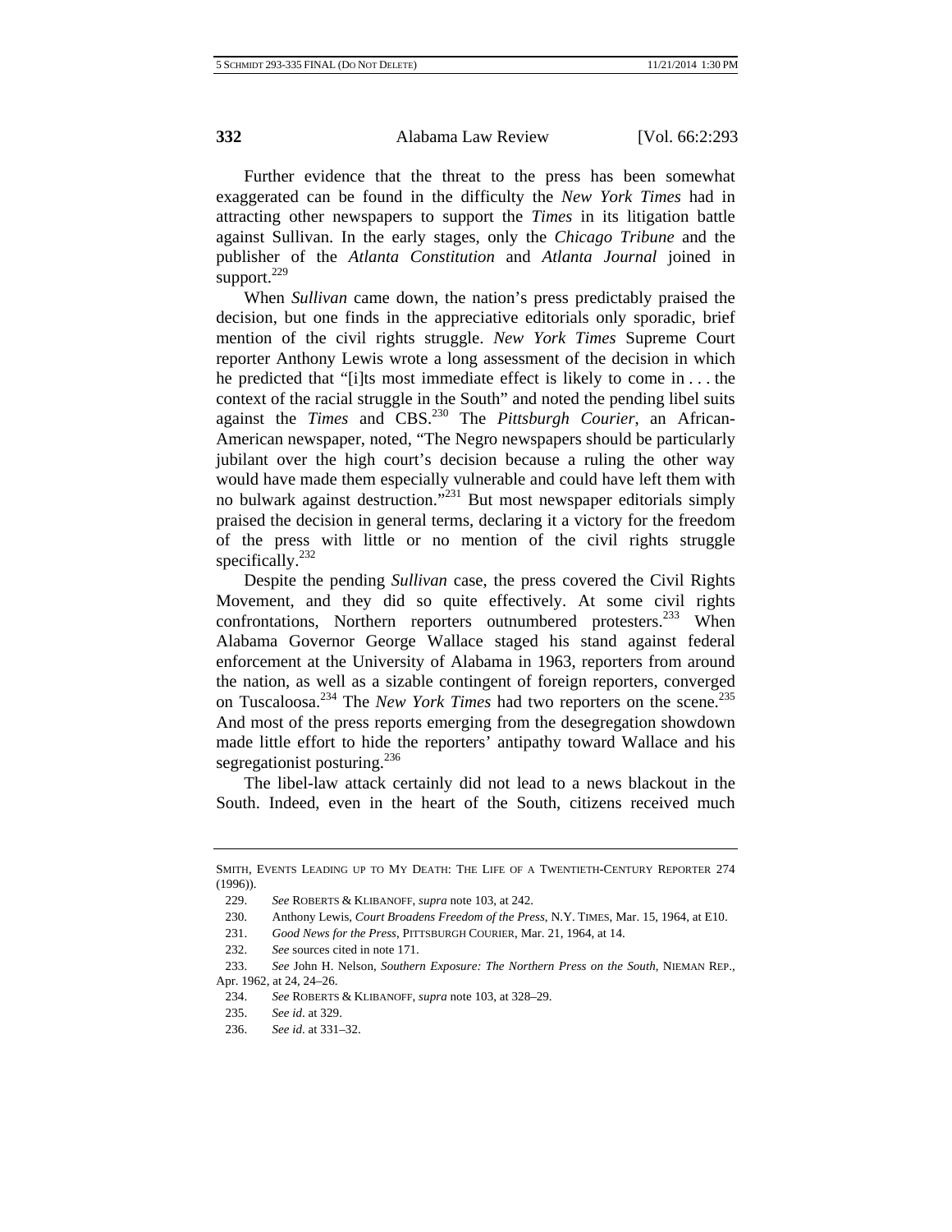Further evidence that the threat to the press has been somewhat exaggerated can be found in the difficulty the *New York Times* had in attracting other newspapers to support the *Times* in its litigation battle against Sullivan. In the early stages, only the *Chicago Tribune* and the publisher of the *Atlanta Constitution* and *Atlanta Journal* joined in support.[229]

When *Sullivan* came down, the nation's press predictably praised the decision, but one finds in the appreciative editorials only sporadic, brief mention of the civil rights struggle. *New York Times* Supreme Court reporter Anthony Lewis wrote a long assessment of the decision in which he predicted that "[i]ts most immediate effect is likely to come in . . . the context of the racial struggle in the South" and noted the pending libel suits against the *Times* and CBS.[230] The *Pittsburgh Courier*, an African-American newspaper, noted, "The Negro newspapers should be particularly jubilant over the high court's decision because a ruling the other way would have made them especially vulnerable and could have left them with no bulwark against destruction."[231] But most newspaper editorials simply praised the decision in general terms, declaring it a victory for the freedom of the press with little or no mention of the civil rights struggle specifically.[232]

Despite the pending *Sullivan* case, the press covered the Civil Rights Movement, and they did so quite effectively. At some civil rights confrontations, Northern reporters outnumbered protesters.[233] When Alabama Governor George Wallace staged his stand against federal enforcement at the University of Alabama in 1963, reporters from around the nation, as well as a sizable contingent of foreign reporters, converged on Tuscaloosa.[234] The *New York Times* had two reporters on the scene.[235] And most of the press reports emerging from the desegregation showdown made little effort to hide the reporters' antipathy toward Wallace and his segregationist posturing.[236]

The libel-law attack certainly did not lead to a news blackout in the South. Indeed, even in the heart of the South, citizens received much

---

SMITH, EVENTS LEADING UP TO MY DEATH: THE LIFE OF A TWENTIETH-CENTURY REPORTER 274 (1996)).

229. *See* ROBERTS & KLIBANOFF, *supra* note 103, at 242.

230. Anthony Lewis, *Court Broadens Freedom of the Press*, N.Y. TIMES, Mar. 15, 1964, at E10.

231. *Good News for the Press*, PITTSBURGH COURIER, Mar. 21, 1964, at 14.

232. *See* sources cited in note 171.

233. *See* John H. Nelson, *Southern Exposure: The Northern Press on the South*, NIEMAN REP., Apr. 1962, at 24, 24–26.

234. *See* ROBERTS & KLIBANOFF, *supra* note 103, at 328–29.

235. *See id.* at 329.

236. *See id.* at 331–32.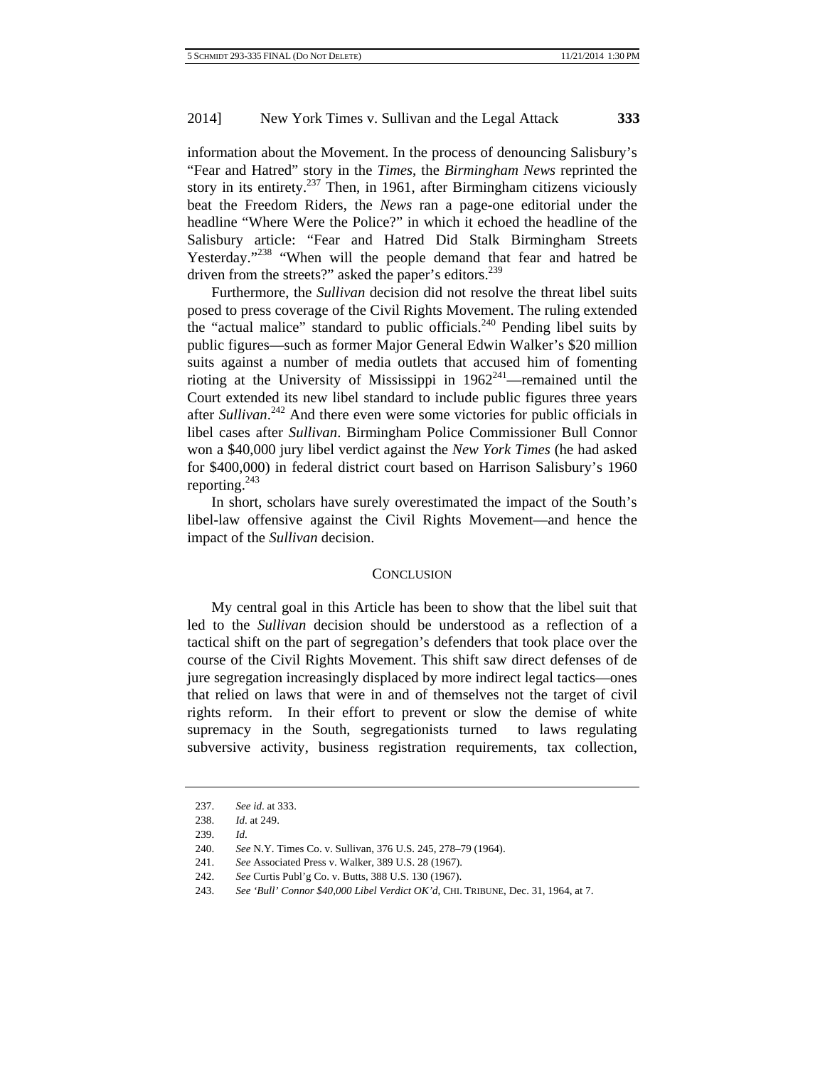information about the Movement. In the process of denouncing Salisbury's "Fear and Hatred" story in the *Times*, the *Birmingham News* reprinted the story in its entirety.[237] Then, in 1961, after Birmingham citizens viciously beat the Freedom Riders, the *News* ran a page-one editorial under the headline "Where Were the Police?" in which it echoed the headline of the Salisbury article: "Fear and Hatred Did Stalk Birmingham Streets Yesterday."[238] "When will the people demand that fear and hatred be driven from the streets?" asked the paper's editors.[239]

Furthermore, the *Sullivan* decision did not resolve the threat libel suits posed to press coverage of the Civil Rights Movement. The ruling extended the "actual malice" standard to public officials.[240] Pending libel suits by public figures—such as former Major General Edwin Walker's $20 million suits against a number of media outlets that accused him of fomenting rioting at the University of Mississippi in 1962[241]—remained until the Court extended its new libel standard to include public figures three years after *Sullivan*.[242] And there even were some victories for public officials in libel cases after *Sullivan*. Birmingham Police Commissioner Bull Connor won a $40,000 jury libel verdict against the *New York Times* (he had asked for $400,000) in federal district court based on Harrison Salisbury's 1960 reporting.[243]

In short, scholars have surely overestimated the impact of the South's libel-law offensive against the Civil Rights Movement—and hence the impact of the *Sullivan* decision.

## CONCLUSION

My central goal in this Article has been to show that the libel suit that led to the *Sullivan* decision should be understood as a reflection of a tactical shift on the part of segregation's defenders that took place over the course of the Civil Rights Movement. This shift saw direct defenses of de jure segregation increasingly displaced by more indirect legal tactics—ones that relied on laws that were in and of themselves not the target of civil rights reform. In their effort to prevent or slow the demise of white supremacy in the South, segregationists turned to laws regulating subversive activity, business registration requirements, tax collection,

---

237. *See id.* at 333.

238. *Id.* at 249.

239. *Id.*

240. *See* N.Y. Times Co. v. Sullivan, 376 U.S. 245, 278–79 (1964).

241. *See* Associated Press v. Walker, 389 U.S. 28 (1967).

242. *See* Curtis Publ'g Co. v. Butts, 388 U.S. 130 (1967).

243. *See 'Bull' Connor $40,000 Libel Verdict OK'd*, CHI. TRIBUNE, Dec. 31, 1964, at 7.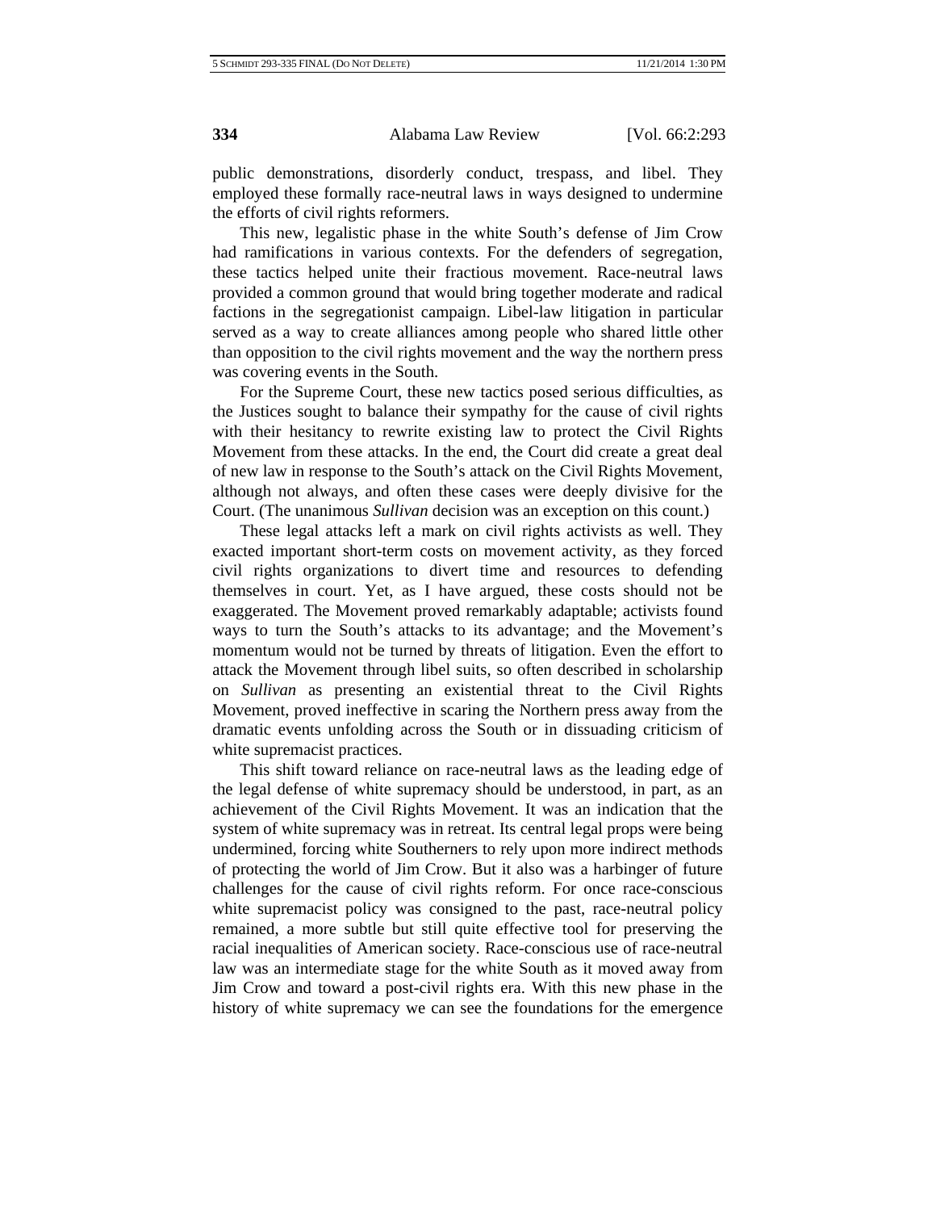public demonstrations, disorderly conduct, trespass, and libel. They employed these formally race-neutral laws in ways designed to undermine the efforts of civil rights reformers.

This new, legalistic phase in the white South's defense of Jim Crow had ramifications in various contexts. For the defenders of segregation, these tactics helped unite their fractious movement. Race-neutral laws provided a common ground that would bring together moderate and radical factions in the segregationist campaign. Libel-law litigation in particular served as a way to create alliances among people who shared little other than opposition to the civil rights movement and the way the northern press was covering events in the South.

For the Supreme Court, these new tactics posed serious difficulties, as the Justices sought to balance their sympathy for the cause of civil rights with their hesitancy to rewrite existing law to protect the Civil Rights Movement from these attacks. In the end, the Court did create a great deal of new law in response to the South's attack on the Civil Rights Movement, although not always, and often these cases were deeply divisive for the Court. (The unanimous *Sullivan* decision was an exception on this count.)

These legal attacks left a mark on civil rights activists as well. They exacted important short-term costs on movement activity, as they forced civil rights organizations to divert time and resources to defending themselves in court. Yet, as I have argued, these costs should not be exaggerated. The Movement proved remarkably adaptable; activists found ways to turn the South's attacks to its advantage; and the Movement's momentum would not be turned by threats of litigation. Even the effort to attack the Movement through libel suits, so often described in scholarship on *Sullivan* as presenting an existential threat to the Civil Rights Movement, proved ineffective in scaring the Northern press away from the dramatic events unfolding across the South or in dissuading criticism of white supremacist practices.

This shift toward reliance on race-neutral laws as the leading edge of the legal defense of white supremacy should be understood, in part, as an achievement of the Civil Rights Movement. It was an indication that the system of white supremacy was in retreat. Its central legal props were being undermined, forcing white Southerners to rely upon more indirect methods of protecting the world of Jim Crow. But it also was a harbinger of future challenges for the cause of civil rights reform. For once race-conscious white supremacist policy was consigned to the past, race-neutral policy remained, a more subtle but still quite effective tool for preserving the racial inequalities of American society. Race-conscious use of race-neutral law was an intermediate stage for the white South as it moved away from Jim Crow and toward a post-civil rights era. With this new phase in the history of white supremacy we can see the foundations for the emergence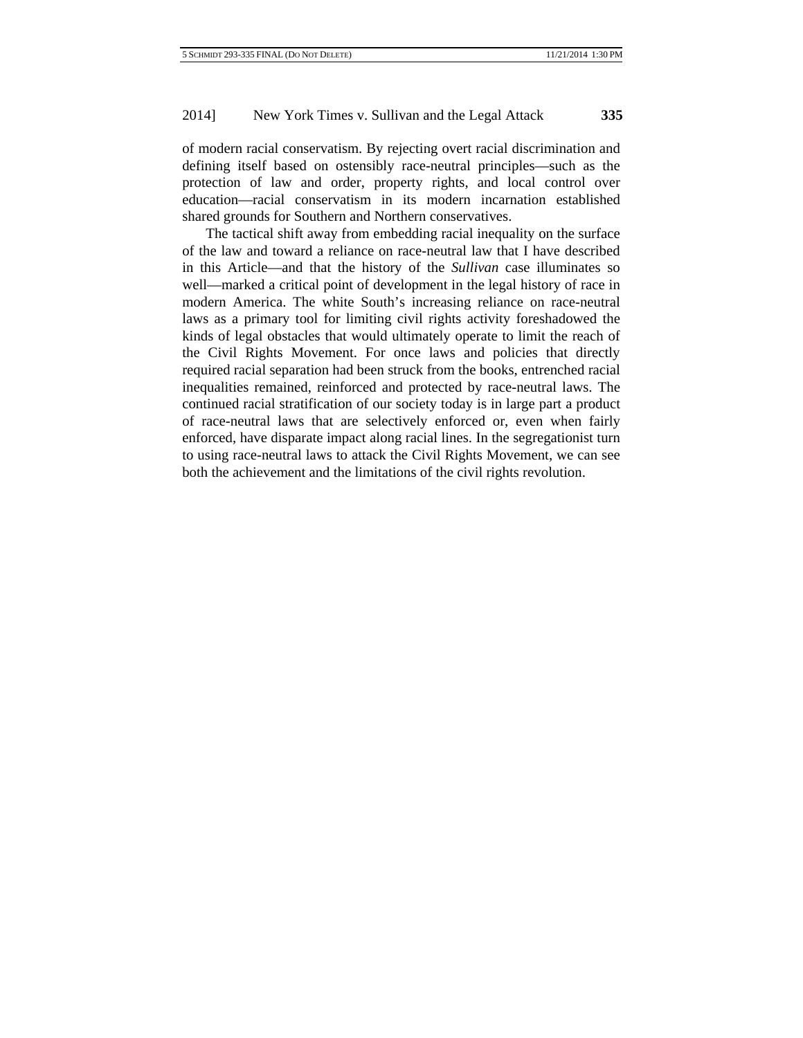of modern racial conservatism. By rejecting overt racial discrimination and defining itself based on ostensibly race-neutral principles—such as the protection of law and order, property rights, and local control over education—racial conservatism in its modern incarnation established shared grounds for Southern and Northern conservatives.

The tactical shift away from embedding racial inequality on the surface of the law and toward a reliance on race-neutral law that I have described in this Article—and that the history of the *Sullivan* case illuminates so well—marked a critical point of development in the legal history of race in modern America. The white South's increasing reliance on race-neutral laws as a primary tool for limiting civil rights activity foreshadowed the kinds of legal obstacles that would ultimately operate to limit the reach of the Civil Rights Movement. For once laws and policies that directly required racial separation had been struck from the books, entrenched racial inequalities remained, reinforced and protected by race-neutral laws. The continued racial stratification of our society today is in large part a product of race-neutral laws that are selectively enforced or, even when fairly enforced, have disparate impact along racial lines. In the segregationist turn to using race-neutral laws to attack the Civil Rights Movement, we can see both the achievement and the limitations of the civil rights revolution.